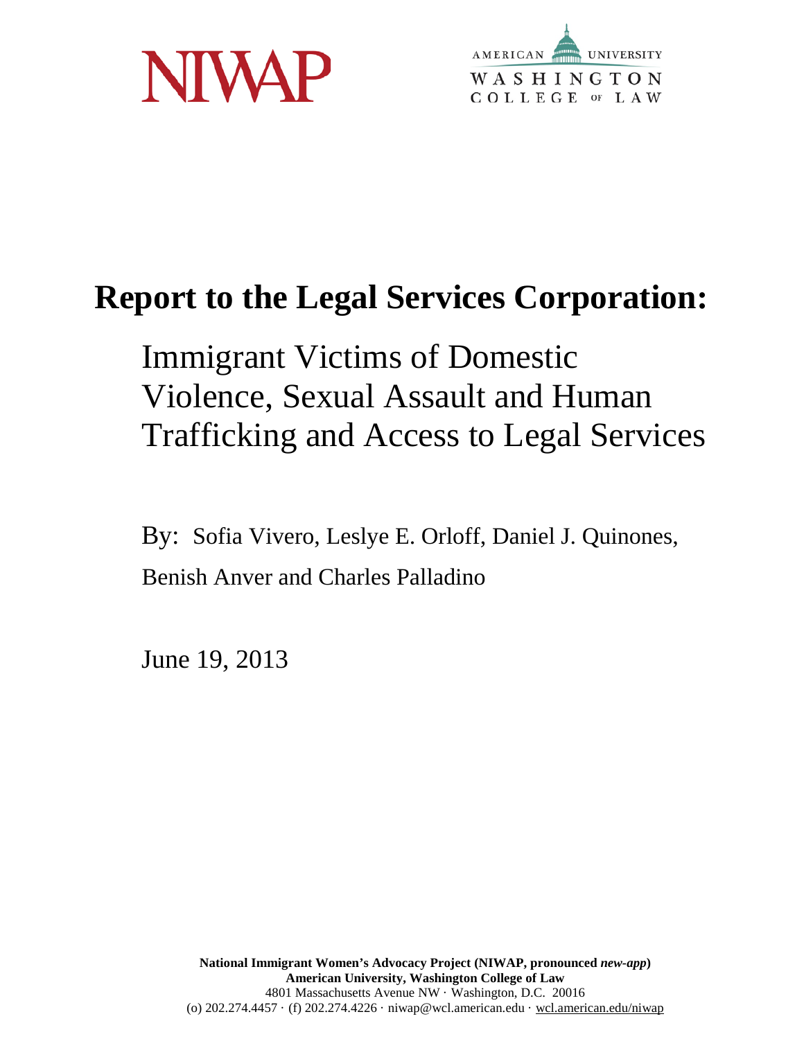NIWAP

AMERICAN UNIVERSITY
WASHINGTON
COLLEGE OF LAW

# Report to the Legal Services Corporation:

## Immigrant Victims of Domestic Violence, Sexual Assault and Human Trafficking and Access to Legal Services

By: Sofia Vivero, Leslye E. Orloff, Daniel J. Quinones, Benish Anver and Charles Palladino

June 19, 2013

**National Immigrant Women's Advocacy Project (NIWAP, pronounced *new-app*)**
**American University, Washington College of Law**
4801 Massachusetts Avenue NW · Washington, D.C. 20016
(o) 202.274.4457 · (f) 202.274.4226 · niwap@wcl.american.edu · wcl.american.edu/niwap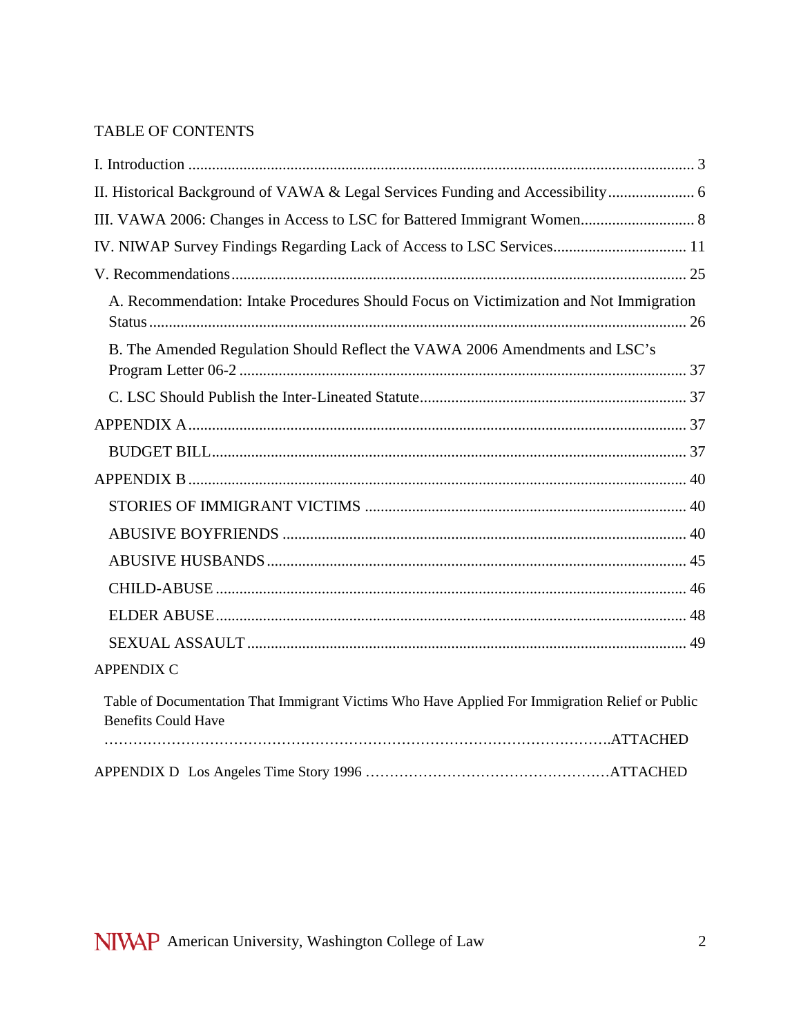TABLE OF CONTENTS

I. Introduction ........................................................................................................................ 3

II. Historical Background of VAWA & Legal Services Funding and Accessibility ...................... 6

III. VAWA 2006: Changes in Access to LSC for Battered Immigrant Women............................ 8

IV. NIWAP Survey Findings Regarding Lack of Access to LSC Services................................. 11

V. Recommendations .............................................................................................................. 25

- A. Recommendation: Intake Procedures Should Focus on Victimization and Not Immigration Status ........................................................................................................................ 26
- B. The Amended Regulation Should Reflect the VAWA 2006 Amendments and LSC's Program Letter 06-2 ................................................................................................ 37
- C. LSC Should Publish the Inter-Lineated Statute................................................................ 37

APPENDIX A .......................................................................................................................... 37

- BUDGET BILL ...................................................................................................................... 37

APPENDIX B .......................................................................................................................... 40

- STORIES OF IMMIGRANT VICTIMS ................................................................................ 40
- ABUSIVE BOYFRIENDS ..................................................................................................... 40
- ABUSIVE HUSBANDS ........................................................................................................ 45
- CHILD-ABUSE ..................................................................................................................... 46
- ELDER ABUSE ..................................................................................................................... 48
- SEXUAL ASSAULT .............................................................................................................. 49

APPENDIX C

- Table of Documentation That Immigrant Victims Who Have Applied For Immigration Relief or Public Benefits Could Have ……………………………………………………………………………………………….ATTACHED

APPENDIX D Los Angeles Time Story 1996 ……………………………………………ATTACHED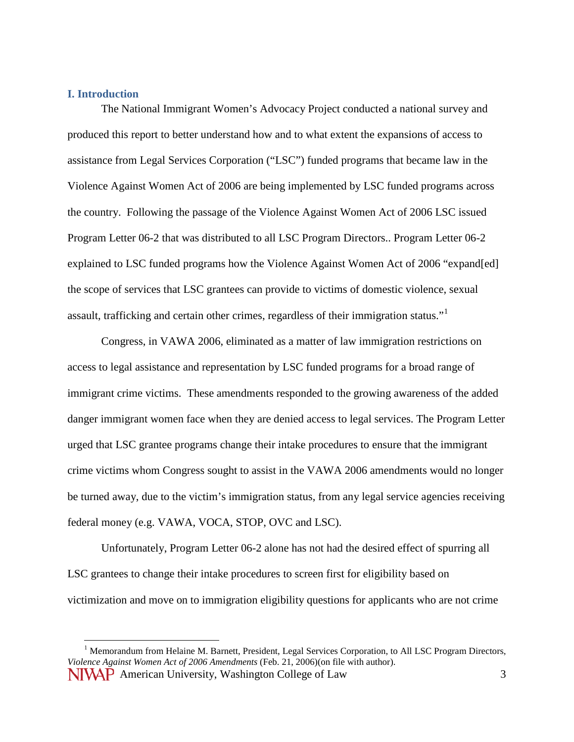## I. Introduction

The National Immigrant Women's Advocacy Project conducted a national survey and produced this report to better understand how and to what extent the expansions of access to assistance from Legal Services Corporation ("LSC") funded programs that became law in the Violence Against Women Act of 2006 are being implemented by LSC funded programs across the country. Following the passage of the Violence Against Women Act of 2006 LSC issued Program Letter 06-2 that was distributed to all LSC Program Directors.. Program Letter 06-2 explained to LSC funded programs how the Violence Against Women Act of 2006 "expand[ed] the scope of services that LSC grantees can provide to victims of domestic violence, sexual assault, trafficking and certain other crimes, regardless of their immigration status."[1]

Congress, in VAWA 2006, eliminated as a matter of law immigration restrictions on access to legal assistance and representation by LSC funded programs for a broad range of immigrant crime victims. These amendments responded to the growing awareness of the added danger immigrant women face when they are denied access to legal services. The Program Letter urged that LSC grantee programs change their intake procedures to ensure that the immigrant crime victims whom Congress sought to assist in the VAWA 2006 amendments would no longer be turned away, due to the victim's immigration status, from any legal service agencies receiving federal money (e.g. VAWA, VOCA, STOP, OVC and LSC).

Unfortunately, Program Letter 06-2 alone has not had the desired effect of spurring all LSC grantees to change their intake procedures to screen first for eligibility based on victimization and move on to immigration eligibility questions for applicants who are not crime

[1] Memorandum from Helaine M. Barnett, President, Legal Services Corporation, to All LSC Program Directors, *Violence Against Women Act of 2006 Amendments* (Feb. 21, 2006)(on file with author).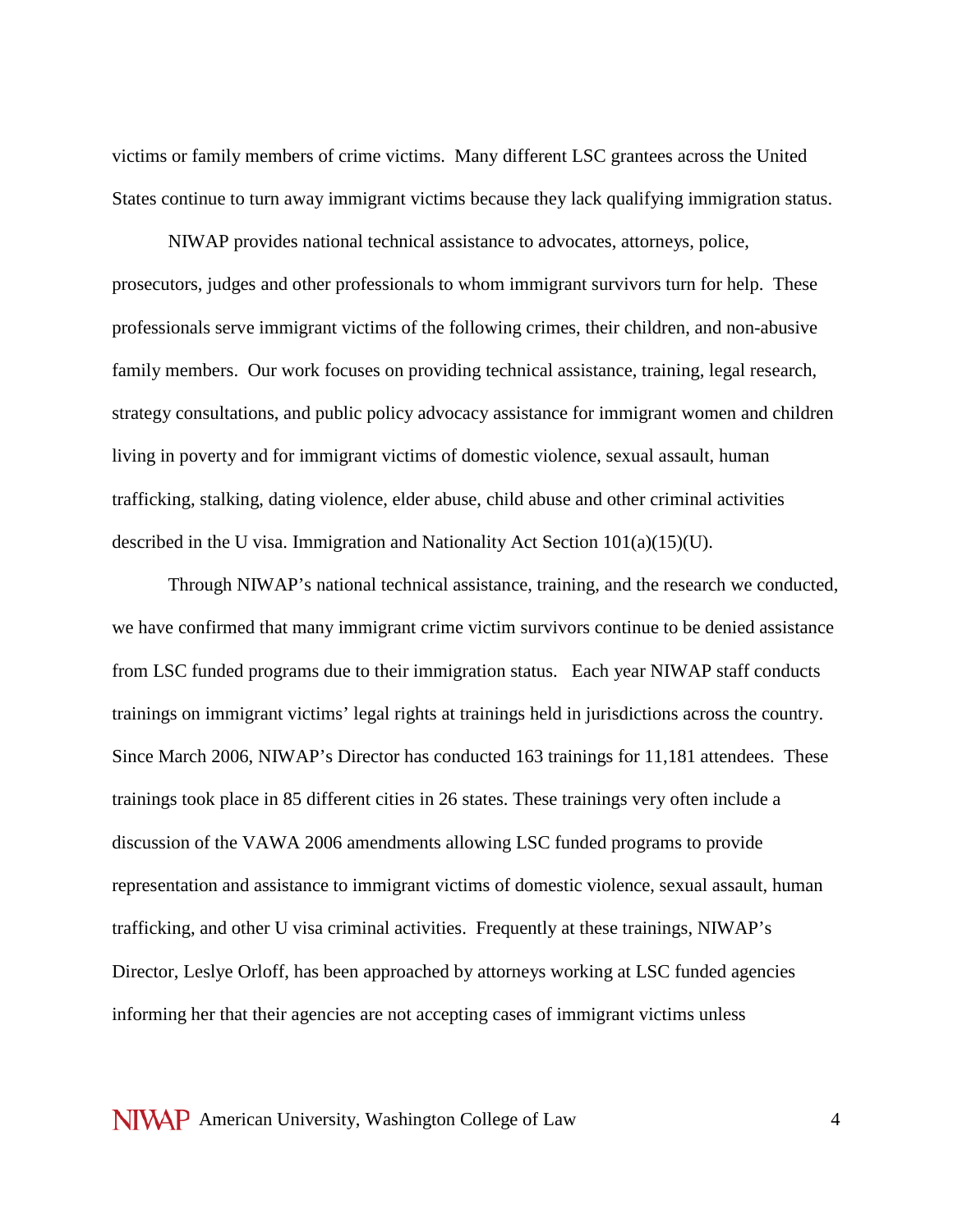victims or family members of crime victims. Many different LSC grantees across the United States continue to turn away immigrant victims because they lack qualifying immigration status.

NIWAP provides national technical assistance to advocates, attorneys, police, prosecutors, judges and other professionals to whom immigrant survivors turn for help. These professionals serve immigrant victims of the following crimes, their children, and non-abusive family members. Our work focuses on providing technical assistance, training, legal research, strategy consultations, and public policy advocacy assistance for immigrant women and children living in poverty and for immigrant victims of domestic violence, sexual assault, human trafficking, stalking, dating violence, elder abuse, child abuse and other criminal activities described in the U visa. Immigration and Nationality Act Section 101(a)(15)(U).

Through NIWAP's national technical assistance, training, and the research we conducted, we have confirmed that many immigrant crime victim survivors continue to be denied assistance from LSC funded programs due to their immigration status. Each year NIWAP staff conducts trainings on immigrant victims' legal rights at trainings held in jurisdictions across the country. Since March 2006, NIWAP's Director has conducted 163 trainings for 11,181 attendees. These trainings took place in 85 different cities in 26 states. These trainings very often include a discussion of the VAWA 2006 amendments allowing LSC funded programs to provide representation and assistance to immigrant victims of domestic violence, sexual assault, human trafficking, and other U visa criminal activities. Frequently at these trainings, NIWAP's Director, Leslye Orloff, has been approached by attorneys working at LSC funded agencies informing her that their agencies are not accepting cases of immigrant victims unless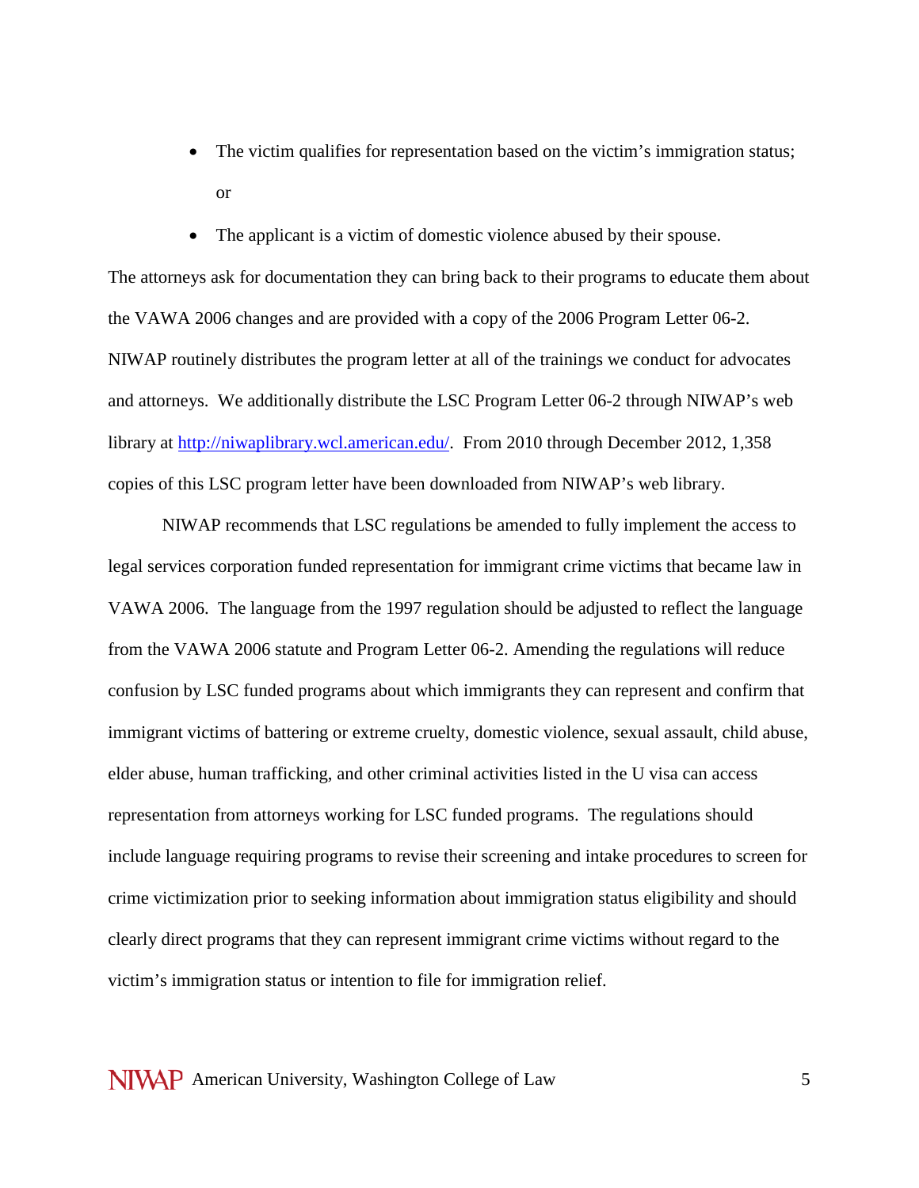- The victim qualifies for representation based on the victim's immigration status; or
- The applicant is a victim of domestic violence abused by their spouse.

The attorneys ask for documentation they can bring back to their programs to educate them about the VAWA 2006 changes and are provided with a copy of the 2006 Program Letter 06-2. NIWAP routinely distributes the program letter at all of the trainings we conduct for advocates and attorneys. We additionally distribute the LSC Program Letter 06-2 through NIWAP's web library at http://niwaplibrary.wcl.american.edu/. From 2010 through December 2012, 1,358 copies of this LSC program letter have been downloaded from NIWAP's web library.

NIWAP recommends that LSC regulations be amended to fully implement the access to legal services corporation funded representation for immigrant crime victims that became law in VAWA 2006. The language from the 1997 regulation should be adjusted to reflect the language from the VAWA 2006 statute and Program Letter 06-2. Amending the regulations will reduce confusion by LSC funded programs about which immigrants they can represent and confirm that immigrant victims of battering or extreme cruelty, domestic violence, sexual assault, child abuse, elder abuse, human trafficking, and other criminal activities listed in the U visa can access representation from attorneys working for LSC funded programs. The regulations should include language requiring programs to revise their screening and intake procedures to screen for crime victimization prior to seeking information about immigration status eligibility and should clearly direct programs that they can represent immigrant crime victims without regard to the victim's immigration status or intention to file for immigration relief.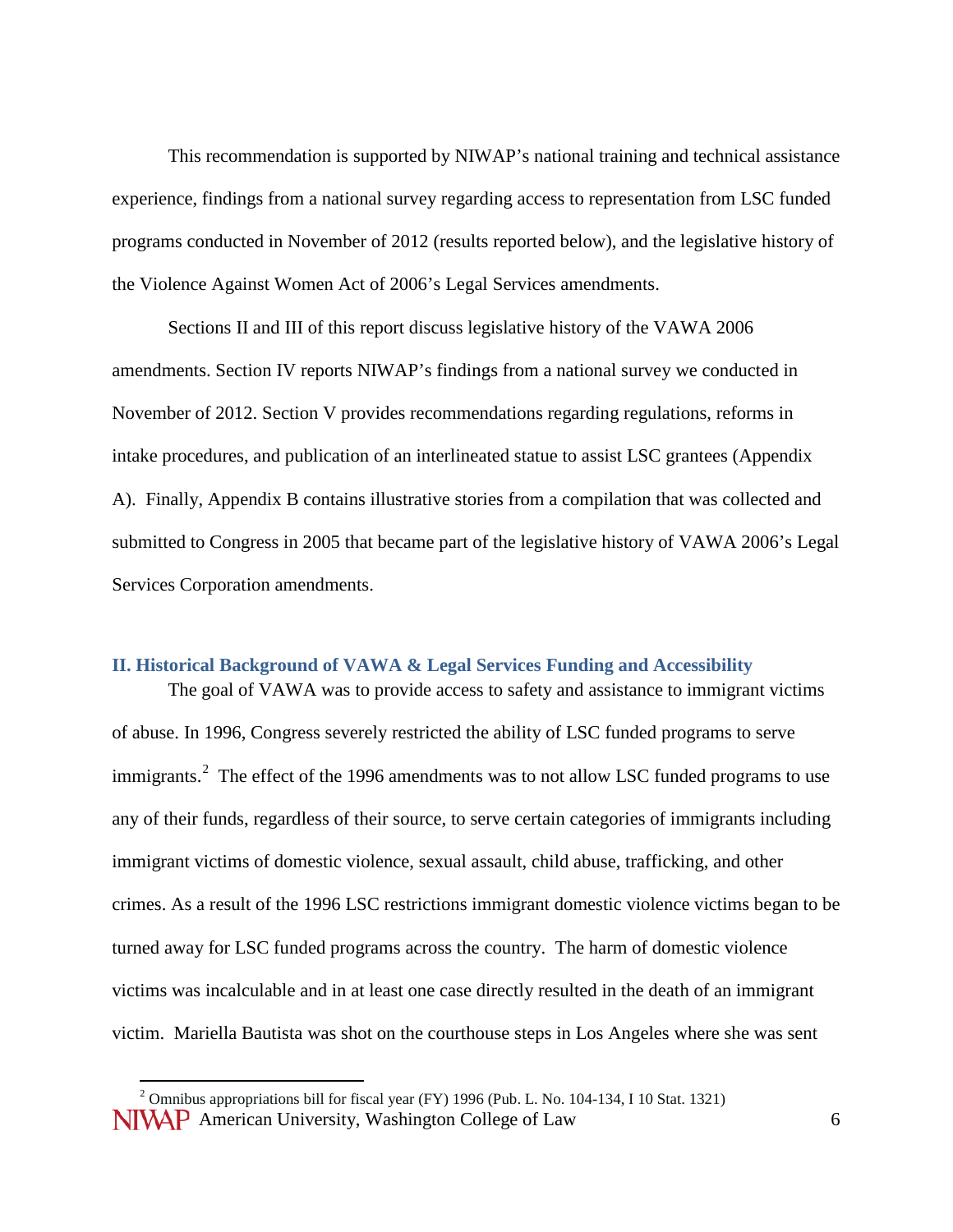This recommendation is supported by NIWAP's national training and technical assistance experience, findings from a national survey regarding access to representation from LSC funded programs conducted in November of 2012 (results reported below), and the legislative history of the Violence Against Women Act of 2006's Legal Services amendments.

Sections II and III of this report discuss legislative history of the VAWA 2006 amendments. Section IV reports NIWAP's findings from a national survey we conducted in November of 2012. Section V provides recommendations regarding regulations, reforms in intake procedures, and publication of an interlineated statue to assist LSC grantees (Appendix A). Finally, Appendix B contains illustrative stories from a compilation that was collected and submitted to Congress in 2005 that became part of the legislative history of VAWA 2006's Legal Services Corporation amendments.

## II. Historical Background of VAWA & Legal Services Funding and Accessibility

The goal of VAWA was to provide access to safety and assistance to immigrant victims of abuse. In 1996, Congress severely restricted the ability of LSC funded programs to serve immigrants.[2] The effect of the 1996 amendments was to not allow LSC funded programs to use any of their funds, regardless of their source, to serve certain categories of immigrants including immigrant victims of domestic violence, sexual assault, child abuse, trafficking, and other crimes. As a result of the 1996 LSC restrictions immigrant domestic violence victims began to be turned away for LSC funded programs across the country. The harm of domestic violence victims was incalculable and in at least one case directly resulted in the death of an immigrant victim. Mariella Bautista was shot on the courthouse steps in Los Angeles where she was sent

[2] Omnibus appropriations bill for fiscal year (FY) 1996 (Pub. L. No. 104-134, I 10 Stat. 1321)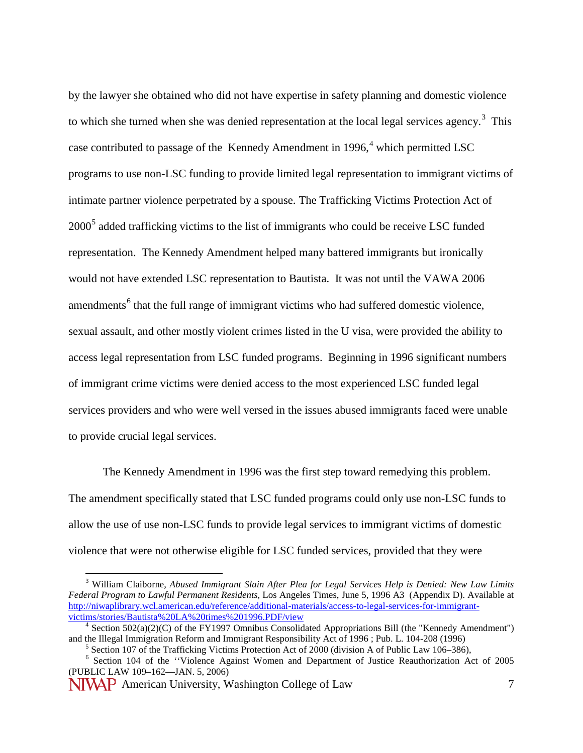by the lawyer she obtained who did not have expertise in safety planning and domestic violence to which she turned when she was denied representation at the local legal services agency.[3] This case contributed to passage of the Kennedy Amendment in 1996,[4] which permitted LSC programs to use non-LSC funding to provide limited legal representation to immigrant victims of intimate partner violence perpetrated by a spouse. The Trafficking Victims Protection Act of 2000[5] added trafficking victims to the list of immigrants who could be receive LSC funded representation. The Kennedy Amendment helped many battered immigrants but ironically would not have extended LSC representation to Bautista. It was not until the VAWA 2006 amendments[6] that the full range of immigrant victims who had suffered domestic violence, sexual assault, and other mostly violent crimes listed in the U visa, were provided the ability to access legal representation from LSC funded programs. Beginning in 1996 significant numbers of immigrant crime victims were denied access to the most experienced LSC funded legal services providers and who were well versed in the issues abused immigrants faced were unable to provide crucial legal services.

The Kennedy Amendment in 1996 was the first step toward remedying this problem. The amendment specifically stated that LSC funded programs could only use non-LSC funds to allow the use of use non-LSC funds to provide legal services to immigrant victims of domestic violence that were not otherwise eligible for LSC funded services, provided that they were

---

[3] William Claiborne, *Abused Immigrant Slain After Plea for Legal Services Help is Denied: New Law Limits Federal Program to Lawful Permanent Residents,* Los Angeles Times, June 5, 1996 A3 (Appendix D). Available at http://niwaplibrary.wcl.american.edu/reference/additional-materials/access-to-legal-services-for-immigrant-victims/stories/Bautista%20LA%20times%201996.PDF/view

[4] Section 502(a)(2)(C) of the FY1997 Omnibus Consolidated Appropriations Bill (the "Kennedy Amendment") and the Illegal Immigration Reform and Immigrant Responsibility Act of 1996 ; Pub. L. 104-208 (1996)

[5] Section 107 of the Trafficking Victims Protection Act of 2000 (division A of Public Law 106–386),

[6] Section 104 of the ''Violence Against Women and Department of Justice Reauthorization Act of 2005 (PUBLIC LAW 109–162—JAN. 5, 2006)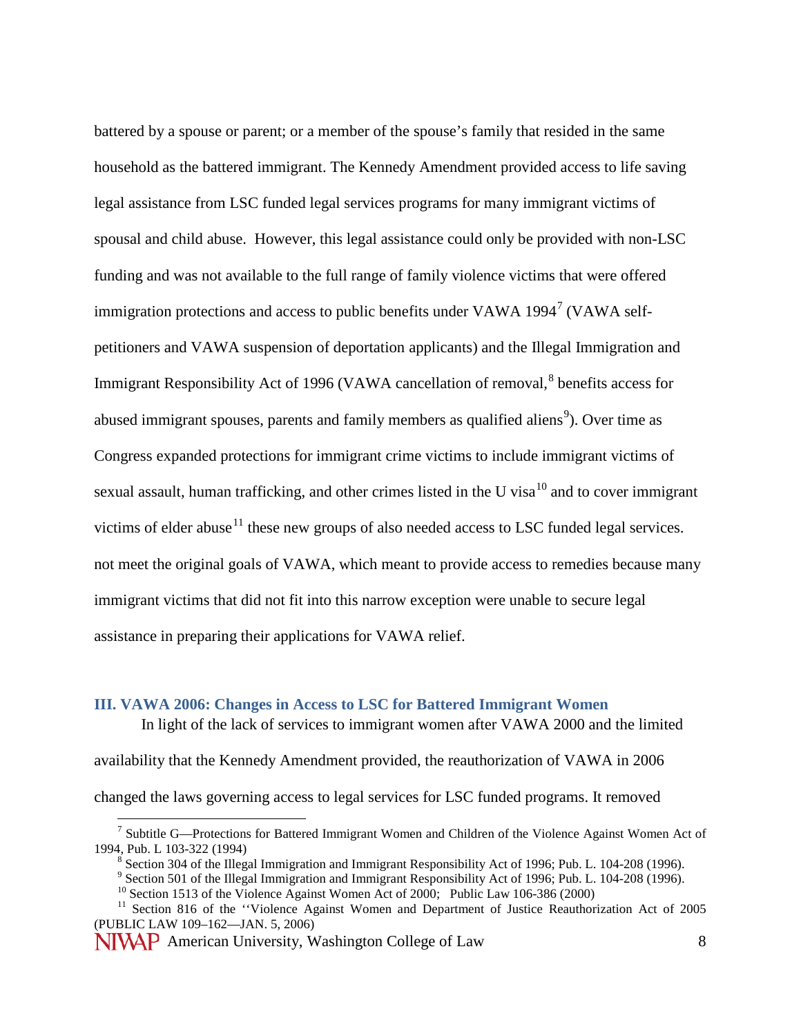battered by a spouse or parent; or a member of the spouse's family that resided in the same household as the battered immigrant. The Kennedy Amendment provided access to life saving legal assistance from LSC funded legal services programs for many immigrant victims of spousal and child abuse. However, this legal assistance could only be provided with non-LSC funding and was not available to the full range of family violence victims that were offered immigration protections and access to public benefits under VAWA 1994[7] (VAWA self-petitioners and VAWA suspension of deportation applicants) and the Illegal Immigration and Immigrant Responsibility Act of 1996 (VAWA cancellation of removal,[8] benefits access for abused immigrant spouses, parents and family members as qualified aliens[9]). Over time as Congress expanded protections for immigrant crime victims to include immigrant victims of sexual assault, human trafficking, and other crimes listed in the U visa[10] and to cover immigrant victims of elder abuse[11] these new groups of also needed access to LSC funded legal services. not meet the original goals of VAWA, which meant to provide access to remedies because many immigrant victims that did not fit into this narrow exception were unable to secure legal assistance in preparing their applications for VAWA relief.

## III. VAWA 2006: Changes in Access to LSC for Battered Immigrant Women

In light of the lack of services to immigrant women after VAWA 2000 and the limited availability that the Kennedy Amendment provided, the reauthorization of VAWA in 2006 changed the laws governing access to legal services for LSC funded programs. It removed

---

[7] Subtitle G—Protections for Battered Immigrant Women and Children of the Violence Against Women Act of 1994, Pub. L 103-322 (1994)

[8] Section 304 of the Illegal Immigration and Immigrant Responsibility Act of 1996; Pub. L. 104-208 (1996).

[9] Section 501 of the Illegal Immigration and Immigrant Responsibility Act of 1996; Pub. L. 104-208 (1996).

[10] Section 1513 of the Violence Against Women Act of 2000; Public Law 106-386 (2000)

[11] Section 816 of the ''Violence Against Women and Department of Justice Reauthorization Act of 2005 (PUBLIC LAW 109–162—JAN. 5, 2006)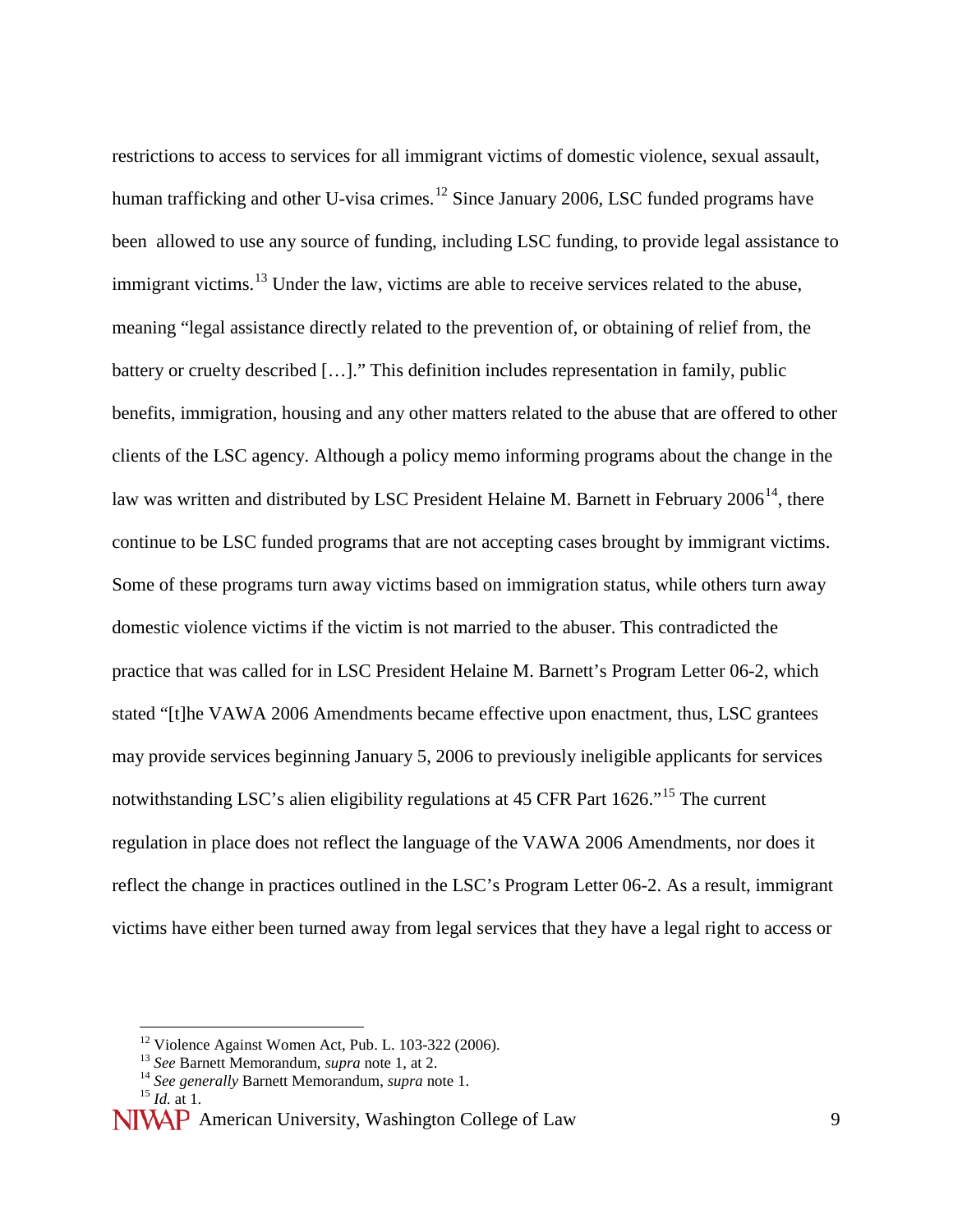restrictions to access to services for all immigrant victims of domestic violence, sexual assault, human trafficking and other U-visa crimes.[12] Since January 2006, LSC funded programs have been allowed to use any source of funding, including LSC funding, to provide legal assistance to immigrant victims.[13] Under the law, victims are able to receive services related to the abuse, meaning "legal assistance directly related to the prevention of, or obtaining of relief from, the battery or cruelty described […]." This definition includes representation in family, public benefits, immigration, housing and any other matters related to the abuse that are offered to other clients of the LSC agency. Although a policy memo informing programs about the change in the law was written and distributed by LSC President Helaine M. Barnett in February 2006[14], there continue to be LSC funded programs that are not accepting cases brought by immigrant victims. Some of these programs turn away victims based on immigration status, while others turn away domestic violence victims if the victim is not married to the abuser. This contradicted the practice that was called for in LSC President Helaine M. Barnett's Program Letter 06-2, which stated "[t]he VAWA 2006 Amendments became effective upon enactment, thus, LSC grantees may provide services beginning January 5, 2006 to previously ineligible applicants for services notwithstanding LSC's alien eligibility regulations at 45 CFR Part 1626."[15] The current regulation in place does not reflect the language of the VAWA 2006 Amendments, nor does it reflect the change in practices outlined in the LSC's Program Letter 06-2. As a result, immigrant victims have either been turned away from legal services that they have a legal right to access or

[12] Violence Against Women Act, Pub. L. 103-322 (2006).
[13] *See* Barnett Memorandum, *supra* note 1, at 2.
[14] *See generally* Barnett Memorandum, *supra* note 1.
[15] *Id.* at 1.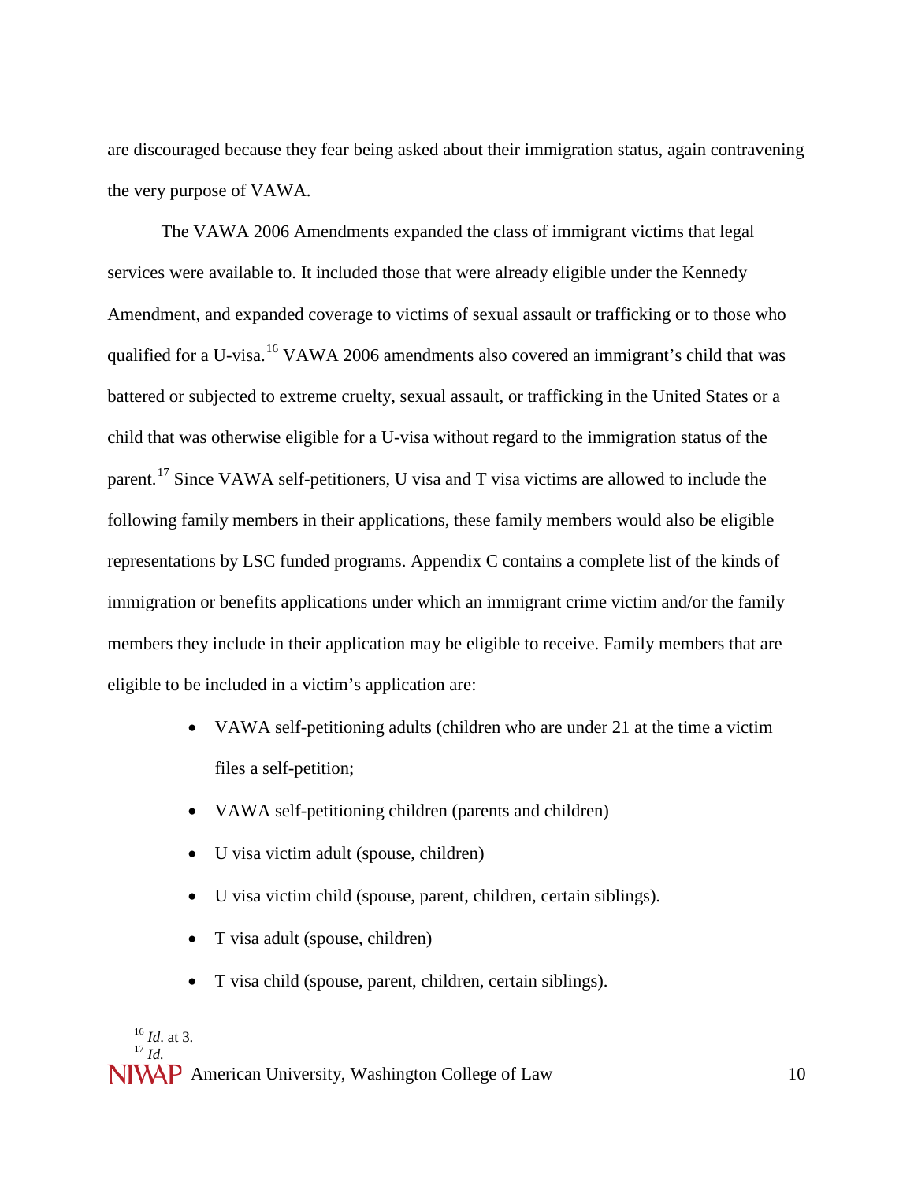are discouraged because they fear being asked about their immigration status, again contravening the very purpose of VAWA.

The VAWA 2006 Amendments expanded the class of immigrant victims that legal services were available to. It included those that were already eligible under the Kennedy Amendment, and expanded coverage to victims of sexual assault or trafficking or to those who qualified for a U-visa.[16] VAWA 2006 amendments also covered an immigrant's child that was battered or subjected to extreme cruelty, sexual assault, or trafficking in the United States or a child that was otherwise eligible for a U-visa without regard to the immigration status of the parent.[17] Since VAWA self-petitioners, U visa and T visa victims are allowed to include the following family members in their applications, these family members would also be eligible representations by LSC funded programs. Appendix C contains a complete list of the kinds of immigration or benefits applications under which an immigrant crime victim and/or the family members they include in their application may be eligible to receive. Family members that are eligible to be included in a victim's application are:

- VAWA self-petitioning adults (children who are under 21 at the time a victim files a self-petition;
- VAWA self-petitioning children (parents and children)
- U visa victim adult (spouse, children)
- U visa victim child (spouse, parent, children, certain siblings).
- T visa adult (spouse, children)
- T visa child (spouse, parent, children, certain siblings).

[16] *Id*. at 3.
[17] *Id.*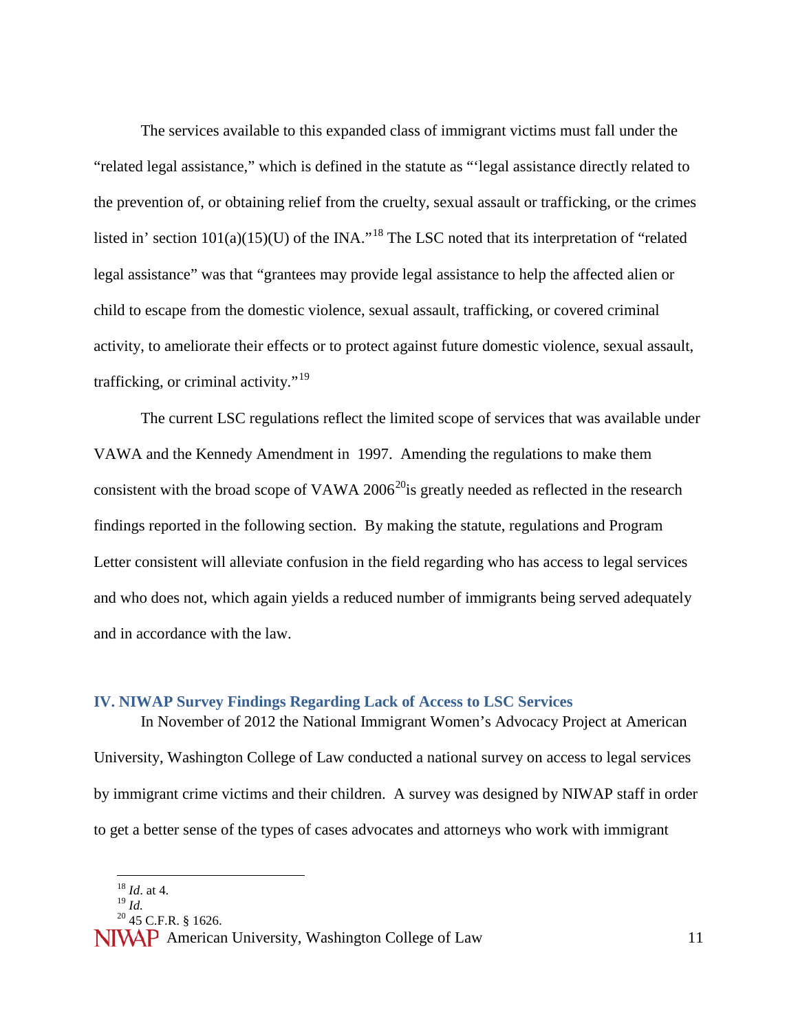The services available to this expanded class of immigrant victims must fall under the "related legal assistance," which is defined in the statute as "'legal assistance directly related to the prevention of, or obtaining relief from the cruelty, sexual assault or trafficking, or the crimes listed in' section 101(a)(15)(U) of the INA."[18] The LSC noted that its interpretation of "related legal assistance" was that "grantees may provide legal assistance to help the affected alien or child to escape from the domestic violence, sexual assault, trafficking, or covered criminal activity, to ameliorate their effects or to protect against future domestic violence, sexual assault, trafficking, or criminal activity."[19]

The current LSC regulations reflect the limited scope of services that was available under VAWA and the Kennedy Amendment in 1997. Amending the regulations to make them consistent with the broad scope of VAWA 2006[20]is greatly needed as reflected in the research findings reported in the following section. By making the statute, regulations and Program Letter consistent will alleviate confusion in the field regarding who has access to legal services and who does not, which again yields a reduced number of immigrants being served adequately and in accordance with the law.

## IV. NIWAP Survey Findings Regarding Lack of Access to LSC Services

In November of 2012 the National Immigrant Women's Advocacy Project at American University, Washington College of Law conducted a national survey on access to legal services by immigrant crime victims and their children. A survey was designed by NIWAP staff in order to get a better sense of the types of cases advocates and attorneys who work with immigrant

---

[18] *Id*. at 4.
[19] *Id.*
[20] 45 C.F.R. § 1626.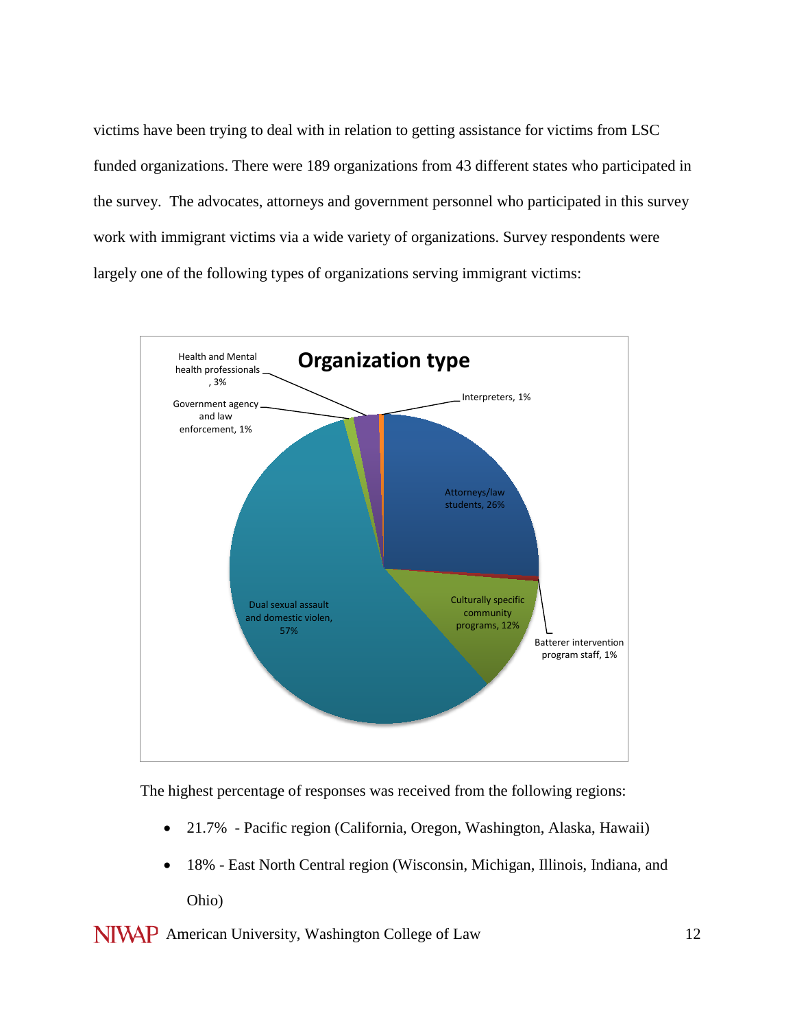victims have been trying to deal with in relation to getting assistance for victims from LSC funded organizations. There were 189 organizations from 43 different states who participated in the survey.  The advocates, attorneys and government personnel who participated in this survey work with immigrant victims via a wide variety of organizations. Survey respondents were largely one of the following types of organizations serving immigrant victims:

**Organization type**

| Organization type | Percentage |
| --- | --- |
| Attorneys/law students | 26% |
| Batterer intervention program staff | 1% |
| Culturally specific community programs | 12% |
| Dual sexual assault and domestic violen, | 57% |
| Government agency and law enforcement | 1% |
| Health and Mental health professionals | 3% |
| Interpreters | 1% |

The highest percentage of responses was received from the following regions:

- 21.7%  - Pacific region (California, Oregon, Washington, Alaska, Hawaii)
- 18% - East North Central region (Wisconsin, Michigan, Illinois, Indiana, and Ohio)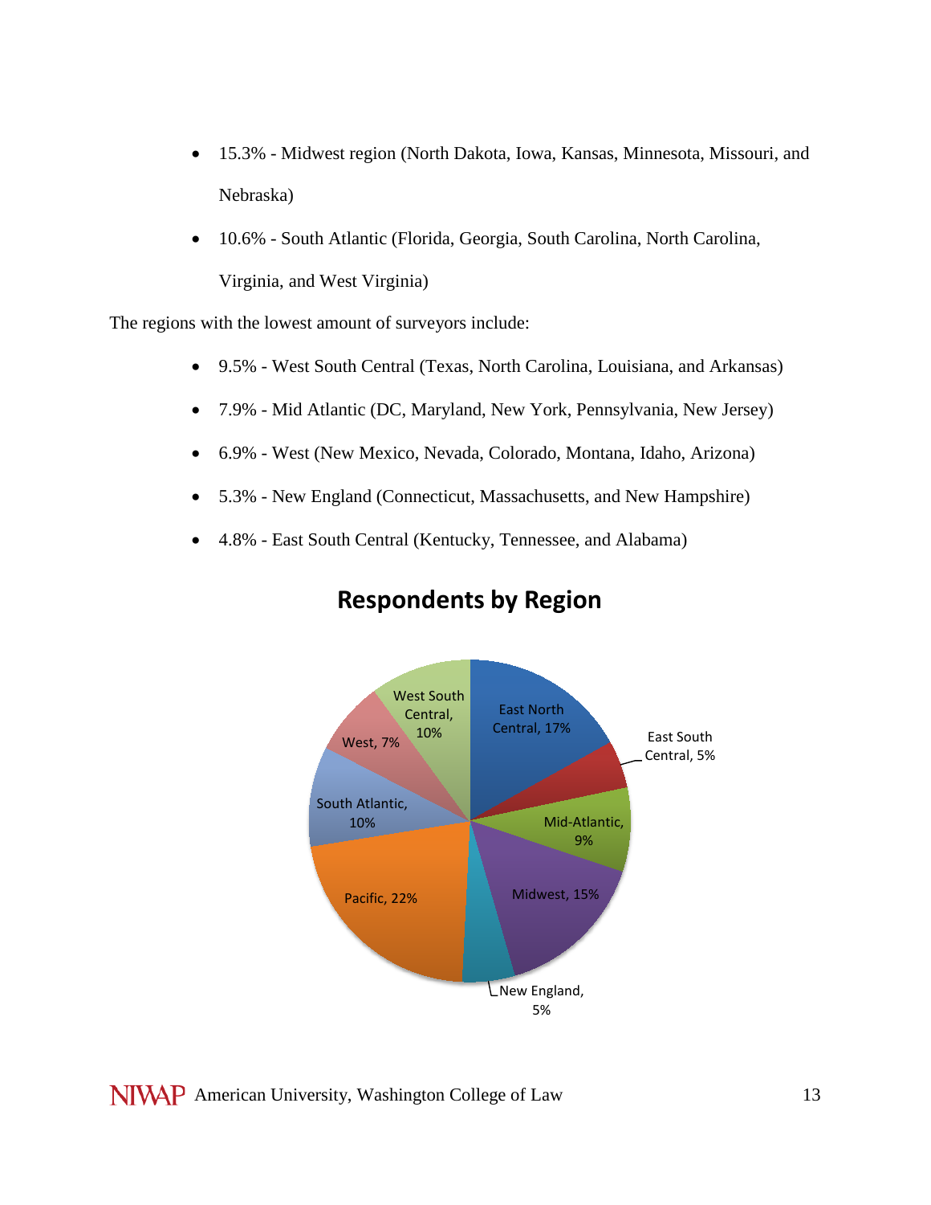- 15.3% - Midwest region (North Dakota, Iowa, Kansas, Minnesota, Missouri, and Nebraska)
- 10.6% - South Atlantic (Florida, Georgia, South Carolina, North Carolina, Virginia, and West Virginia)

The regions with the lowest amount of surveyors include:

- 9.5% - West South Central (Texas, North Carolina, Louisiana, and Arkansas)
- 7.9% - Mid Atlantic (DC, Maryland, New York, Pennsylvania, New Jersey)
- 6.9% - West (New Mexico, Nevada, Colorado, Montana, Idaho, Arizona)
- 5.3% - New England (Connecticut, Massachusetts, and New Hampshire)
- 4.8% - East South Central (Kentucky, Tennessee, and Alabama)

**Respondents by Region**

| Region | Percentage |
| --- | --- |
| East North Central | 17% |
| East South Central | 5% |
| Mid-Atlantic | 9% |
| Midwest | 15% |
| New England | 5% |
| Pacific | 22% |
| South Atlantic | 10% |
| West | 7% |
| West South Central | 10% |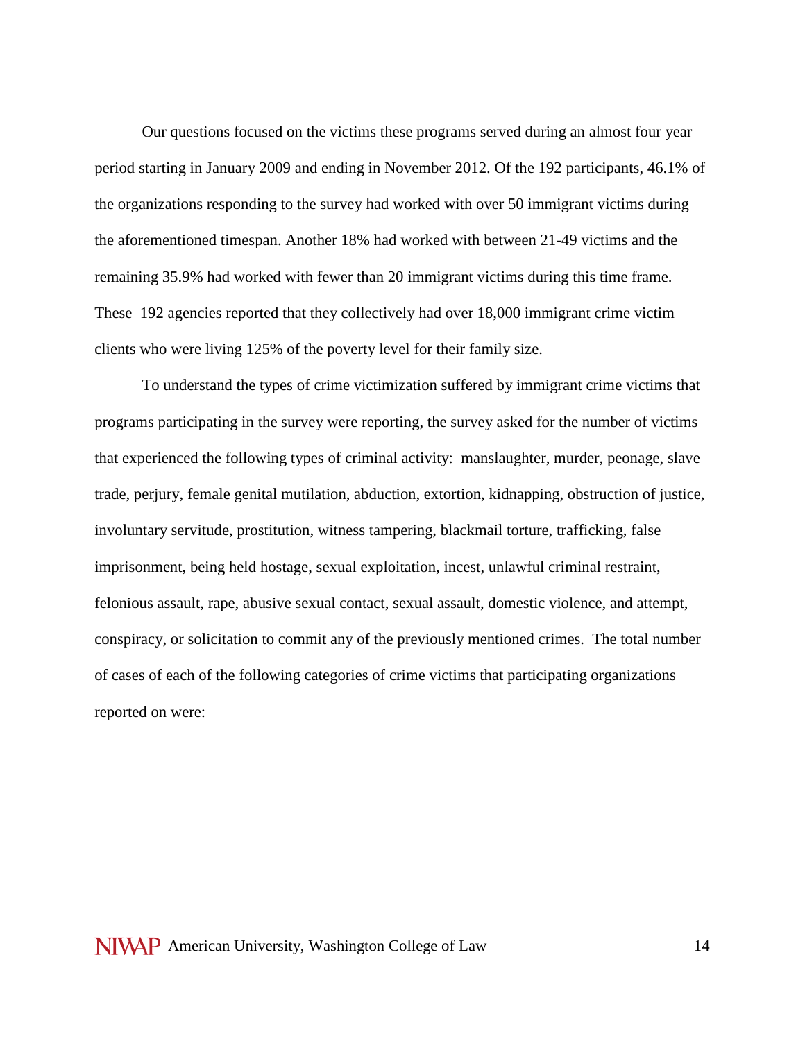Our questions focused on the victims these programs served during an almost four year period starting in January 2009 and ending in November 2012. Of the 192 participants, 46.1% of the organizations responding to the survey had worked with over 50 immigrant victims during the aforementioned timespan. Another 18% had worked with between 21-49 victims and the remaining 35.9% had worked with fewer than 20 immigrant victims during this time frame. These 192 agencies reported that they collectively had over 18,000 immigrant crime victim clients who were living 125% of the poverty level for their family size.

To understand the types of crime victimization suffered by immigrant crime victims that programs participating in the survey were reporting, the survey asked for the number of victims that experienced the following types of criminal activity: manslaughter, murder, peonage, slave trade, perjury, female genital mutilation, abduction, extortion, kidnapping, obstruction of justice, involuntary servitude, prostitution, witness tampering, blackmail torture, trafficking, false imprisonment, being held hostage, sexual exploitation, incest, unlawful criminal restraint, felonious assault, rape, abusive sexual contact, sexual assault, domestic violence, and attempt, conspiracy, or solicitation to commit any of the previously mentioned crimes. The total number of cases of each of the following categories of crime victims that participating organizations reported on were: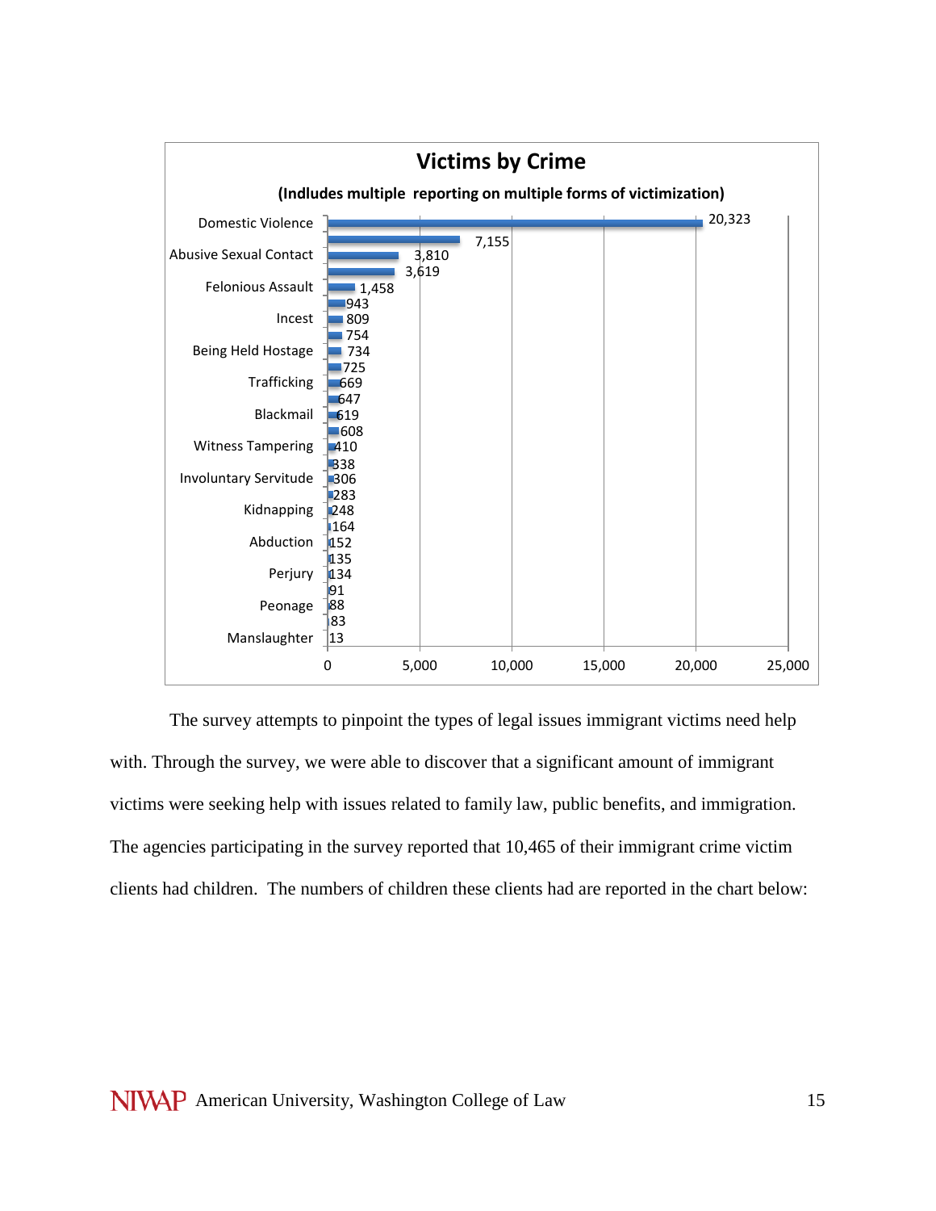**Victims by Crime**

**(Indludes multiple reporting on multiple forms of victimization)**

| Crime | Victims |
|---|---|
| Domestic Violence | 20,323 |
| | 7,155 |
| Abusive Sexual Contact | 3,810 |
| | 3,619 |
| Felonious Assault | 1,458 |
| | 943 |
| Incest | 809 |
| | 754 |
| Being Held Hostage | 734 |
| | 725 |
| Trafficking | 669 |
| | 647 |
| Blackmail | 619 |
| | 608 |
| Witness Tampering | 410 |
| | 338 |
| Involuntary Servitude | 306 |
| | 283 |
| Kidnapping | 248 |
| | 164 |
| Abduction | 152 |
| | 135 |
| Perjury | 134 |
| | 91 |
| Peonage | 88 |
| | 83 |
| Manslaughter | 13 |

The survey attempts to pinpoint the types of legal issues immigrant victims need help with. Through the survey, we were able to discover that a significant amount of immigrant victims were seeking help with issues related to family law, public benefits, and immigration. The agencies participating in the survey reported that 10,465 of their immigrant crime victim clients had children. The numbers of children these clients had are reported in the chart below: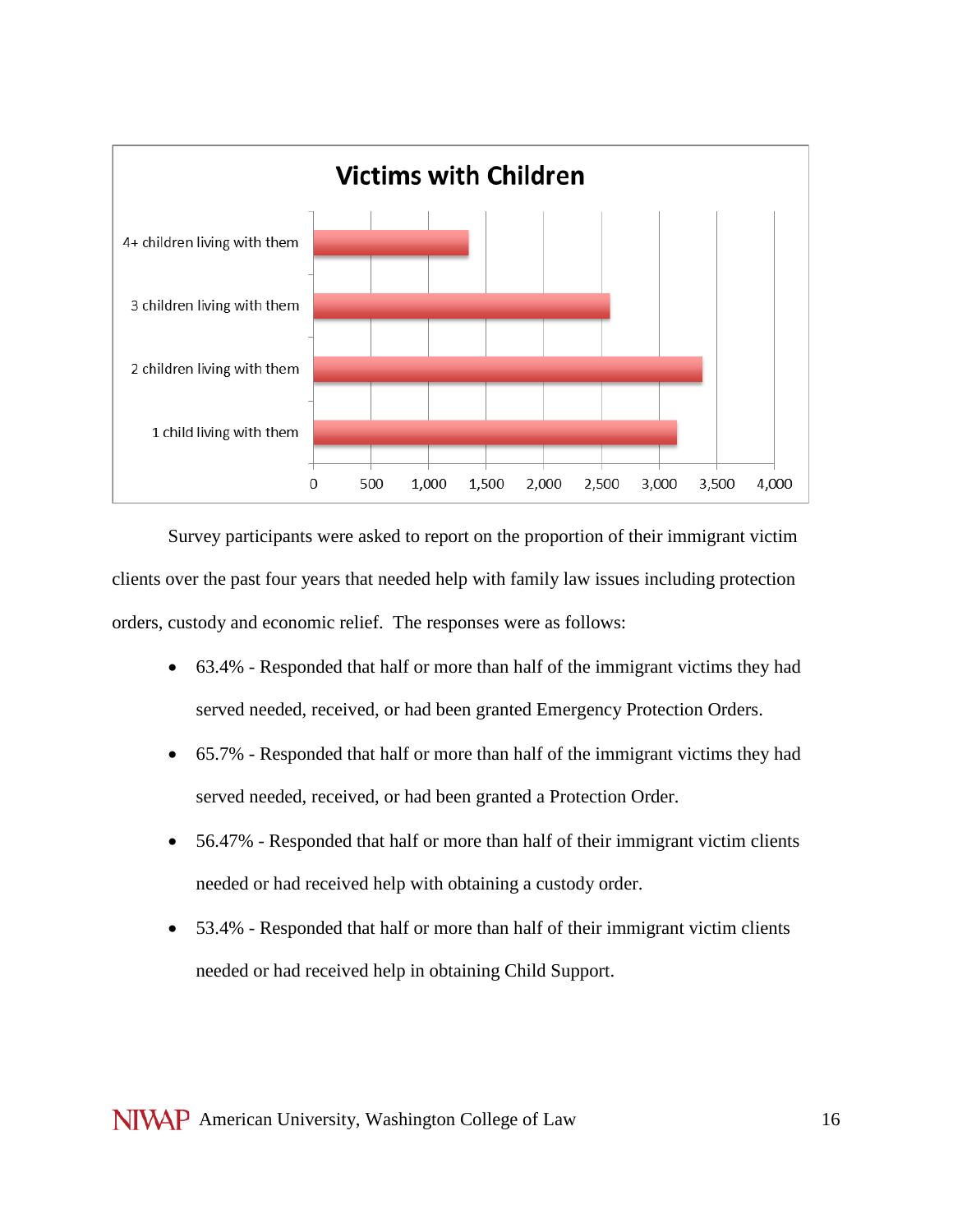**Victims with Children**

| Category | Approx. value |
|---|---|
| 4+ children living with them | ~1,350 |
| 3 children living with them | ~2,570 |
| 2 children living with them | ~3,380 |
| 1 child living with them | ~3,150 |

Survey participants were asked to report on the proportion of their immigrant victim clients over the past four years that needed help with family law issues including protection orders, custody and economic relief. The responses were as follows:

- 63.4% - Responded that half or more than half of the immigrant victims they had served needed, received, or had been granted Emergency Protection Orders.
- 65.7% - Responded that half or more than half of the immigrant victims they had served needed, received, or had been granted a Protection Order.
- 56.47% - Responded that half or more than half of their immigrant victim clients needed or had received help with obtaining a custody order.
- 53.4% - Responded that half or more than half of their immigrant victim clients needed or had received help in obtaining Child Support.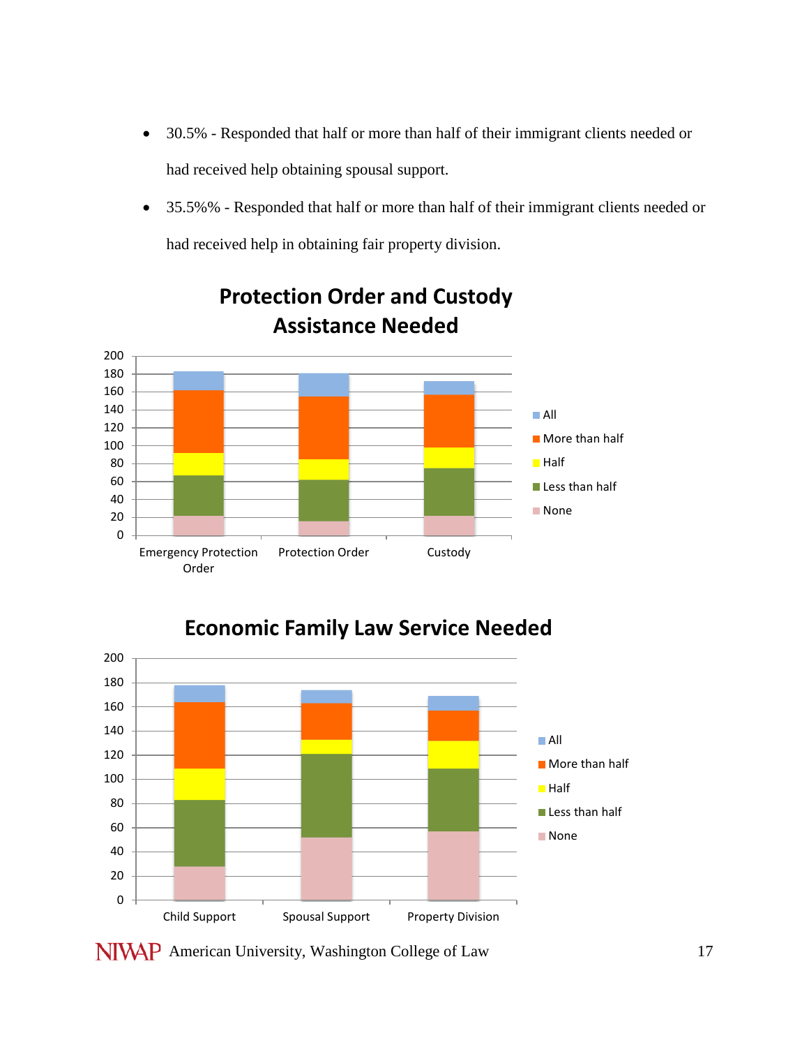- 30.5% - Responded that half or more than half of their immigrant clients needed or had received help obtaining spousal support.
- 35.5%% - Responded that half or more than half of their immigrant clients needed or had received help in obtaining fair property division.

**Protection Order and Custody Assistance Needed**

**Economic Family Law Service Needed**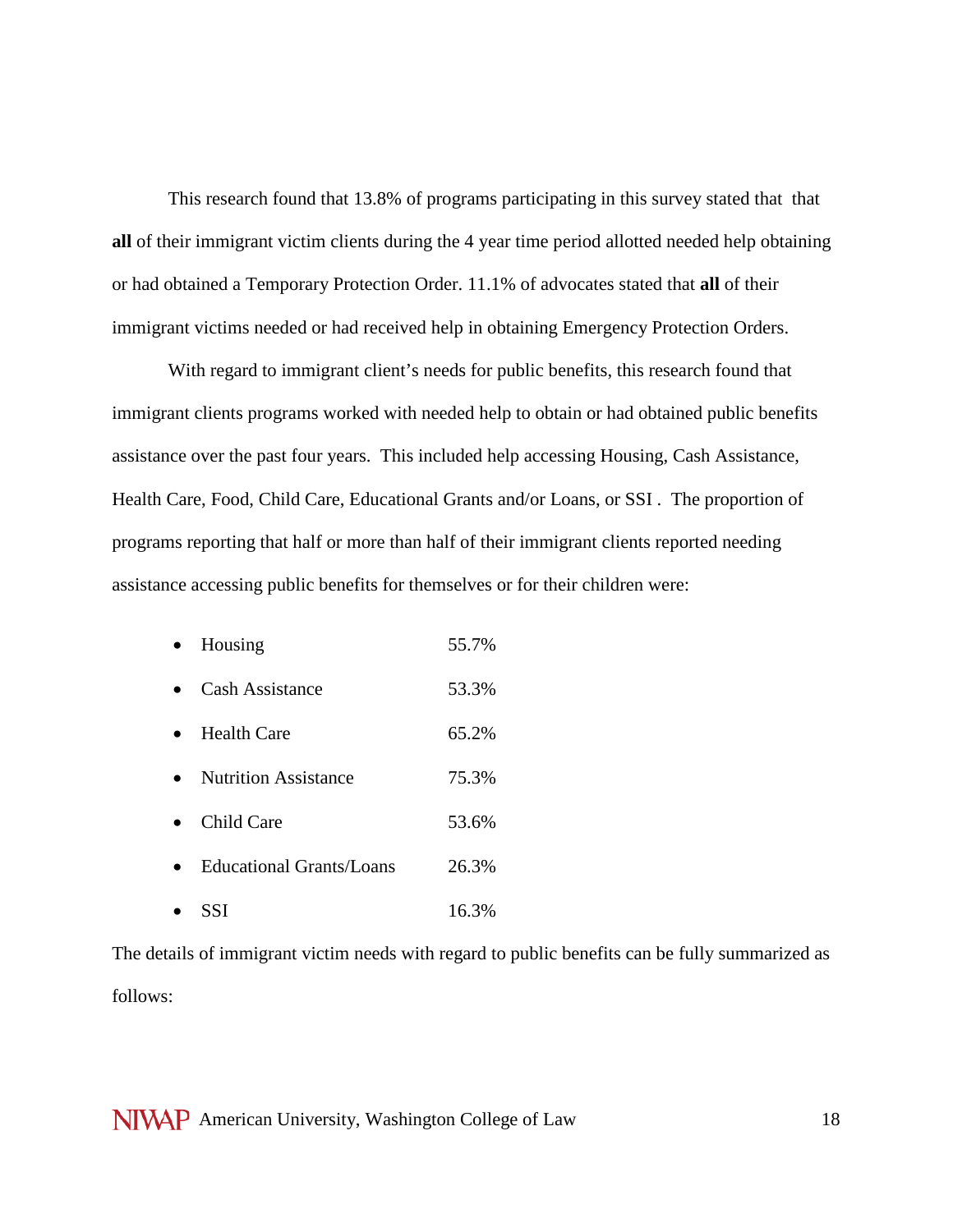This research found that 13.8% of programs participating in this survey stated that that **all** of their immigrant victim clients during the 4 year time period allotted needed help obtaining or had obtained a Temporary Protection Order. 11.1% of advocates stated that **all** of their immigrant victims needed or had received help in obtaining Emergency Protection Orders.

With regard to immigrant client's needs for public benefits, this research found that immigrant clients programs worked with needed help to obtain or had obtained public benefits assistance over the past four years. This included help accessing Housing, Cash Assistance, Health Care, Food, Child Care, Educational Grants and/or Loans, or SSI . The proportion of programs reporting that half or more than half of their immigrant clients reported needing assistance accessing public benefits for themselves or for their children were:

- Housing 55.7%
- Cash Assistance 53.3%
- Health Care 65.2%
- Nutrition Assistance 75.3%
- Child Care 53.6%
- Educational Grants/Loans 26.3%
- SSI 16.3%

The details of immigrant victim needs with regard to public benefits can be fully summarized as follows: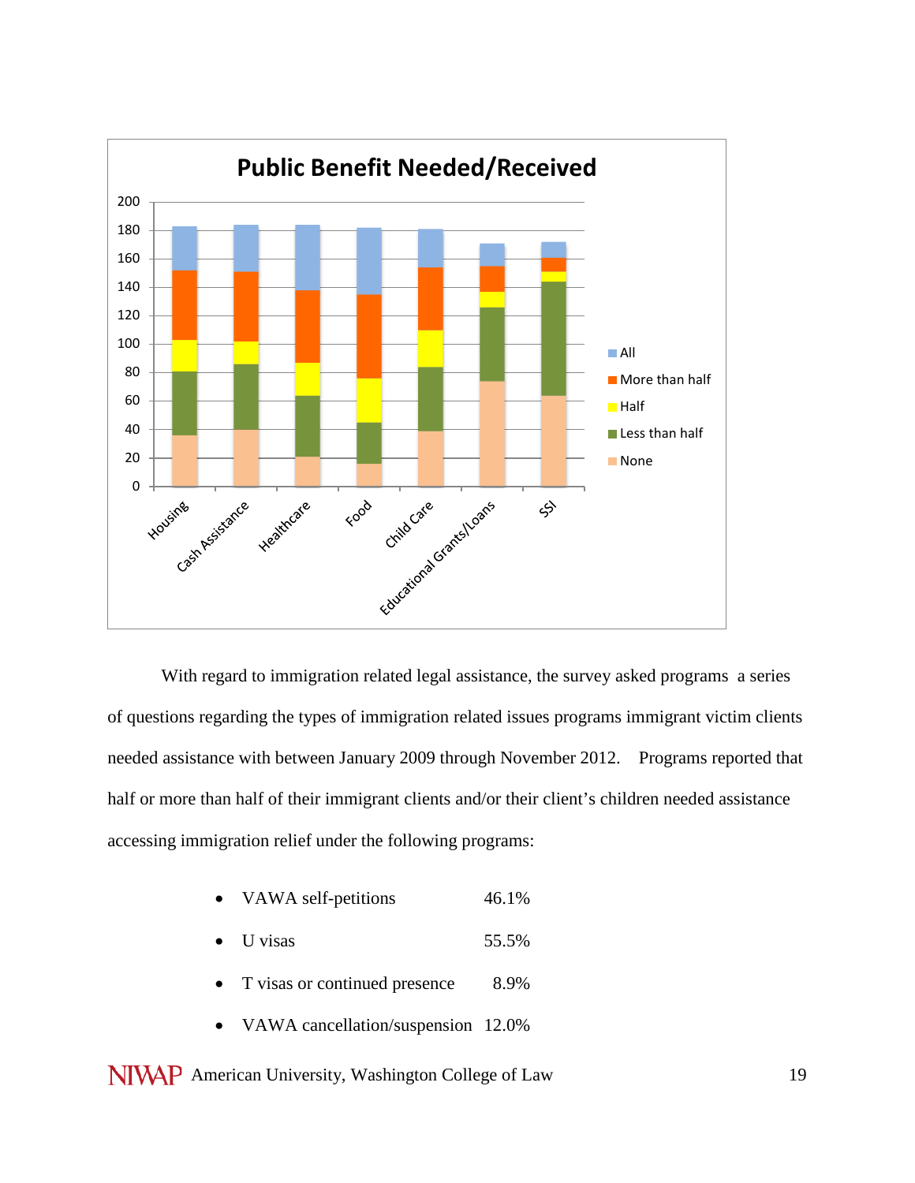**Public Benefit Needed/Received**

With regard to immigration related legal assistance, the survey asked programs a series of questions regarding the types of immigration related issues programs immigrant victim clients needed assistance with between January 2009 through November 2012. Programs reported that half or more than half of their immigrant clients and/or their client's children needed assistance accessing immigration relief under the following programs:

- VAWA self-petitions 46.1%
- U visas 55.5%
- T visas or continued presence 8.9%
- VAWA cancellation/suspension 12.0%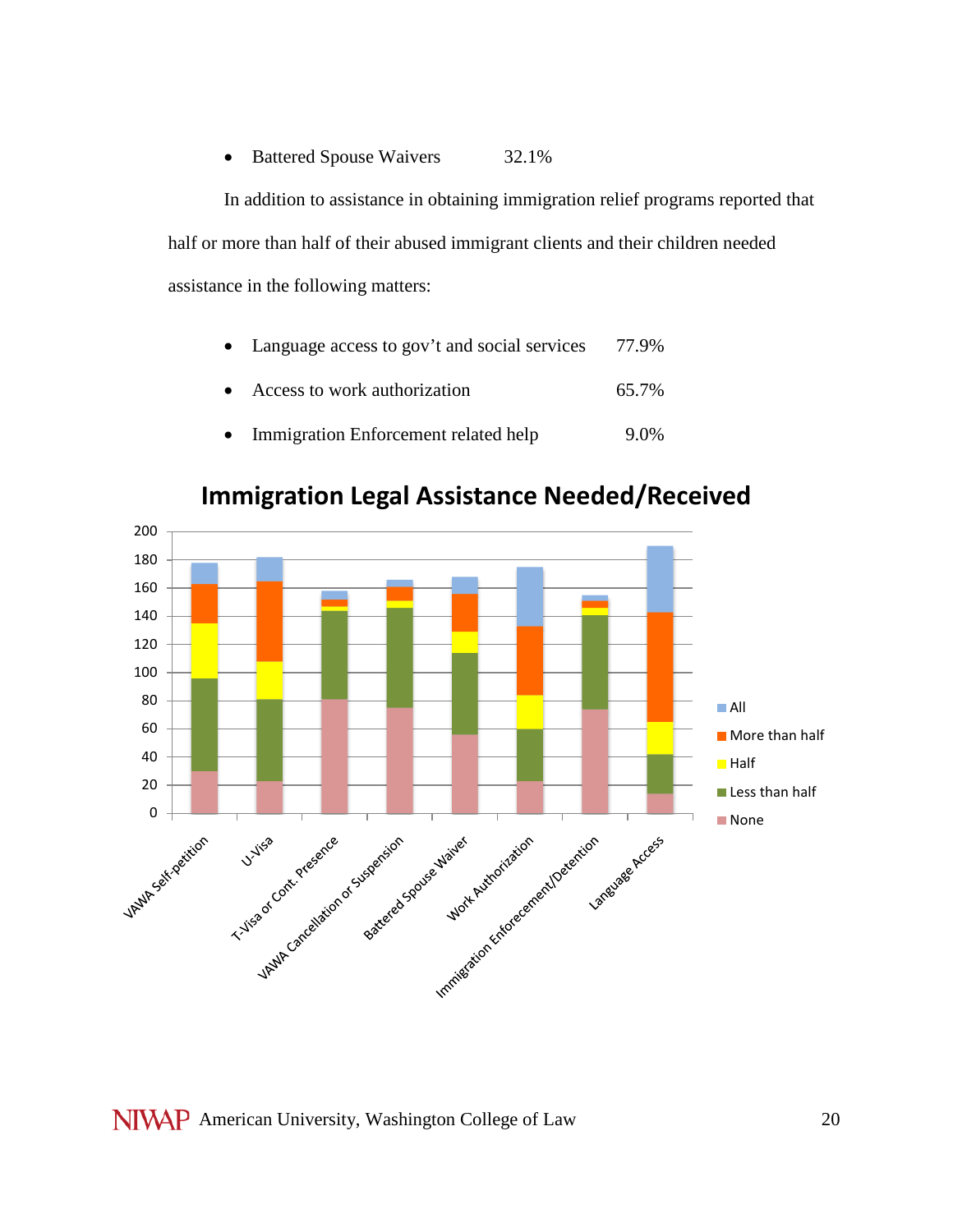- Battered Spouse Waivers 32.1%

In addition to assistance in obtaining immigration relief programs reported that half or more than half of their abused immigrant clients and their children needed assistance in the following matters:

- Language access to gov't and social services 77.9%
- Access to work authorization 65.7%
- Immigration Enforcement related help 9.0%

**Immigration Legal Assistance Needed/Received**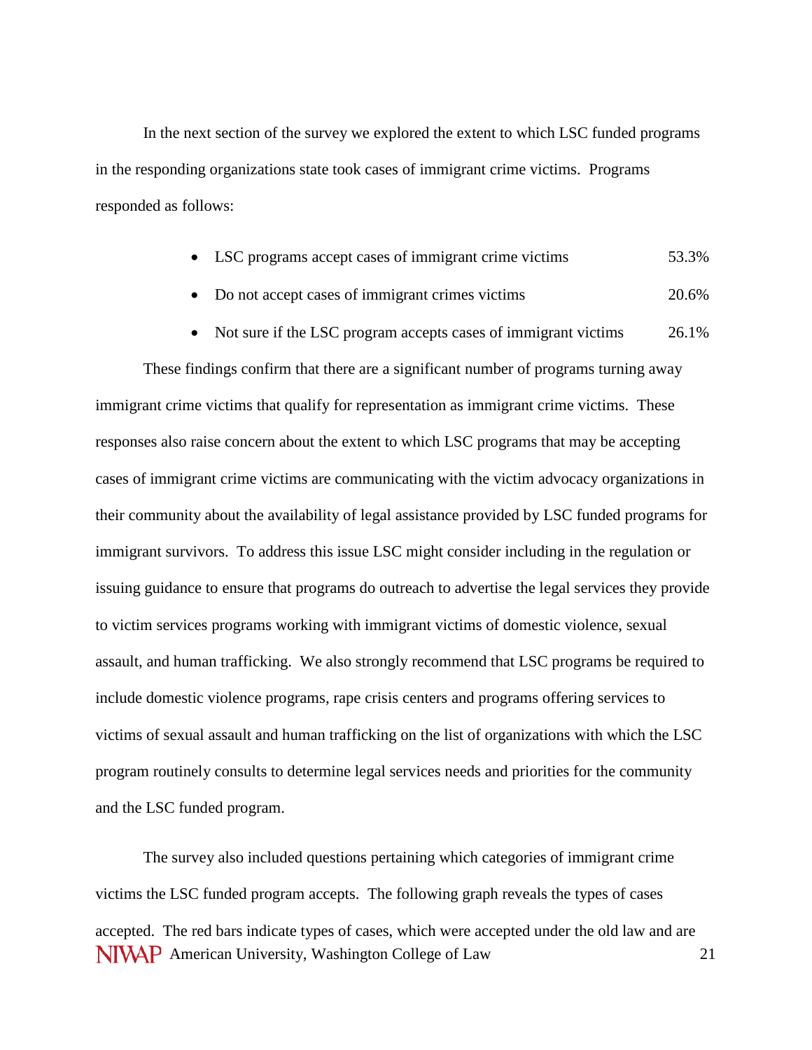In the next section of the survey we explored the extent to which LSC funded programs in the responding organizations state took cases of immigrant crime victims. Programs responded as follows:

- LSC programs accept cases of immigrant crime victims 53.3%
- Do not accept cases of immigrant crimes victims 20.6%
- Not sure if the LSC program accepts cases of immigrant victims 26.1%

These findings confirm that there are a significant number of programs turning away immigrant crime victims that qualify for representation as immigrant crime victims. These responses also raise concern about the extent to which LSC programs that may be accepting cases of immigrant crime victims are communicating with the victim advocacy organizations in their community about the availability of legal assistance provided by LSC funded programs for immigrant survivors. To address this issue LSC might consider including in the regulation or issuing guidance to ensure that programs do outreach to advertise the legal services they provide to victim services programs working with immigrant victims of domestic violence, sexual assault, and human trafficking. We also strongly recommend that LSC programs be required to include domestic violence programs, rape crisis centers and programs offering services to victims of sexual assault and human trafficking on the list of organizations with which the LSC program routinely consults to determine legal services needs and priorities for the community and the LSC funded program.

The survey also included questions pertaining which categories of immigrant crime victims the LSC funded program accepts. The following graph reveals the types of cases accepted. The red bars indicate types of cases, which were accepted under the old law and are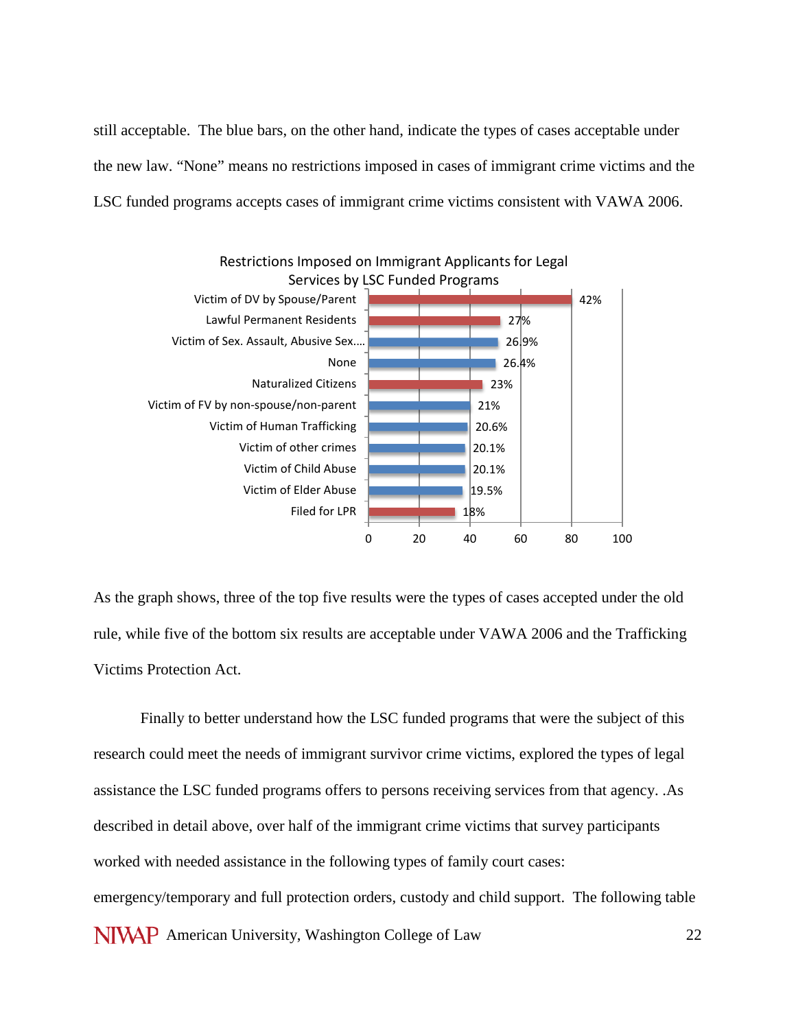still acceptable. The blue bars, on the other hand, indicate the types of cases acceptable under the new law. "None" means no restrictions imposed in cases of immigrant crime victims and the LSC funded programs accepts cases of immigrant crime victims consistent with VAWA 2006.

Restrictions Imposed on Immigrant Applicants for Legal Services by LSC Funded Programs

| Category | Percentage |
|---|---|
| Victim of DV by Spouse/Parent | 42% |
| Lawful Permanent Residents | 27% |
| Victim of Sex. Assault, Abusive Sex.... | 26.9% |
| None | 26.4% |
| Naturalized Citizens | 23% |
| Victim of FV by non-spouse/non-parent | 21% |
| Victim of Human Trafficking | 20.6% |
| Victim of other crimes | 20.1% |
| Victim of Child Abuse | 20.1% |
| Victim of Elder Abuse | 19.5% |
| Filed for LPR | 18% |

As the graph shows, three of the top five results were the types of cases accepted under the old rule, while five of the bottom six results are acceptable under VAWA 2006 and the Trafficking Victims Protection Act.

Finally to better understand how the LSC funded programs that were the subject of this research could meet the needs of immigrant survivor crime victims, explored the types of legal assistance the LSC funded programs offers to persons receiving services from that agency. .As described in detail above, over half of the immigrant crime victims that survey participants worked with needed assistance in the following types of family court cases: emergency/temporary and full protection orders, custody and child support. The following table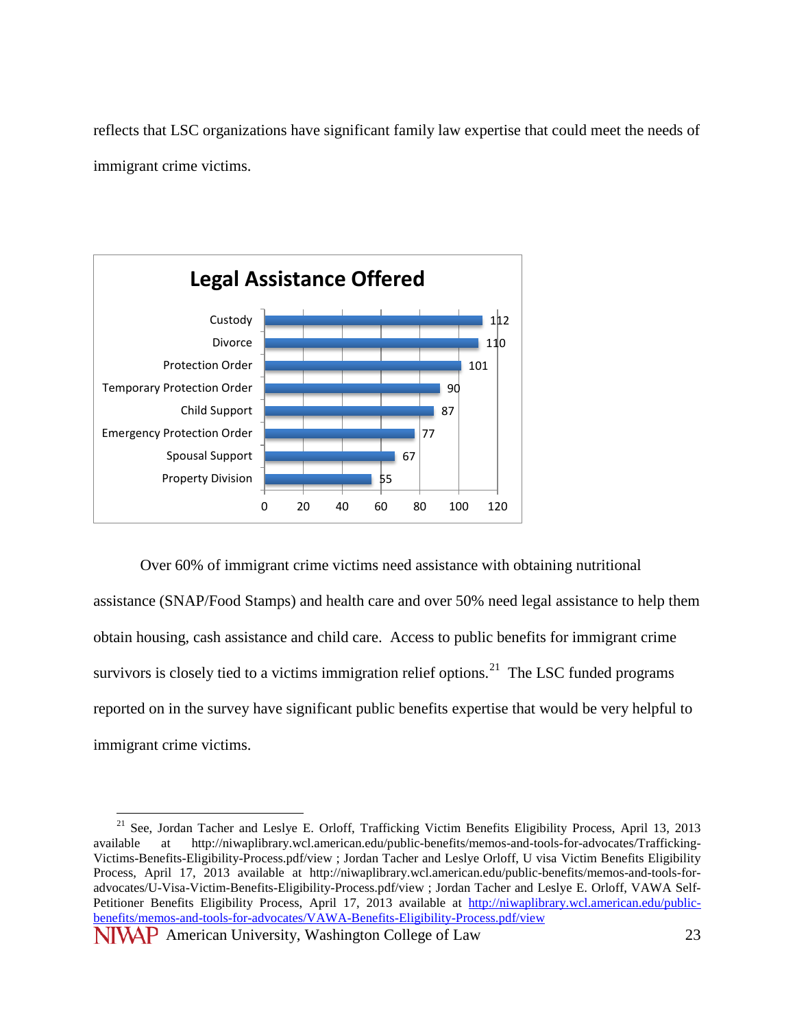reflects that LSC organizations have significant family law expertise that could meet the needs of immigrant crime victims.

**Legal Assistance Offered**

| Legal Assistance | Count |
|---|---|
| Custody | 112 |
| Divorce | 110 |
| Protection Order | 101 |
| Temporary Protection Order | 90 |
| Child Support | 87 |
| Emergency Protection Order | 77 |
| Spousal Support | 67 |
| Property Division | 55 |

Over 60% of immigrant crime victims need assistance with obtaining nutritional assistance (SNAP/Food Stamps) and health care and over 50% need legal assistance to help them obtain housing, cash assistance and child care. Access to public benefits for immigrant crime survivors is closely tied to a victims immigration relief options.[21] The LSC funded programs reported on in the survey have significant public benefits expertise that would be very helpful to immigrant crime victims.

[21] See, Jordan Tacher and Leslye E. Orloff, Trafficking Victim Benefits Eligibility Process, April 13, 2013 available at http://niwaplibrary.wcl.american.edu/public-benefits/memos-and-tools-for-advocates/Trafficking-Victims-Benefits-Eligibility-Process.pdf/view ; Jordan Tacher and Leslye Orloff, U visa Victim Benefits Eligibility Process, April 17, 2013 available at http://niwaplibrary.wcl.american.edu/public-benefits/memos-and-tools-for-advocates/U-Visa-Victim-Benefits-Eligibility-Process.pdf/view ; Jordan Tacher and Leslye E. Orloff, VAWA Self-Petitioner Benefits Eligibility Process, April 17, 2013 available at http://niwaplibrary.wcl.american.edu/public-benefits/memos-and-tools-for-advocates/VAWA-Benefits-Eligibility-Process.pdf/view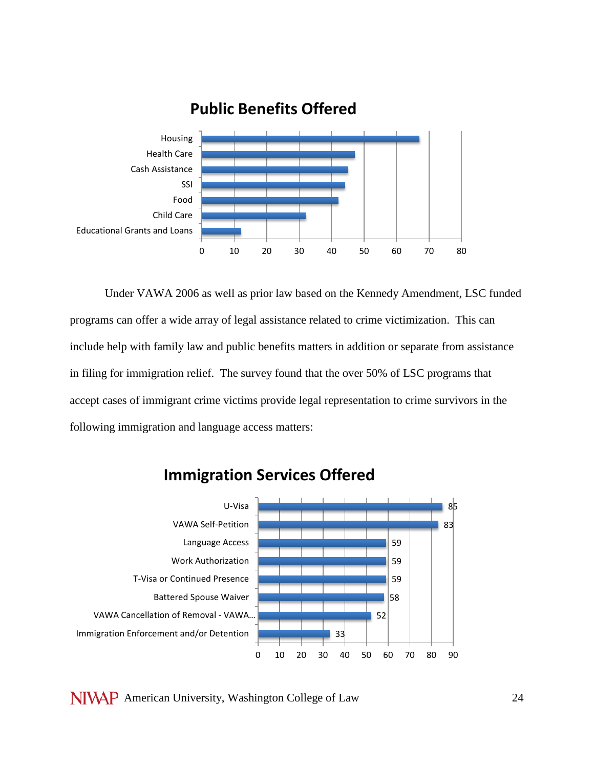## Public Benefits Offered

- Housing
- Health Care
- Cash Assistance
- SSI
- Food
- Child Care
- Educational Grants and Loans

Under VAWA 2006 as well as prior law based on the Kennedy Amendment, LSC funded programs can offer a wide array of legal assistance related to crime victimization. This can include help with family law and public benefits matters in addition or separate from assistance in filing for immigration relief. The survey found that the over 50% of LSC programs that accept cases of immigrant crime victims provide legal representation to crime survivors in the following immigration and language access matters:

## Immigration Services Offered

| Service | Value |
|---|---|
| U-Visa | 85 |
| VAWA Self-Petition | 83 |
| Language Access | 59 |
| Work Authorization | 59 |
| T-Visa or Continued Presence | 59 |
| Battered Spouse Waiver | 58 |
| VAWA Cancellation of Removal - VAWA... | 52 |
| Immigration Enforcement and/or Detention | 33 |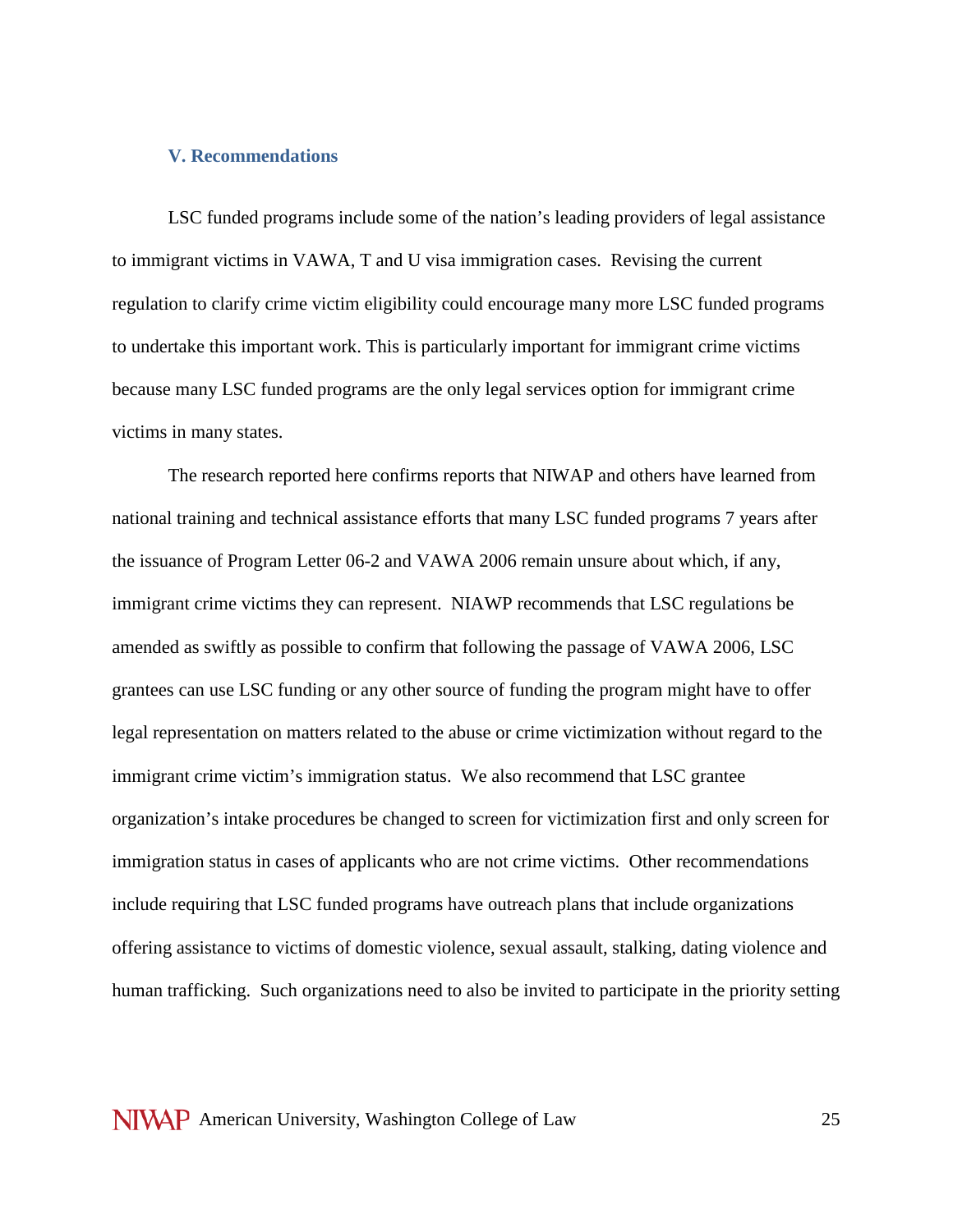### V. Recommendations

LSC funded programs include some of the nation's leading providers of legal assistance to immigrant victims in VAWA, T and U visa immigration cases. Revising the current regulation to clarify crime victim eligibility could encourage many more LSC funded programs to undertake this important work. This is particularly important for immigrant crime victims because many LSC funded programs are the only legal services option for immigrant crime victims in many states.

The research reported here confirms reports that NIWAP and others have learned from national training and technical assistance efforts that many LSC funded programs 7 years after the issuance of Program Letter 06-2 and VAWA 2006 remain unsure about which, if any, immigrant crime victims they can represent. NIAWP recommends that LSC regulations be amended as swiftly as possible to confirm that following the passage of VAWA 2006, LSC grantees can use LSC funding or any other source of funding the program might have to offer legal representation on matters related to the abuse or crime victimization without regard to the immigrant crime victim's immigration status. We also recommend that LSC grantee organization's intake procedures be changed to screen for victimization first and only screen for immigration status in cases of applicants who are not crime victims. Other recommendations include requiring that LSC funded programs have outreach plans that include organizations offering assistance to victims of domestic violence, sexual assault, stalking, dating violence and human trafficking. Such organizations need to also be invited to participate in the priority setting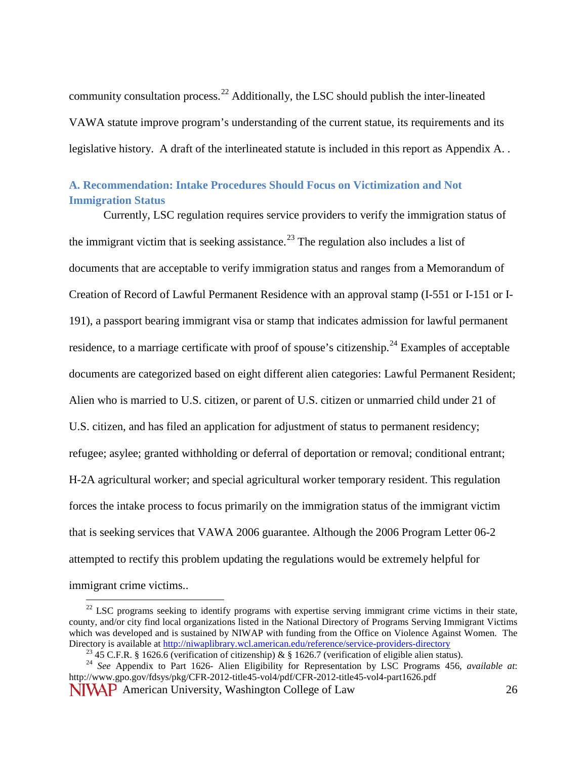community consultation process.[22] Additionally, the LSC should publish the inter-lineated VAWA statute improve program's understanding of the current statue, its requirements and its legislative history. A draft of the interlineated statute is included in this report as Appendix A. .

### A. Recommendation: Intake Procedures Should Focus on Victimization and Not Immigration Status

Currently, LSC regulation requires service providers to verify the immigration status of the immigrant victim that is seeking assistance.[23] The regulation also includes a list of documents that are acceptable to verify immigration status and ranges from a Memorandum of Creation of Record of Lawful Permanent Residence with an approval stamp (I-551 or I-151 or I-191), a passport bearing immigrant visa or stamp that indicates admission for lawful permanent residence, to a marriage certificate with proof of spouse's citizenship.[24] Examples of acceptable documents are categorized based on eight different alien categories: Lawful Permanent Resident; Alien who is married to U.S. citizen, or parent of U.S. citizen or unmarried child under 21 of U.S. citizen, and has filed an application for adjustment of status to permanent residency; refugee; asylee; granted withholding or deferral of deportation or removal; conditional entrant; H-2A agricultural worker; and special agricultural worker temporary resident. This regulation forces the intake process to focus primarily on the immigration status of the immigrant victim that is seeking services that VAWA 2006 guarantee. Although the 2006 Program Letter 06-2 attempted to rectify this problem updating the regulations would be extremely helpful for immigrant crime victims..

---

[22] LSC programs seeking to identify programs with expertise serving immigrant crime victims in their state, county, and/or city find local organizations listed in the National Directory of Programs Serving Immigrant Victims which was developed and is sustained by NIWAP with funding from the Office on Violence Against Women. The Directory is available at http://niwaplibrary.wcl.american.edu/reference/service-providers-directory

[23] 45 C.F.R. § 1626.6 (verification of citizenship) & § 1626.7 (verification of eligible alien status).

[24] *See* Appendix to Part 1626- Alien Eligibility for Representation by LSC Programs 456, *available at*: http://www.gpo.gov/fdsys/pkg/CFR-2012-title45-vol4/pdf/CFR-2012-title45-vol4-part1626.pdf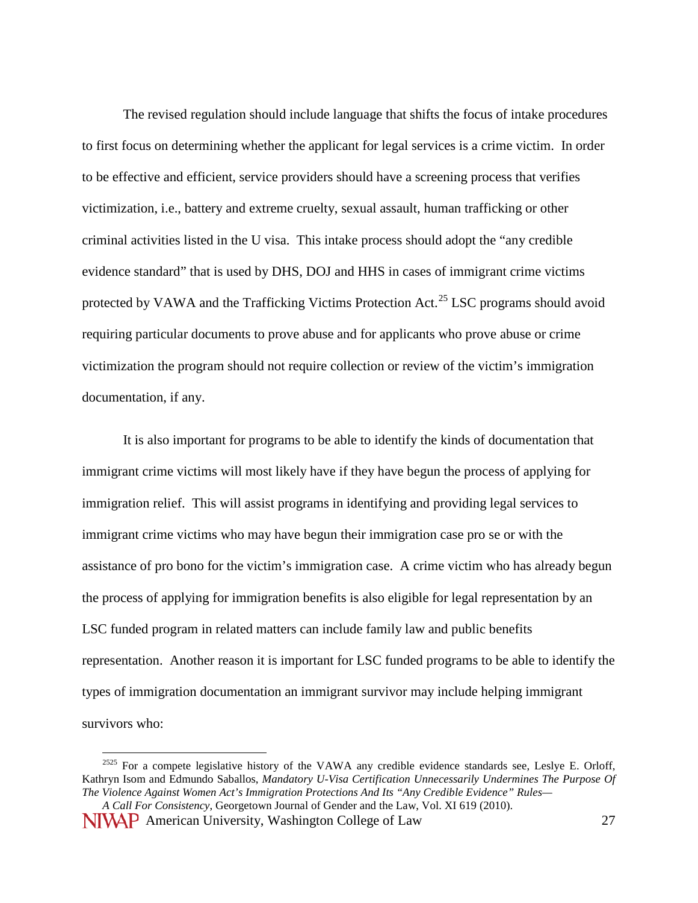The revised regulation should include language that shifts the focus of intake procedures to first focus on determining whether the applicant for legal services is a crime victim. In order to be effective and efficient, service providers should have a screening process that verifies victimization, i.e., battery and extreme cruelty, sexual assault, human trafficking or other criminal activities listed in the U visa. This intake process should adopt the "any credible evidence standard" that is used by DHS, DOJ and HHS in cases of immigrant crime victims protected by VAWA and the Trafficking Victims Protection Act.[25] LSC programs should avoid requiring particular documents to prove abuse and for applicants who prove abuse or crime victimization the program should not require collection or review of the victim's immigration documentation, if any.

It is also important for programs to be able to identify the kinds of documentation that immigrant crime victims will most likely have if they have begun the process of applying for immigration relief. This will assist programs in identifying and providing legal services to immigrant crime victims who may have begun their immigration case pro se or with the assistance of pro bono for the victim's immigration case. A crime victim who has already begun the process of applying for immigration benefits is also eligible for legal representation by an LSC funded program in related matters can include family law and public benefits representation. Another reason it is important for LSC funded programs to be able to identify the types of immigration documentation an immigrant survivor may include helping immigrant survivors who:

---

[2525] For a compete legislative history of the VAWA any credible evidence standards see, Leslye E. Orloff, Kathryn Isom and Edmundo Saballos, *Mandatory U-Visa Certification Unnecessarily Undermines The Purpose Of The Violence Against Women Act's Immigration Protections And Its "Any Credible Evidence" Rules— A Call For Consistency*, Georgetown Journal of Gender and the Law, Vol. XI 619 (2010).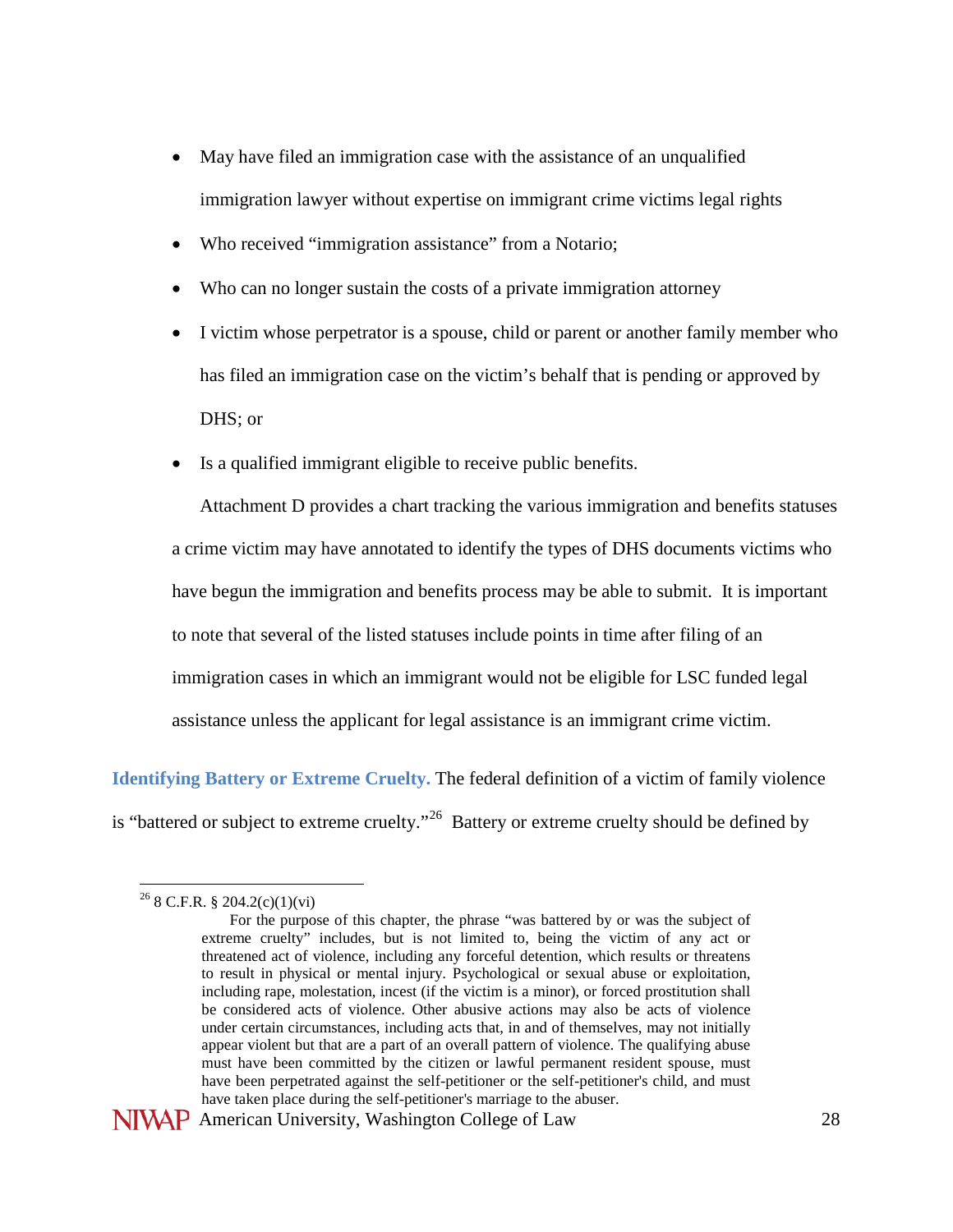- May have filed an immigration case with the assistance of an unqualified immigration lawyer without expertise on immigrant crime victims legal rights
- Who received "immigration assistance" from a Notario;
- Who can no longer sustain the costs of a private immigration attorney
- I victim whose perpetrator is a spouse, child or parent or another family member who has filed an immigration case on the victim's behalf that is pending or approved by DHS; or
- Is a qualified immigrant eligible to receive public benefits.

Attachment D provides a chart tracking the various immigration and benefits statuses a crime victim may have annotated to identify the types of DHS documents victims who have begun the immigration and benefits process may be able to submit. It is important to note that several of the listed statuses include points in time after filing of an immigration cases in which an immigrant would not be eligible for LSC funded legal assistance unless the applicant for legal assistance is an immigrant crime victim.

**Identifying Battery or Extreme Cruelty.** The federal definition of a victim of family violence is "battered or subject to extreme cruelty."[26] Battery or extreme cruelty should be defined by

---

[26] 8 C.F.R. § 204.2(c)(1)(vi)

> For the purpose of this chapter, the phrase "was battered by or was the subject of extreme cruelty" includes, but is not limited to, being the victim of any act or threatened act of violence, including any forceful detention, which results or threatens to result in physical or mental injury. Psychological or sexual abuse or exploitation, including rape, molestation, incest (if the victim is a minor), or forced prostitution shall be considered acts of violence. Other abusive actions may also be acts of violence under certain circumstances, including acts that, in and of themselves, may not initially appear violent but that are a part of an overall pattern of violence. The qualifying abuse must have been committed by the citizen or lawful permanent resident spouse, must have been perpetrated against the self-petitioner or the self-petitioner's child, and must have taken place during the self-petitioner's marriage to the abuser.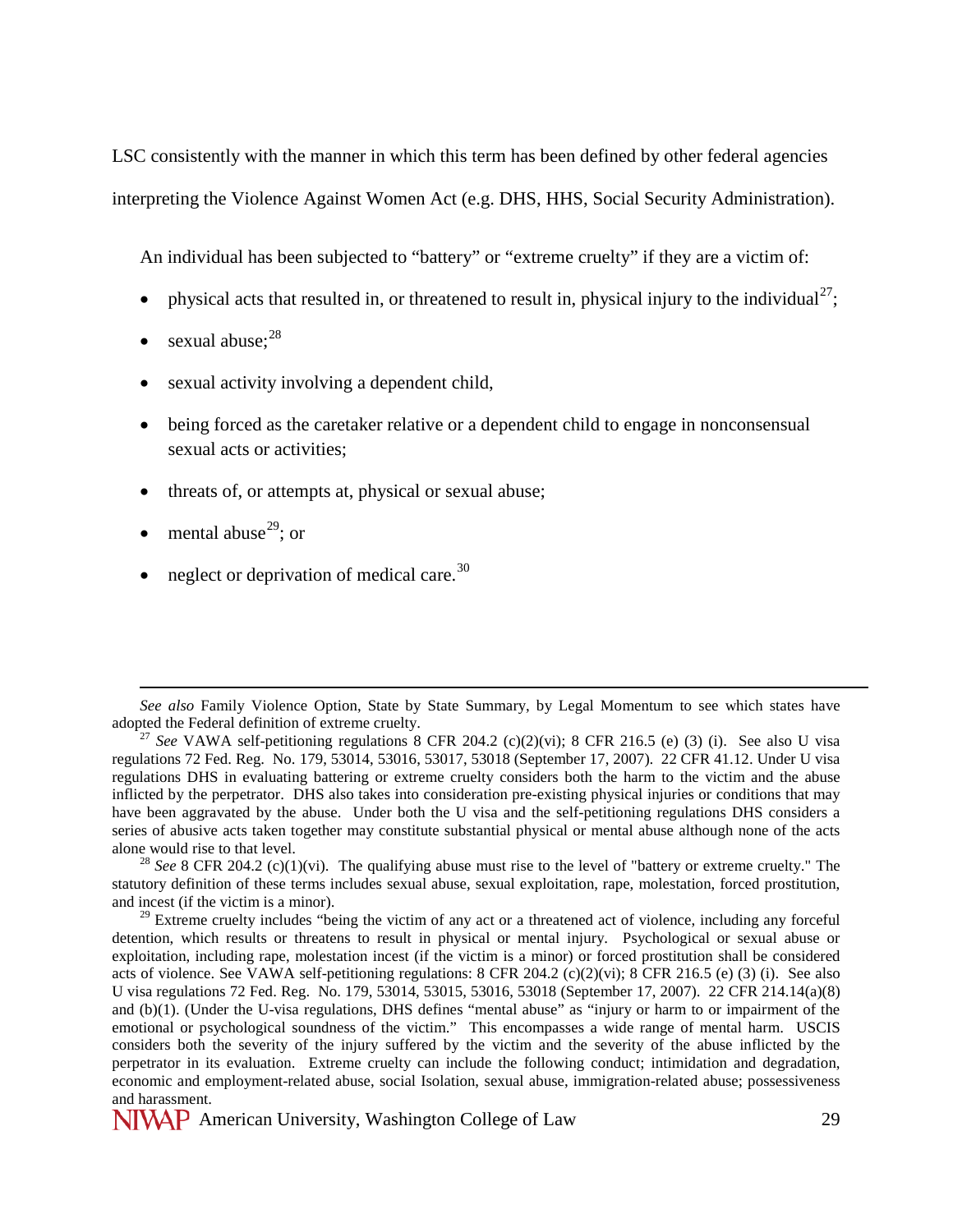LSC consistently with the manner in which this term has been defined by other federal agencies interpreting the Violence Against Women Act (e.g. DHS, HHS, Social Security Administration).

An individual has been subjected to "battery" or "extreme cruelty" if they are a victim of:

- physical acts that resulted in, or threatened to result in, physical injury to the individual[27];
- sexual abuse;[28]
- sexual activity involving a dependent child,
- being forced as the caretaker relative or a dependent child to engage in nonconsensual sexual acts or activities;
- threats of, or attempts at, physical or sexual abuse;
- mental abuse[29]; or
- neglect or deprivation of medical care.[30]

---

*See also* Family Violence Option, State by State Summary, by Legal Momentum to see which states have adopted the Federal definition of extreme cruelty.

[27] *See* VAWA self-petitioning regulations 8 CFR 204.2 (c)(2)(vi); 8 CFR 216.5 (e) (3) (i). See also U visa regulations 72 Fed. Reg. No. 179, 53014, 53016, 53017, 53018 (September 17, 2007). 22 CFR 41.12. Under U visa regulations DHS in evaluating battering or extreme cruelty considers both the harm to the victim and the abuse inflicted by the perpetrator. DHS also takes into consideration pre-existing physical injuries or conditions that may have been aggravated by the abuse. Under both the U visa and the self-petitioning regulations DHS considers a series of abusive acts taken together may constitute substantial physical or mental abuse although none of the acts alone would rise to that level.

[28] *See* 8 CFR 204.2 (c)(1)(vi). The qualifying abuse must rise to the level of "battery or extreme cruelty." The statutory definition of these terms includes sexual abuse, sexual exploitation, rape, molestation, forced prostitution, and incest (if the victim is a minor).

[29] Extreme cruelty includes "being the victim of any act or a threatened act of violence, including any forceful detention, which results or threatens to result in physical or mental injury. Psychological or sexual abuse or exploitation, including rape, molestation incest (if the victim is a minor) or forced prostitution shall be considered acts of violence. See VAWA self-petitioning regulations: 8 CFR 204.2 (c)(2)(vi); 8 CFR 216.5 (e) (3) (i). See also U visa regulations 72 Fed. Reg. No. 179, 53014, 53015, 53016, 53018 (September 17, 2007). 22 CFR 214.14(a)(8) and (b)(1). (Under the U-visa regulations, DHS defines "mental abuse" as "injury or harm to or impairment of the emotional or psychological soundness of the victim." This encompasses a wide range of mental harm. USCIS considers both the severity of the injury suffered by the victim and the severity of the abuse inflicted by the perpetrator in its evaluation. Extreme cruelty can include the following conduct; intimidation and degradation, economic and employment-related abuse, social Isolation, sexual abuse, immigration-related abuse; possessiveness and harassment.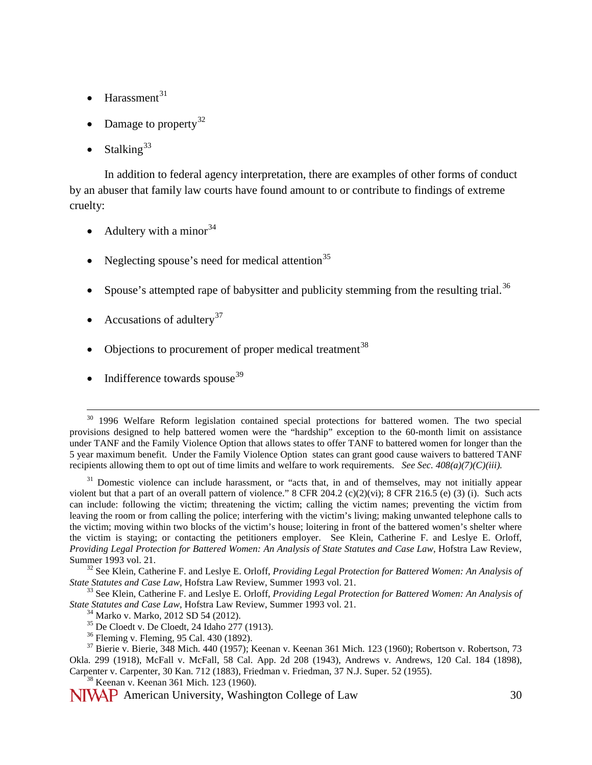- Harassment[31]
- Damage to property[32]
- Stalking[33]

In addition to federal agency interpretation, there are examples of other forms of conduct by an abuser that family law courts have found amount to or contribute to findings of extreme cruelty:

- Adultery with a minor[34]
- Neglecting spouse's need for medical attention[35]
- Spouse's attempted rape of babysitter and publicity stemming from the resulting trial.[36]
- Accusations of adultery[37]
- Objections to procurement of proper medical treatment[38]
- Indifference towards spouse[39]

---

[30] 1996 Welfare Reform legislation contained special protections for battered women. The two special provisions designed to help battered women were the "hardship" exception to the 60-month limit on assistance under TANF and the Family Violence Option that allows states to offer TANF to battered women for longer than the 5 year maximum benefit. Under the Family Violence Option states can grant good cause waivers to battered TANF recipients allowing them to opt out of time limits and welfare to work requirements. *See Sec. 408(a)(7)(C)(iii).*

[31] Domestic violence can include harassment, or "acts that, in and of themselves, may not initially appear violent but that a part of an overall pattern of violence." 8 CFR 204.2 (c)(2)(vi); 8 CFR 216.5 (e) (3) (i). Such acts can include: following the victim; threatening the victim; calling the victim names; preventing the victim from leaving the room or from calling the police; interfering with the victim's living; making unwanted telephone calls to the victim; moving within two blocks of the victim's house; loitering in front of the battered women's shelter where the victim is staying; or contacting the petitioners employer. See Klein, Catherine F. and Leslye E. Orloff, *Providing Legal Protection for Battered Women: An Analysis of State Statutes and Case Law*, Hofstra Law Review, Summer 1993 vol. 21.

[32] See Klein, Catherine F. and Leslye E. Orloff, *Providing Legal Protection for Battered Women: An Analysis of State Statutes and Case Law*, Hofstra Law Review, Summer 1993 vol. 21.

[33] See Klein, Catherine F. and Leslye E. Orloff, *Providing Legal Protection for Battered Women: An Analysis of State Statutes and Case Law*, Hofstra Law Review, Summer 1993 vol. 21.

[34] Marko v. Marko, 2012 SD 54 (2012).

[35] De Cloedt v. De Cloedt, 24 Idaho 277 (1913).

[36] Fleming v. Fleming, 95 Cal. 430 (1892).

[37] Bierie v. Bierie, 348 Mich. 440 (1957); Keenan v. Keenan 361 Mich. 123 (1960); Robertson v. Robertson, 73 Okla. 299 (1918), McFall v. McFall, 58 Cal. App. 2d 208 (1943), Andrews v. Andrews, 120 Cal. 184 (1898), Carpenter v. Carpenter, 30 Kan. 712 (1883), Friedman v. Friedman, 37 N.J. Super. 52 (1955).

[38] Keenan v. Keenan 361 Mich. 123 (1960).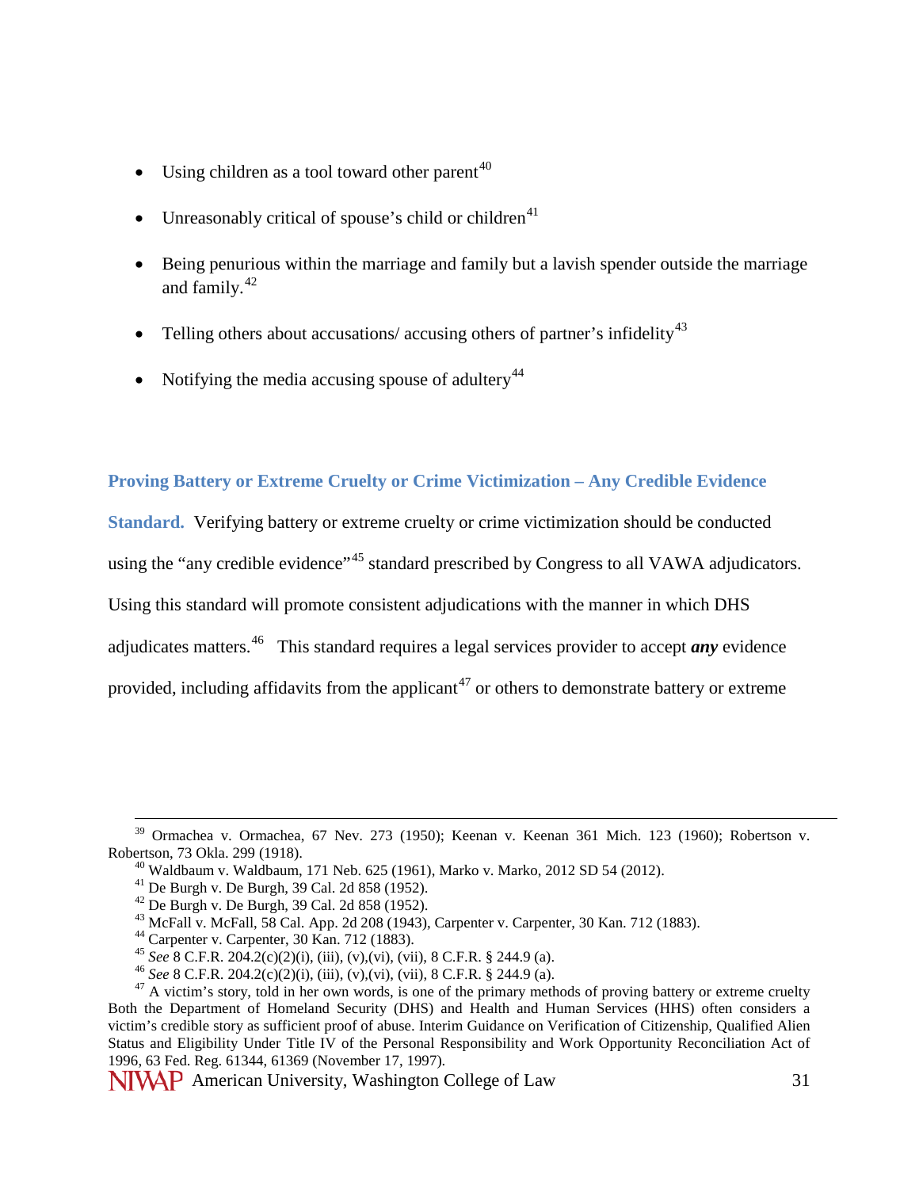- Using children as a tool toward other parent[40]
- Unreasonably critical of spouse's child or children[41]
- Being penurious within the marriage and family but a lavish spender outside the marriage and family.[42]
- Telling others about accusations/ accusing others of partner's infidelity[43]
- Notifying the media accusing spouse of adultery[44]

**Proving Battery or Extreme Cruelty or Crime Victimization – Any Credible Evidence Standard.** Verifying battery or extreme cruelty or crime victimization should be conducted using the "any credible evidence"[45] standard prescribed by Congress to all VAWA adjudicators. Using this standard will promote consistent adjudications with the manner in which DHS adjudicates matters.[46] This standard requires a legal services provider to accept ***any*** evidence provided, including affidavits from the applicant[47] or others to demonstrate battery or extreme

---

[39] Ormachea v. Ormachea, 67 Nev. 273 (1950); Keenan v. Keenan 361 Mich. 123 (1960); Robertson v. Robertson, 73 Okla. 299 (1918).

[40] Waldbaum v. Waldbaum, 171 Neb. 625 (1961), Marko v. Marko, 2012 SD 54 (2012).

[41] De Burgh v. De Burgh, 39 Cal. 2d 858 (1952).

[42] De Burgh v. De Burgh, 39 Cal. 2d 858 (1952).

[43] McFall v. McFall, 58 Cal. App. 2d 208 (1943), Carpenter v. Carpenter, 30 Kan. 712 (1883).

[44] Carpenter v. Carpenter, 30 Kan. 712 (1883).

[45] *See* 8 C.F.R. 204.2(c)(2)(i), (iii), (v),(vi), (vii), 8 C.F.R. § 244.9 (a).

[46] *See* 8 C.F.R. 204.2(c)(2)(i), (iii), (v),(vi), (vii), 8 C.F.R. § 244.9 (a).

[47] A victim's story, told in her own words, is one of the primary methods of proving battery or extreme cruelty Both the Department of Homeland Security (DHS) and Health and Human Services (HHS) often considers a victim's credible story as sufficient proof of abuse. Interim Guidance on Verification of Citizenship, Qualified Alien Status and Eligibility Under Title IV of the Personal Responsibility and Work Opportunity Reconciliation Act of 1996, 63 Fed. Reg. 61344, 61369 (November 17, 1997).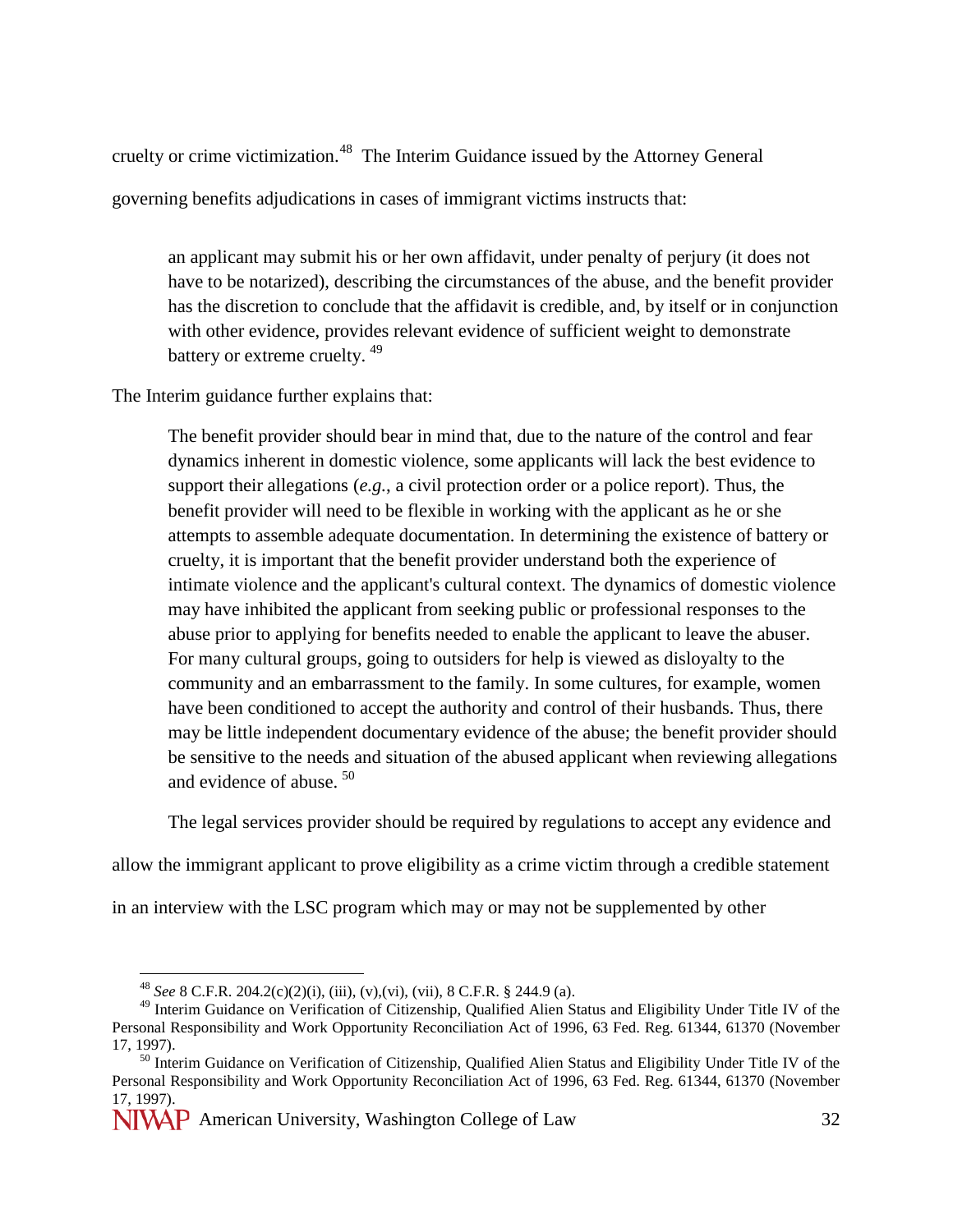cruelty or crime victimization.[48] The Interim Guidance issued by the Attorney General governing benefits adjudications in cases of immigrant victims instructs that:

> an applicant may submit his or her own affidavit, under penalty of perjury (it does not have to be notarized), describing the circumstances of the abuse, and the benefit provider has the discretion to conclude that the affidavit is credible, and, by itself or in conjunction with other evidence, provides relevant evidence of sufficient weight to demonstrate battery or extreme cruelty. [49]

The Interim guidance further explains that:

> The benefit provider should bear in mind that, due to the nature of the control and fear dynamics inherent in domestic violence, some applicants will lack the best evidence to support their allegations (*e.g.*, a civil protection order or a police report). Thus, the benefit provider will need to be flexible in working with the applicant as he or she attempts to assemble adequate documentation. In determining the existence of battery or cruelty, it is important that the benefit provider understand both the experience of intimate violence and the applicant's cultural context. The dynamics of domestic violence may have inhibited the applicant from seeking public or professional responses to the abuse prior to applying for benefits needed to enable the applicant to leave the abuser. For many cultural groups, going to outsiders for help is viewed as disloyalty to the community and an embarrassment to the family. In some cultures, for example, women have been conditioned to accept the authority and control of their husbands. Thus, there may be little independent documentary evidence of the abuse; the benefit provider should be sensitive to the needs and situation of the abused applicant when reviewing allegations and evidence of abuse. [50]

The legal services provider should be required by regulations to accept any evidence and allow the immigrant applicant to prove eligibility as a crime victim through a credible statement in an interview with the LSC program which may or may not be supplemented by other

---

[48] *See* 8 C.F.R. 204.2(c)(2)(i), (iii), (v),(vi), (vii), 8 C.F.R. § 244.9 (a).

[49] Interim Guidance on Verification of Citizenship, Qualified Alien Status and Eligibility Under Title IV of the Personal Responsibility and Work Opportunity Reconciliation Act of 1996, 63 Fed. Reg. 61344, 61370 (November 17, 1997).

[50] Interim Guidance on Verification of Citizenship, Qualified Alien Status and Eligibility Under Title IV of the Personal Responsibility and Work Opportunity Reconciliation Act of 1996, 63 Fed. Reg. 61344, 61370 (November 17, 1997).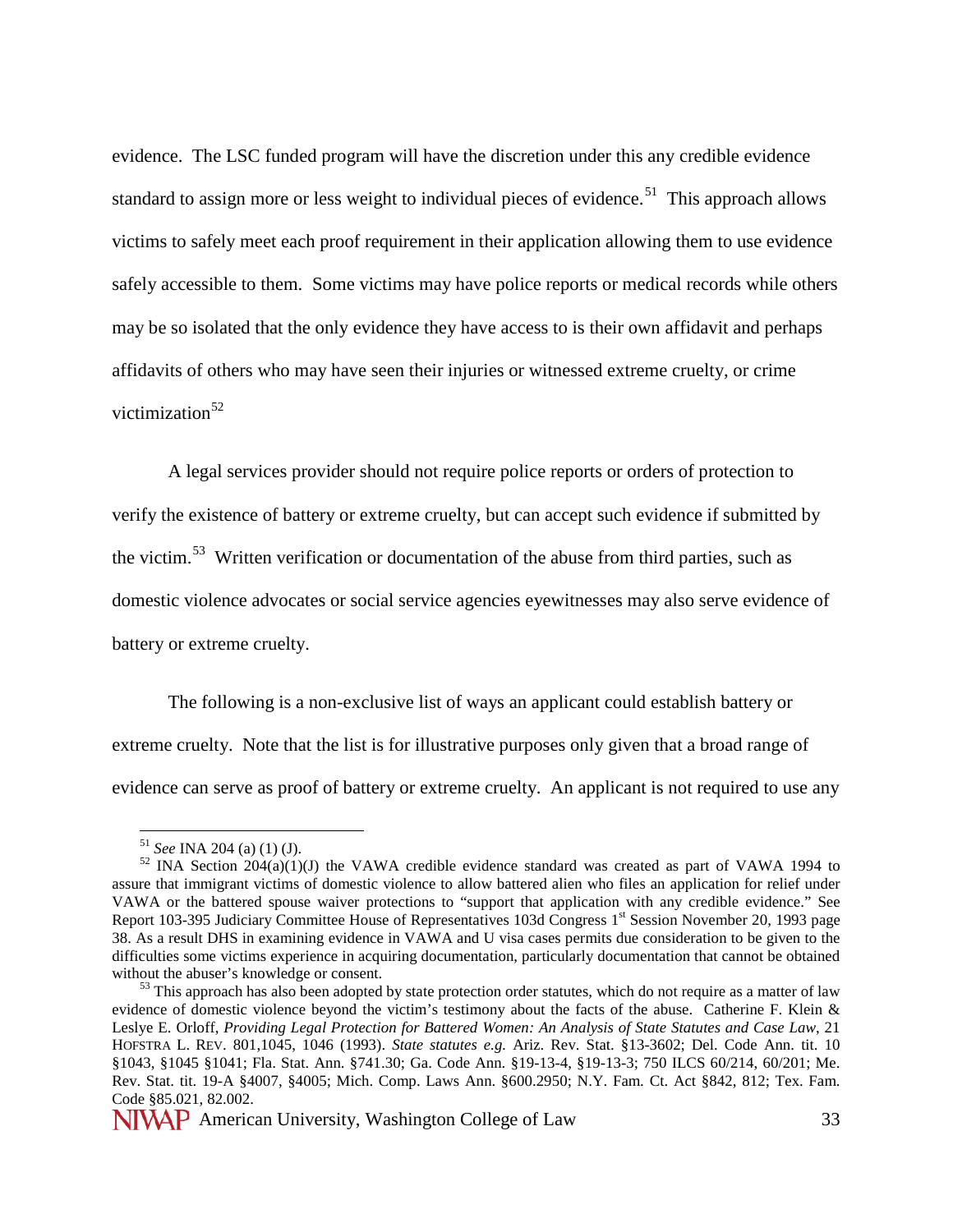evidence. The LSC funded program will have the discretion under this any credible evidence standard to assign more or less weight to individual pieces of evidence.[51] This approach allows victims to safely meet each proof requirement in their application allowing them to use evidence safely accessible to them. Some victims may have police reports or medical records while others may be so isolated that the only evidence they have access to is their own affidavit and perhaps affidavits of others who may have seen their injuries or witnessed extreme cruelty, or crime victimization[52]

A legal services provider should not require police reports or orders of protection to verify the existence of battery or extreme cruelty, but can accept such evidence if submitted by the victim.[53] Written verification or documentation of the abuse from third parties, such as domestic violence advocates or social service agencies eyewitnesses may also serve evidence of battery or extreme cruelty.

The following is a non-exclusive list of ways an applicant could establish battery or extreme cruelty. Note that the list is for illustrative purposes only given that a broad range of evidence can serve as proof of battery or extreme cruelty. An applicant is not required to use any

---

[51] *See* INA 204 (a) (1) (J).

[52] INA Section 204(a)(1)(J) the VAWA credible evidence standard was created as part of VAWA 1994 to assure that immigrant victims of domestic violence to allow battered alien who files an application for relief under VAWA or the battered spouse waiver protections to "support that application with any credible evidence." See Report 103-395 Judiciary Committee House of Representatives 103d Congress 1st Session November 20, 1993 page 38. As a result DHS in examining evidence in VAWA and U visa cases permits due consideration to be given to the difficulties some victims experience in acquiring documentation, particularly documentation that cannot be obtained without the abuser's knowledge or consent.

[53] This approach has also been adopted by state protection order statutes, which do not require as a matter of law evidence of domestic violence beyond the victim's testimony about the facts of the abuse. Catherine F. Klein & Leslye E. Orloff, *Providing Legal Protection for Battered Women: An Analysis of State Statutes and Case Law*, 21 HOFSTRA L. REV. 801,1045, 1046 (1993). *State statutes e.g.* Ariz. Rev. Stat. §13-3602; Del. Code Ann. tit. 10 §1043, §1045 §1041; Fla. Stat. Ann. §741.30; Ga. Code Ann. §19-13-4, §19-13-3; 750 ILCS 60/214, 60/201; Me. Rev. Stat. tit. 19-A §4007, §4005; Mich. Comp. Laws Ann. §600.2950; N.Y. Fam. Ct. Act §842, 812; Tex. Fam. Code §85.021, 82.002.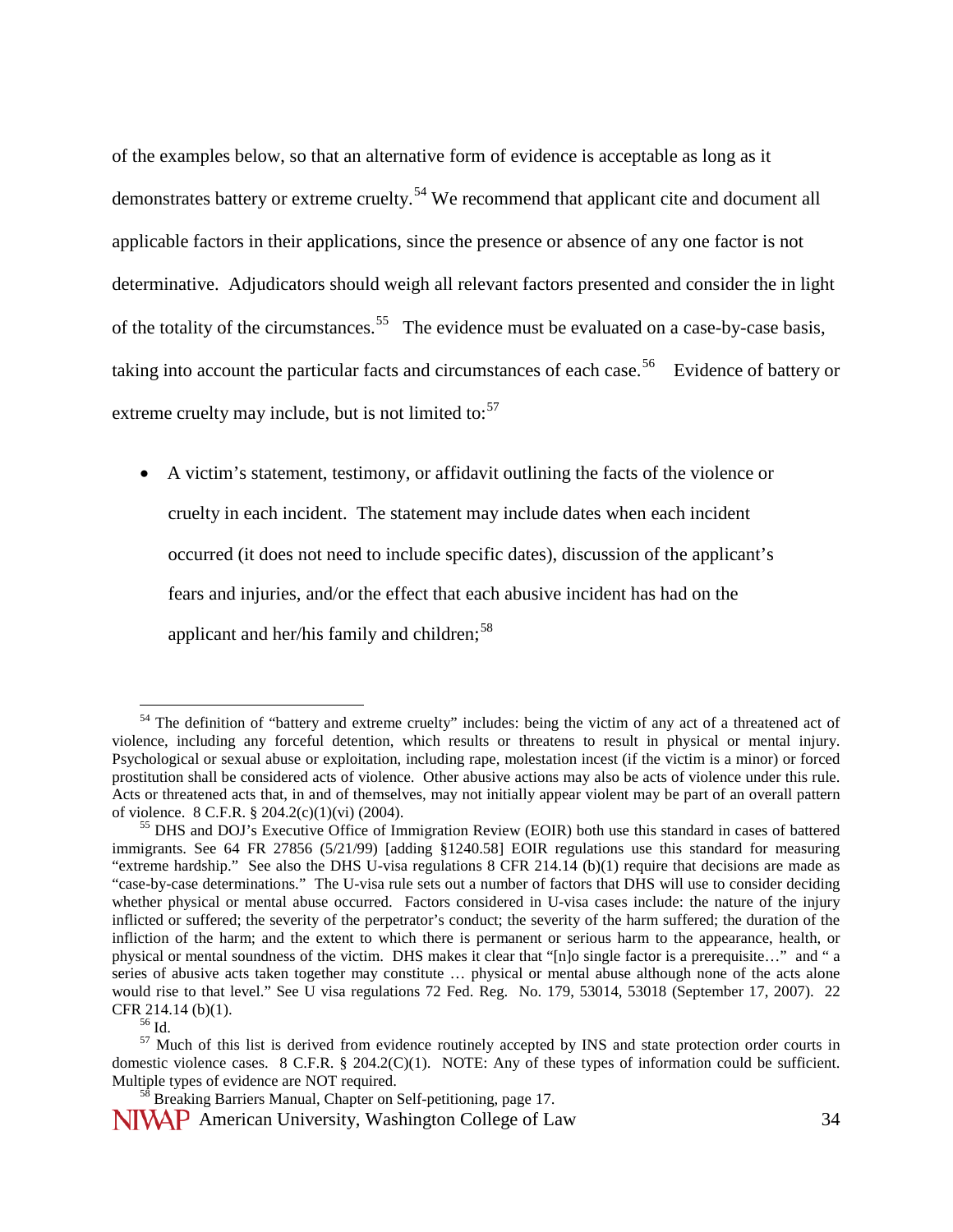of the examples below, so that an alternative form of evidence is acceptable as long as it demonstrates battery or extreme cruelty.[54] We recommend that applicant cite and document all applicable factors in their applications, since the presence or absence of any one factor is not determinative. Adjudicators should weigh all relevant factors presented and consider the in light of the totality of the circumstances.[55] The evidence must be evaluated on a case-by-case basis, taking into account the particular facts and circumstances of each case.[56] Evidence of battery or extreme cruelty may include, but is not limited to:[57]

- A victim's statement, testimony, or affidavit outlining the facts of the violence or cruelty in each incident. The statement may include dates when each incident occurred (it does not need to include specific dates), discussion of the applicant's fears and injuries, and/or the effect that each abusive incident has had on the applicant and her/his family and children;[58]

---

[54] The definition of "battery and extreme cruelty" includes: being the victim of any act of a threatened act of violence, including any forceful detention, which results or threatens to result in physical or mental injury. Psychological or sexual abuse or exploitation, including rape, molestation incest (if the victim is a minor) or forced prostitution shall be considered acts of violence. Other abusive actions may also be acts of violence under this rule. Acts or threatened acts that, in and of themselves, may not initially appear violent may be part of an overall pattern of violence. 8 C.F.R. § 204.2(c)(1)(vi) (2004).

[55] DHS and DOJ's Executive Office of Immigration Review (EOIR) both use this standard in cases of battered immigrants. See 64 FR 27856 (5/21/99) [adding §1240.58] EOIR regulations use this standard for measuring "extreme hardship." See also the DHS U-visa regulations 8 CFR 214.14 (b)(1) require that decisions are made as "case-by-case determinations." The U-visa rule sets out a number of factors that DHS will use to consider deciding whether physical or mental abuse occurred. Factors considered in U-visa cases include: the nature of the injury inflicted or suffered; the severity of the perpetrator's conduct; the severity of the harm suffered; the duration of the infliction of the harm; and the extent to which there is permanent or serious harm to the appearance, health, or physical or mental soundness of the victim. DHS makes it clear that "[n]o single factor is a prerequisite…" and " a series of abusive acts taken together may constitute … physical or mental abuse although none of the acts alone would rise to that level." See U visa regulations 72 Fed. Reg. No. 179, 53014, 53018 (September 17, 2007). 22 CFR 214.14 (b)(1).

[56] Id.

[57] Much of this list is derived from evidence routinely accepted by INS and state protection order courts in domestic violence cases. 8 C.F.R. § 204.2(C)(1). NOTE: Any of these types of information could be sufficient. Multiple types of evidence are NOT required.

[58] Breaking Barriers Manual, Chapter on Self-petitioning, page 17.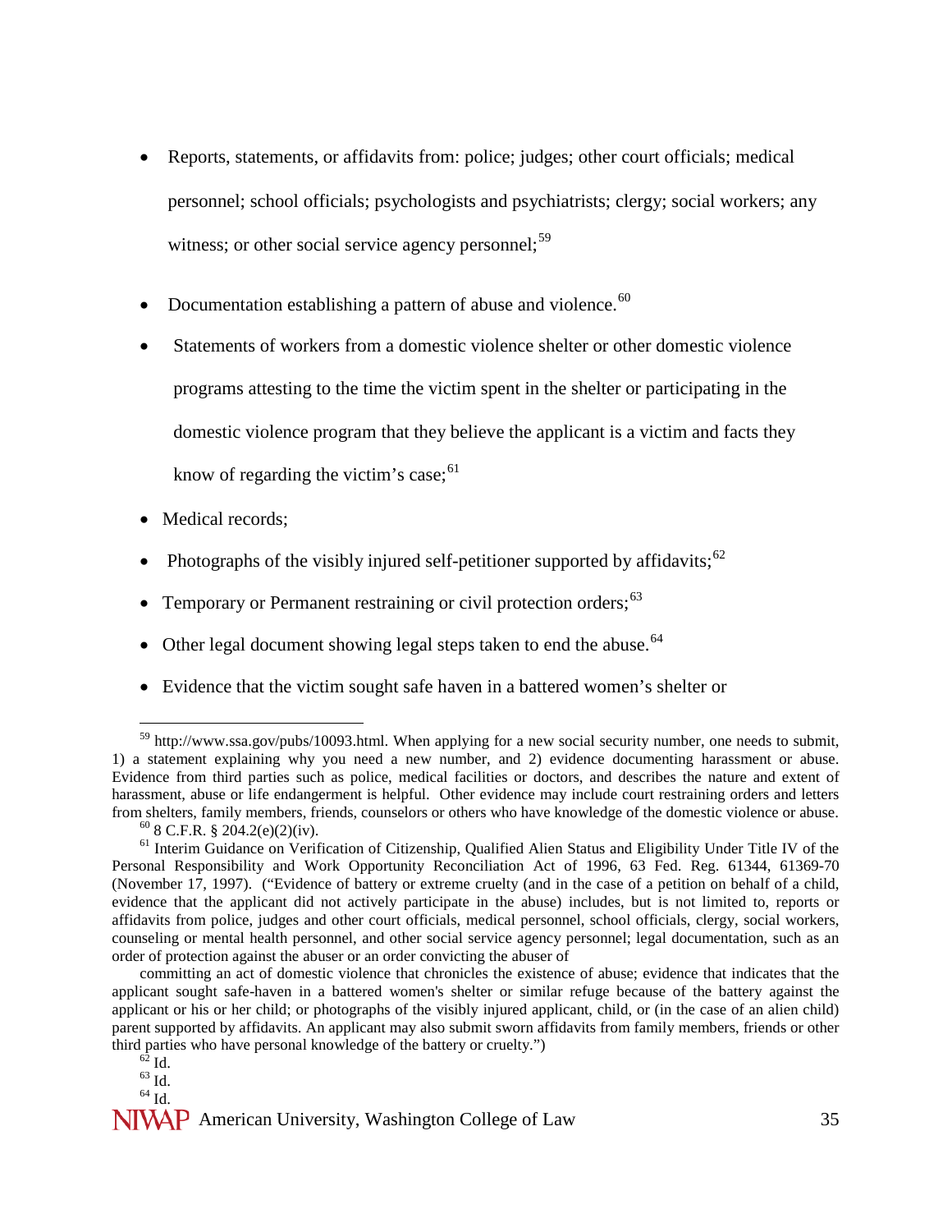- Reports, statements, or affidavits from: police; judges; other court officials; medical personnel; school officials; psychologists and psychiatrists; clergy; social workers; any witness; or other social service agency personnel;[59]
- Documentation establishing a pattern of abuse and violence.[60]
- Statements of workers from a domestic violence shelter or other domestic violence programs attesting to the time the victim spent in the shelter or participating in the domestic violence program that they believe the applicant is a victim and facts they know of regarding the victim's case;[61]
- Medical records;
- Photographs of the visibly injured self-petitioner supported by affidavits;[62]
- Temporary or Permanent restraining or civil protection orders;[63]
- Other legal document showing legal steps taken to end the abuse.[64]
- Evidence that the victim sought safe haven in a battered women's shelter or

---

[59] http://www.ssa.gov/pubs/10093.html. When applying for a new social security number, one needs to submit, 1) a statement explaining why you need a new number, and 2) evidence documenting harassment or abuse. Evidence from third parties such as police, medical facilities or doctors, and describes the nature and extent of harassment, abuse or life endangerment is helpful. Other evidence may include court restraining orders and letters from shelters, family members, friends, counselors or others who have knowledge of the domestic violence or abuse.

[60] 8 C.F.R. § 204.2(e)(2)(iv).

[61] Interim Guidance on Verification of Citizenship, Qualified Alien Status and Eligibility Under Title IV of the Personal Responsibility and Work Opportunity Reconciliation Act of 1996, 63 Fed. Reg. 61344, 61369-70 (November 17, 1997). ("Evidence of battery or extreme cruelty (and in the case of a petition on behalf of a child, evidence that the applicant did not actively participate in the abuse) includes, but is not limited to, reports or affidavits from police, judges and other court officials, medical personnel, school officials, clergy, social workers, counseling or mental health personnel, and other social service agency personnel; legal documentation, such as an order of protection against the abuser or an order convicting the abuser of

committing an act of domestic violence that chronicles the existence of abuse; evidence that indicates that the applicant sought safe-haven in a battered women's shelter or similar refuge because of the battery against the applicant or his or her child; or photographs of the visibly injured applicant, child, or (in the case of an alien child) parent supported by affidavits. An applicant may also submit sworn affidavits from family members, friends or other third parties who have personal knowledge of the battery or cruelty.")

[62] Id.

[63] Id.

[64] Id.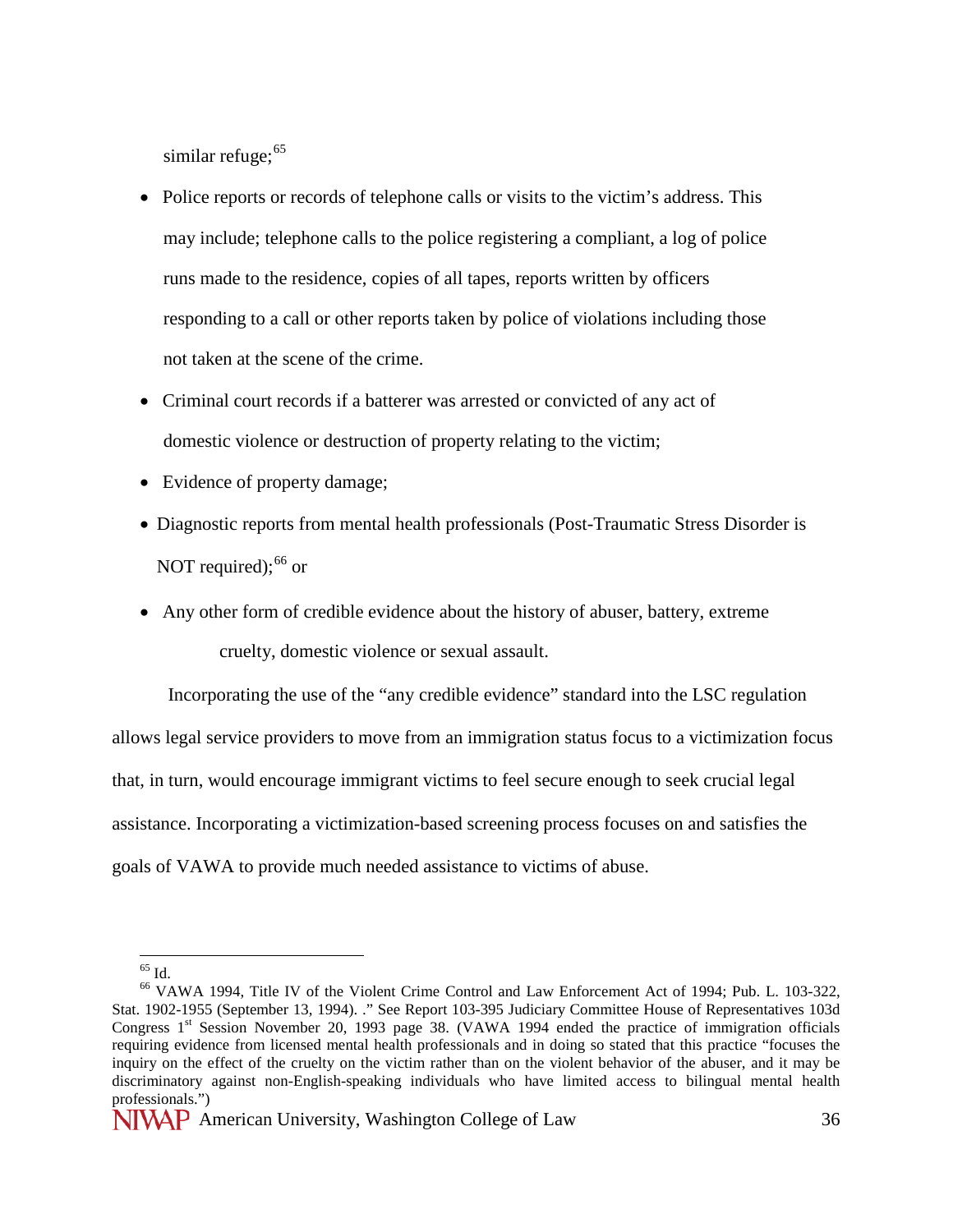similar refuge;[65]

- Police reports or records of telephone calls or visits to the victim's address. This may include; telephone calls to the police registering a compliant, a log of police runs made to the residence, copies of all tapes, reports written by officers responding to a call or other reports taken by police of violations including those not taken at the scene of the crime.
- Criminal court records if a batterer was arrested or convicted of any act of domestic violence or destruction of property relating to the victim;
- Evidence of property damage;
- Diagnostic reports from mental health professionals (Post-Traumatic Stress Disorder is NOT required);[66] or
- Any other form of credible evidence about the history of abuser, battery, extreme cruelty, domestic violence or sexual assault.

Incorporating the use of the "any credible evidence" standard into the LSC regulation allows legal service providers to move from an immigration status focus to a victimization focus that, in turn, would encourage immigrant victims to feel secure enough to seek crucial legal assistance. Incorporating a victimization-based screening process focuses on and satisfies the goals of VAWA to provide much needed assistance to victims of abuse.

---

[65] Id.

[66] VAWA 1994, Title IV of the Violent Crime Control and Law Enforcement Act of 1994; Pub. L. 103-322, Stat. 1902-1955 (September 13, 1994). ." See Report 103-395 Judiciary Committee House of Representatives 103d Congress 1st Session November 20, 1993 page 38. (VAWA 1994 ended the practice of immigration officials requiring evidence from licensed mental health professionals and in doing so stated that this practice "focuses the inquiry on the effect of the cruelty on the victim rather than on the violent behavior of the abuser, and it may be discriminatory against non-English-speaking individuals who have limited access to bilingual mental health professionals.")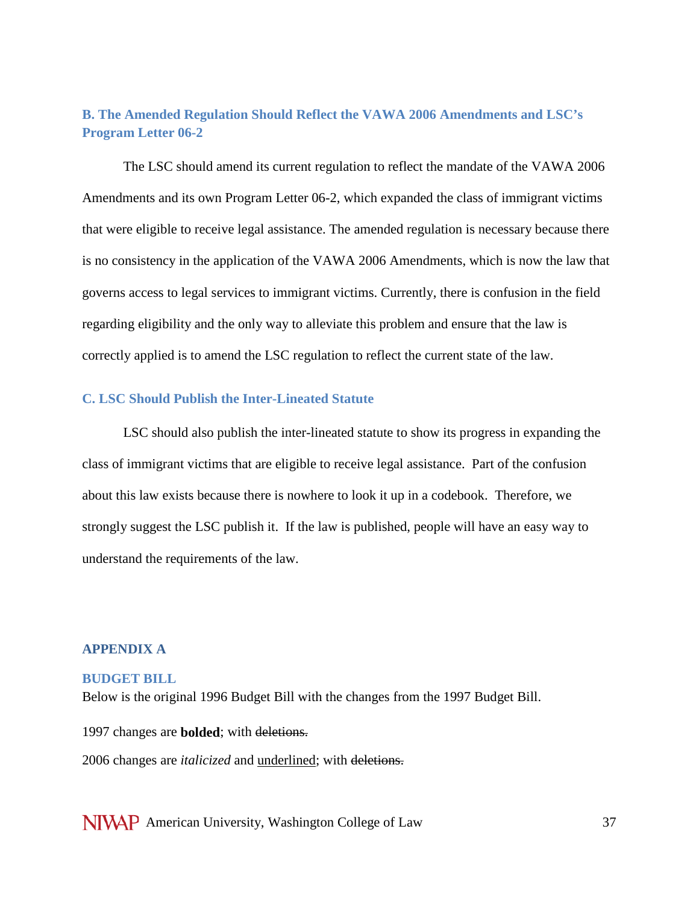### B. The Amended Regulation Should Reflect the VAWA 2006 Amendments and LSC's Program Letter 06-2

The LSC should amend its current regulation to reflect the mandate of the VAWA 2006 Amendments and its own Program Letter 06-2, which expanded the class of immigrant victims that were eligible to receive legal assistance. The amended regulation is necessary because there is no consistency in the application of the VAWA 2006 Amendments, which is now the law that governs access to legal services to immigrant victims. Currently, there is confusion in the field regarding eligibility and the only way to alleviate this problem and ensure that the law is correctly applied is to amend the LSC regulation to reflect the current state of the law.

### C. LSC Should Publish the Inter-Lineated Statute

LSC should also publish the inter-lineated statute to show its progress in expanding the class of immigrant victims that are eligible to receive legal assistance. Part of the confusion about this law exists because there is nowhere to look it up in a codebook. Therefore, we strongly suggest the LSC publish it. If the law is published, people will have an easy way to understand the requirements of the law.

## APPENDIX A

### BUDGET BILL

Below is the original 1996 Budget Bill with the changes from the 1997 Budget Bill.

1997 changes are **bolded**; with ~~deletions.~~

2006 changes are *italicized* and <u>underlined</u>; with ~~deletions.~~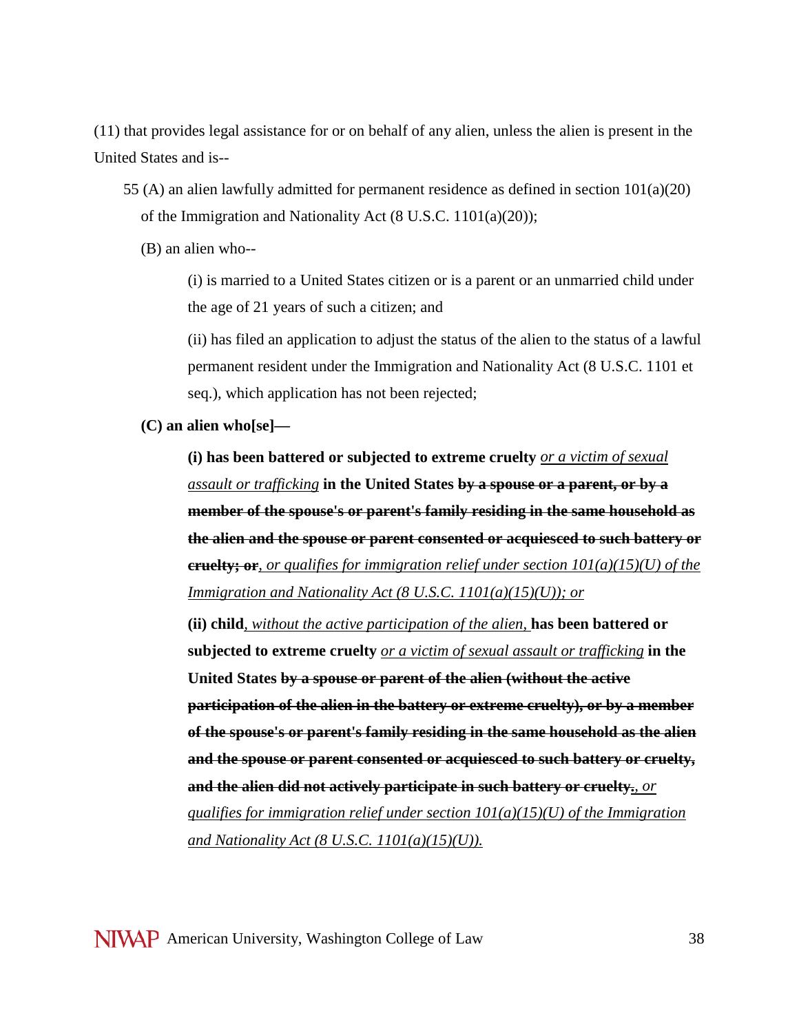(11) that provides legal assistance for or on behalf of any alien, unless the alien is present in the United States and is--

55 (A) an alien lawfully admitted for permanent residence as defined in section 101(a)(20) of the Immigration and Nationality Act (8 U.S.C. 1101(a)(20));

(B) an alien who--

(i) is married to a United States citizen or is a parent or an unmarried child under the age of 21 years of such a citizen; and

(ii) has filed an application to adjust the status of the alien to the status of a lawful permanent resident under the Immigration and Nationality Act (8 U.S.C. 1101 et seq.), which application has not been rejected;

**(C) an alien who[se]—**

**(i) has been battered or subjected to extreme cruelty** <u>*or a victim of sexual assault or trafficking*</u> **in the United States ~~by a spouse or a parent, or by a member of the spouse's or parent's family residing in the same household as the alien and the spouse or parent consented or acquiesced to such battery or cruelty; or~~**<u>*, or qualifies for immigration relief under section 101(a)(15)(U) of the Immigration and Nationality Act (8 U.S.C. 1101(a)(15)(U)); or*</u>

**(ii) child**<u>*, without the active participation of the alien,*</u> **has been battered or subjected to extreme cruelty** <u>*or a victim of sexual assault or trafficking*</u> **in the United States ~~by a spouse or parent of the alien (without the active participation of the alien in the battery or extreme cruelty), or by a member of the spouse's or parent's family residing in the same household as the alien and the spouse or parent consented or acquiesced to such battery or cruelty, and the alien did not actively participate in such battery or cruelty.~~**<u>*, or qualifies for immigration relief under section 101(a)(15)(U) of the Immigration and Nationality Act (8 U.S.C. 1101(a)(15)(U)).*</u>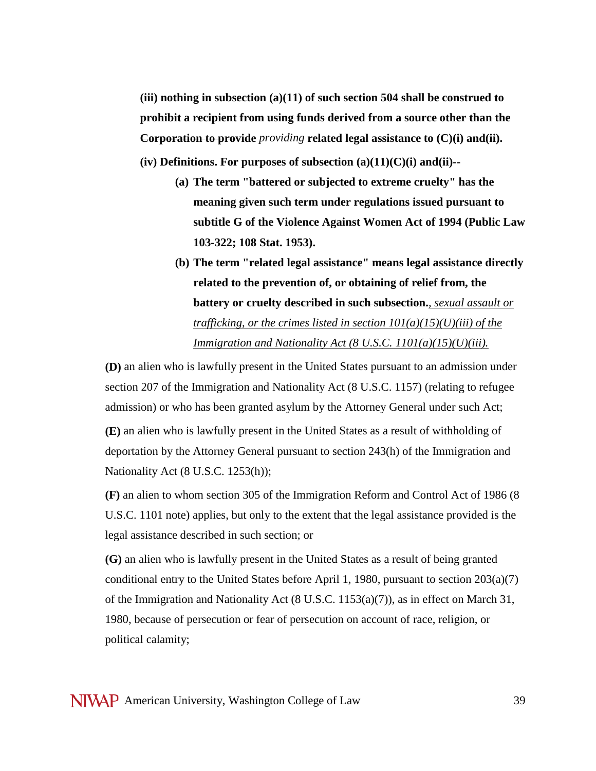**(iii) nothing in subsection (a)(11) of such section 504 shall be construed to prohibit a recipient from ~~using funds derived from a source other than the Corporation to provide~~** *providing* **related legal assistance to (C)(i) and(ii).**

**(iv) Definitions. For purposes of subsection (a)(11)(C)(i) and(ii)--**

> **(a) The term "battered or subjected to extreme cruelty" has the meaning given such term under regulations issued pursuant to subtitle G of the Violence Against Women Act of 1994 (Public Law 103-322; 108 Stat. 1953).**
>
> **(b) The term "related legal assistance" means legal assistance directly related to the prevention of, or obtaining of relief from, the battery or cruelty ~~described in such subsection.~~**<u>*, sexual assault or trafficking, or the crimes listed in section 101(a)(15)(U)(iii) of the Immigration and Nationality Act (8 U.S.C. 1101(a)(15)(U)(iii).*</u>

**(D)** an alien who is lawfully present in the United States pursuant to an admission under section 207 of the Immigration and Nationality Act (8 U.S.C. 1157) (relating to refugee admission) or who has been granted asylum by the Attorney General under such Act;

**(E)** an alien who is lawfully present in the United States as a result of withholding of deportation by the Attorney General pursuant to section 243(h) of the Immigration and Nationality Act (8 U.S.C. 1253(h));

**(F)** an alien to whom section 305 of the Immigration Reform and Control Act of 1986 (8 U.S.C. 1101 note) applies, but only to the extent that the legal assistance provided is the legal assistance described in such section; or

**(G)** an alien who is lawfully present in the United States as a result of being granted conditional entry to the United States before April 1, 1980, pursuant to section 203(a)(7) of the Immigration and Nationality Act (8 U.S.C. 1153(a)(7)), as in effect on March 31, 1980, because of persecution or fear of persecution on account of race, religion, or political calamity;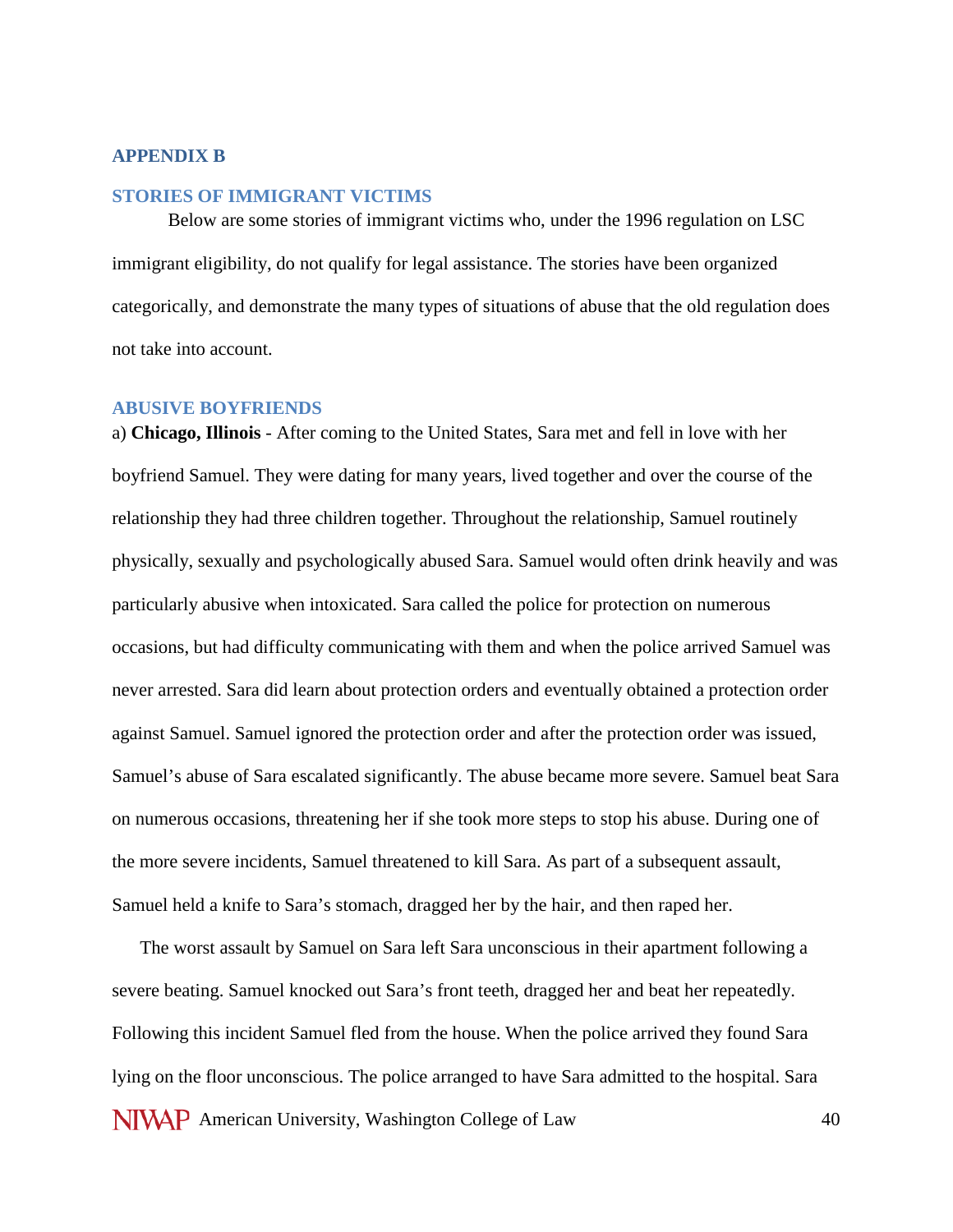## APPENDIX B

### STORIES OF IMMIGRANT VICTIMS

Below are some stories of immigrant victims who, under the 1996 regulation on LSC immigrant eligibility, do not qualify for legal assistance. The stories have been organized categorically, and demonstrate the many types of situations of abuse that the old regulation does not take into account.

### ABUSIVE BOYFRIENDS

a) **Chicago, Illinois** - After coming to the United States, Sara met and fell in love with her boyfriend Samuel. They were dating for many years, lived together and over the course of the relationship they had three children together. Throughout the relationship, Samuel routinely physically, sexually and psychologically abused Sara. Samuel would often drink heavily and was particularly abusive when intoxicated. Sara called the police for protection on numerous occasions, but had difficulty communicating with them and when the police arrived Samuel was never arrested. Sara did learn about protection orders and eventually obtained a protection order against Samuel. Samuel ignored the protection order and after the protection order was issued, Samuel's abuse of Sara escalated significantly. The abuse became more severe. Samuel beat Sara on numerous occasions, threatening her if she took more steps to stop his abuse. During one of the more severe incidents, Samuel threatened to kill Sara. As part of a subsequent assault, Samuel held a knife to Sara's stomach, dragged her by the hair, and then raped her.

The worst assault by Samuel on Sara left Sara unconscious in their apartment following a severe beating. Samuel knocked out Sara's front teeth, dragged her and beat her repeatedly. Following this incident Samuel fled from the house. When the police arrived they found Sara lying on the floor unconscious. The police arranged to have Sara admitted to the hospital. Sara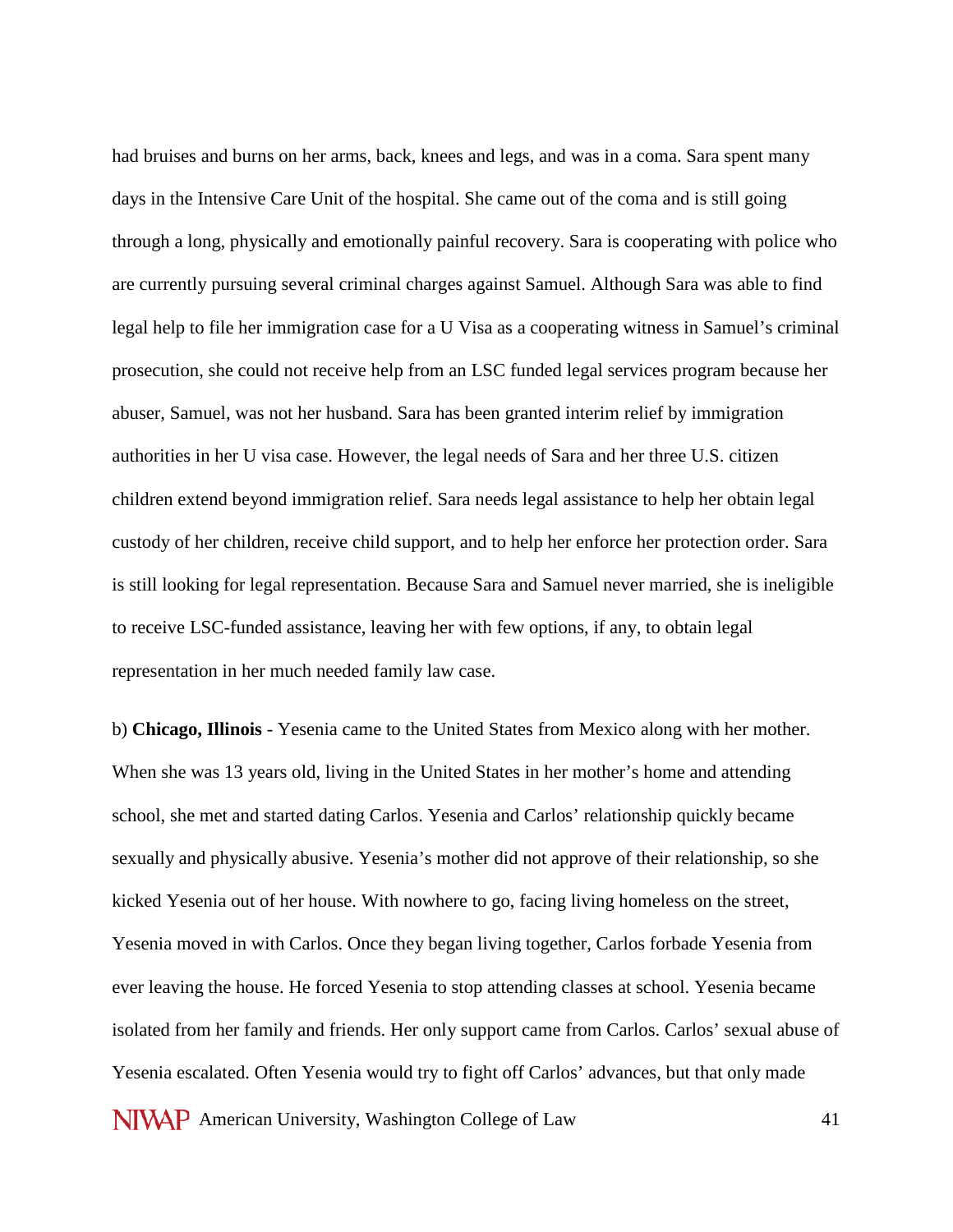had bruises and burns on her arms, back, knees and legs, and was in a coma. Sara spent many days in the Intensive Care Unit of the hospital. She came out of the coma and is still going through a long, physically and emotionally painful recovery. Sara is cooperating with police who are currently pursuing several criminal charges against Samuel. Although Sara was able to find legal help to file her immigration case for a U Visa as a cooperating witness in Samuel's criminal prosecution, she could not receive help from an LSC funded legal services program because her abuser, Samuel, was not her husband. Sara has been granted interim relief by immigration authorities in her U visa case. However, the legal needs of Sara and her three U.S. citizen children extend beyond immigration relief. Sara needs legal assistance to help her obtain legal custody of her children, receive child support, and to help her enforce her protection order. Sara is still looking for legal representation. Because Sara and Samuel never married, she is ineligible to receive LSC-funded assistance, leaving her with few options, if any, to obtain legal representation in her much needed family law case.

b) **Chicago, Illinois** - Yesenia came to the United States from Mexico along with her mother. When she was 13 years old, living in the United States in her mother's home and attending school, she met and started dating Carlos. Yesenia and Carlos' relationship quickly became sexually and physically abusive. Yesenia's mother did not approve of their relationship, so she kicked Yesenia out of her house. With nowhere to go, facing living homeless on the street, Yesenia moved in with Carlos. Once they began living together, Carlos forbade Yesenia from ever leaving the house. He forced Yesenia to stop attending classes at school. Yesenia became isolated from her family and friends. Her only support came from Carlos. Carlos' sexual abuse of Yesenia escalated. Often Yesenia would try to fight off Carlos' advances, but that only made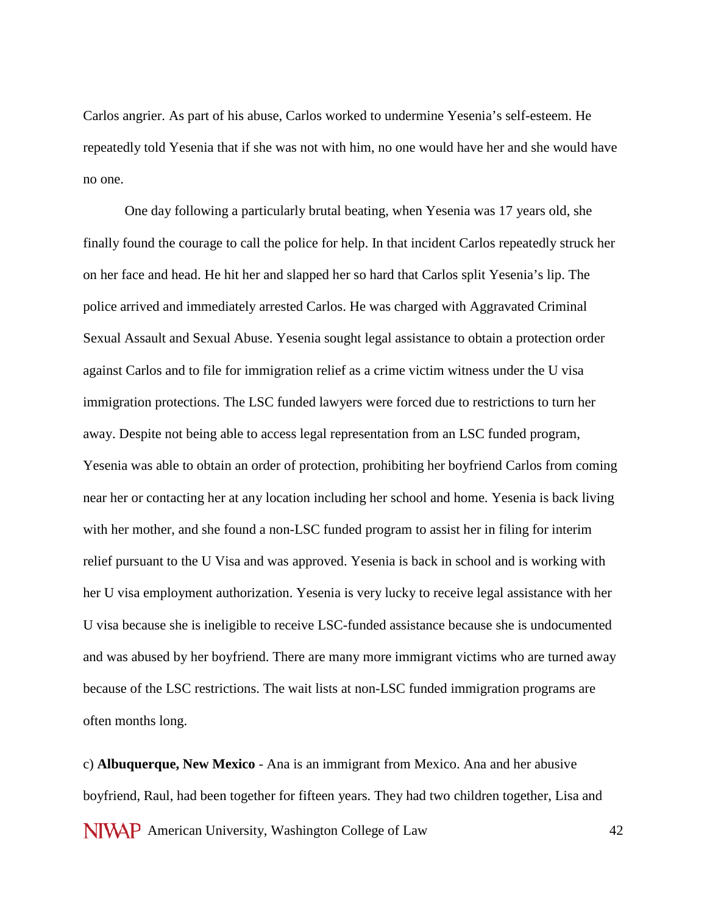Carlos angrier. As part of his abuse, Carlos worked to undermine Yesenia's self-esteem. He repeatedly told Yesenia that if she was not with him, no one would have her and she would have no one.

One day following a particularly brutal beating, when Yesenia was 17 years old, she finally found the courage to call the police for help. In that incident Carlos repeatedly struck her on her face and head. He hit her and slapped her so hard that Carlos split Yesenia's lip. The police arrived and immediately arrested Carlos. He was charged with Aggravated Criminal Sexual Assault and Sexual Abuse. Yesenia sought legal assistance to obtain a protection order against Carlos and to file for immigration relief as a crime victim witness under the U visa immigration protections. The LSC funded lawyers were forced due to restrictions to turn her away. Despite not being able to access legal representation from an LSC funded program, Yesenia was able to obtain an order of protection, prohibiting her boyfriend Carlos from coming near her or contacting her at any location including her school and home. Yesenia is back living with her mother, and she found a non-LSC funded program to assist her in filing for interim relief pursuant to the U Visa and was approved. Yesenia is back in school and is working with her U visa employment authorization. Yesenia is very lucky to receive legal assistance with her U visa because she is ineligible to receive LSC-funded assistance because she is undocumented and was abused by her boyfriend. There are many more immigrant victims who are turned away because of the LSC restrictions. The wait lists at non-LSC funded immigration programs are often months long.

c) **Albuquerque, New Mexico** - Ana is an immigrant from Mexico. Ana and her abusive boyfriend, Raul, had been together for fifteen years. They had two children together, Lisa and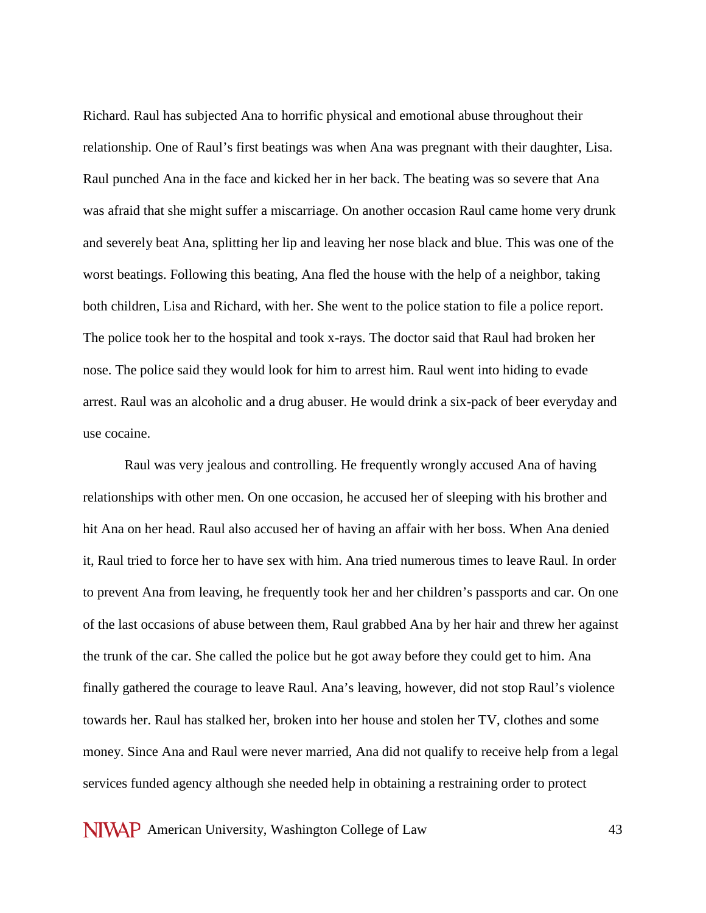Richard. Raul has subjected Ana to horrific physical and emotional abuse throughout their relationship. One of Raul's first beatings was when Ana was pregnant with their daughter, Lisa. Raul punched Ana in the face and kicked her in her back. The beating was so severe that Ana was afraid that she might suffer a miscarriage. On another occasion Raul came home very drunk and severely beat Ana, splitting her lip and leaving her nose black and blue. This was one of the worst beatings. Following this beating, Ana fled the house with the help of a neighbor, taking both children, Lisa and Richard, with her. She went to the police station to file a police report. The police took her to the hospital and took x-rays. The doctor said that Raul had broken her nose. The police said they would look for him to arrest him. Raul went into hiding to evade arrest. Raul was an alcoholic and a drug abuser. He would drink a six-pack of beer everyday and use cocaine.

Raul was very jealous and controlling. He frequently wrongly accused Ana of having relationships with other men. On one occasion, he accused her of sleeping with his brother and hit Ana on her head. Raul also accused her of having an affair with her boss. When Ana denied it, Raul tried to force her to have sex with him. Ana tried numerous times to leave Raul. In order to prevent Ana from leaving, he frequently took her and her children's passports and car. On one of the last occasions of abuse between them, Raul grabbed Ana by her hair and threw her against the trunk of the car. She called the police but he got away before they could get to him. Ana finally gathered the courage to leave Raul. Ana's leaving, however, did not stop Raul's violence towards her. Raul has stalked her, broken into her house and stolen her TV, clothes and some money. Since Ana and Raul were never married, Ana did not qualify to receive help from a legal services funded agency although she needed help in obtaining a restraining order to protect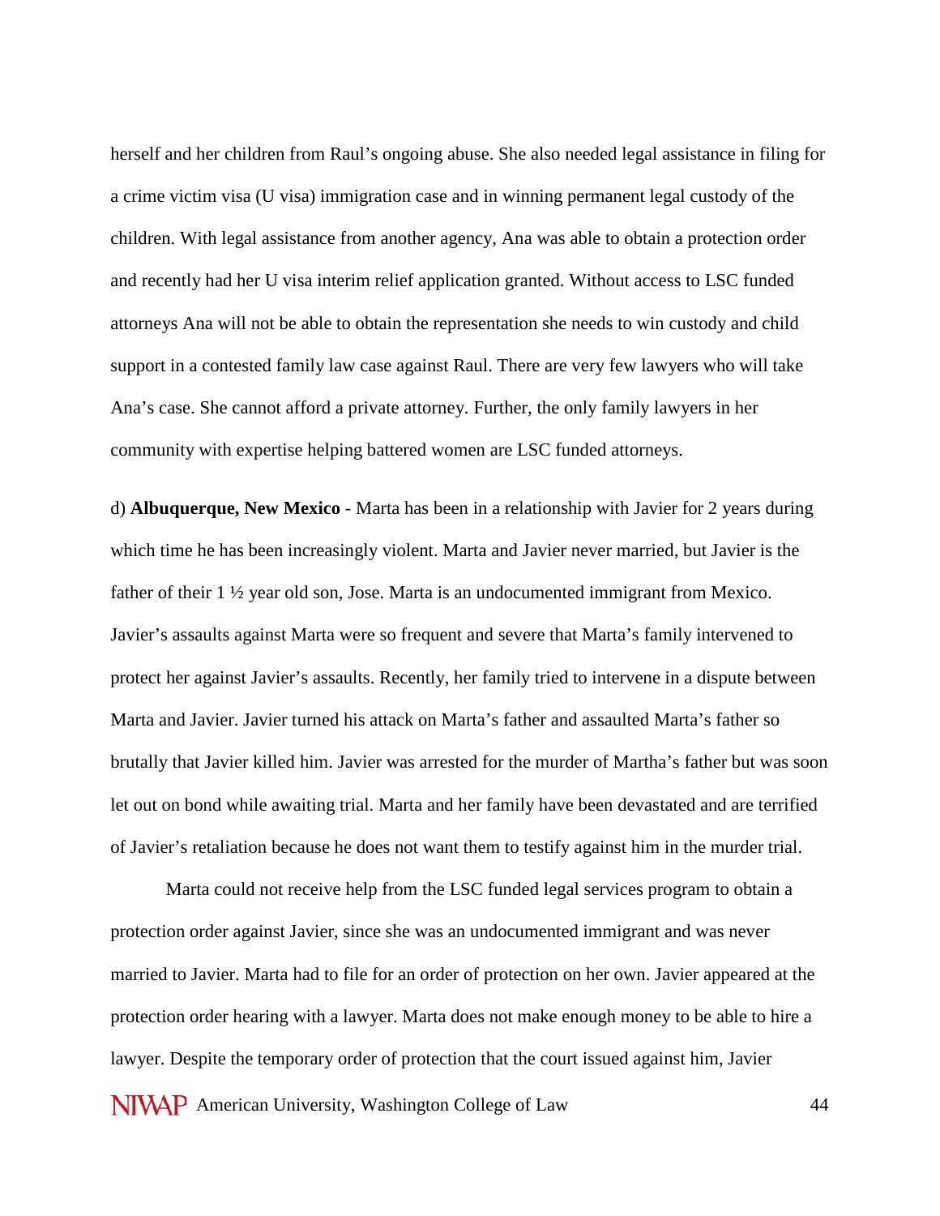herself and her children from Raul's ongoing abuse. She also needed legal assistance in filing for a crime victim visa (U visa) immigration case and in winning permanent legal custody of the children. With legal assistance from another agency, Ana was able to obtain a protection order and recently had her U visa interim relief application granted. Without access to LSC funded attorneys Ana will not be able to obtain the representation she needs to win custody and child support in a contested family law case against Raul. There are very few lawyers who will take Ana's case. She cannot afford a private attorney. Further, the only family lawyers in her community with expertise helping battered women are LSC funded attorneys.

d) **Albuquerque, New Mexico** - Marta has been in a relationship with Javier for 2 years during which time he has been increasingly violent. Marta and Javier never married, but Javier is the father of their 1 ½ year old son, Jose. Marta is an undocumented immigrant from Mexico. Javier's assaults against Marta were so frequent and severe that Marta's family intervened to protect her against Javier's assaults. Recently, her family tried to intervene in a dispute between Marta and Javier. Javier turned his attack on Marta's father and assaulted Marta's father so brutally that Javier killed him. Javier was arrested for the murder of Martha's father but was soon let out on bond while awaiting trial. Marta and her family have been devastated and are terrified of Javier's retaliation because he does not want them to testify against him in the murder trial.

Marta could not receive help from the LSC funded legal services program to obtain a protection order against Javier, since she was an undocumented immigrant and was never married to Javier. Marta had to file for an order of protection on her own. Javier appeared at the protection order hearing with a lawyer. Marta does not make enough money to be able to hire a lawyer. Despite the temporary order of protection that the court issued against him, Javier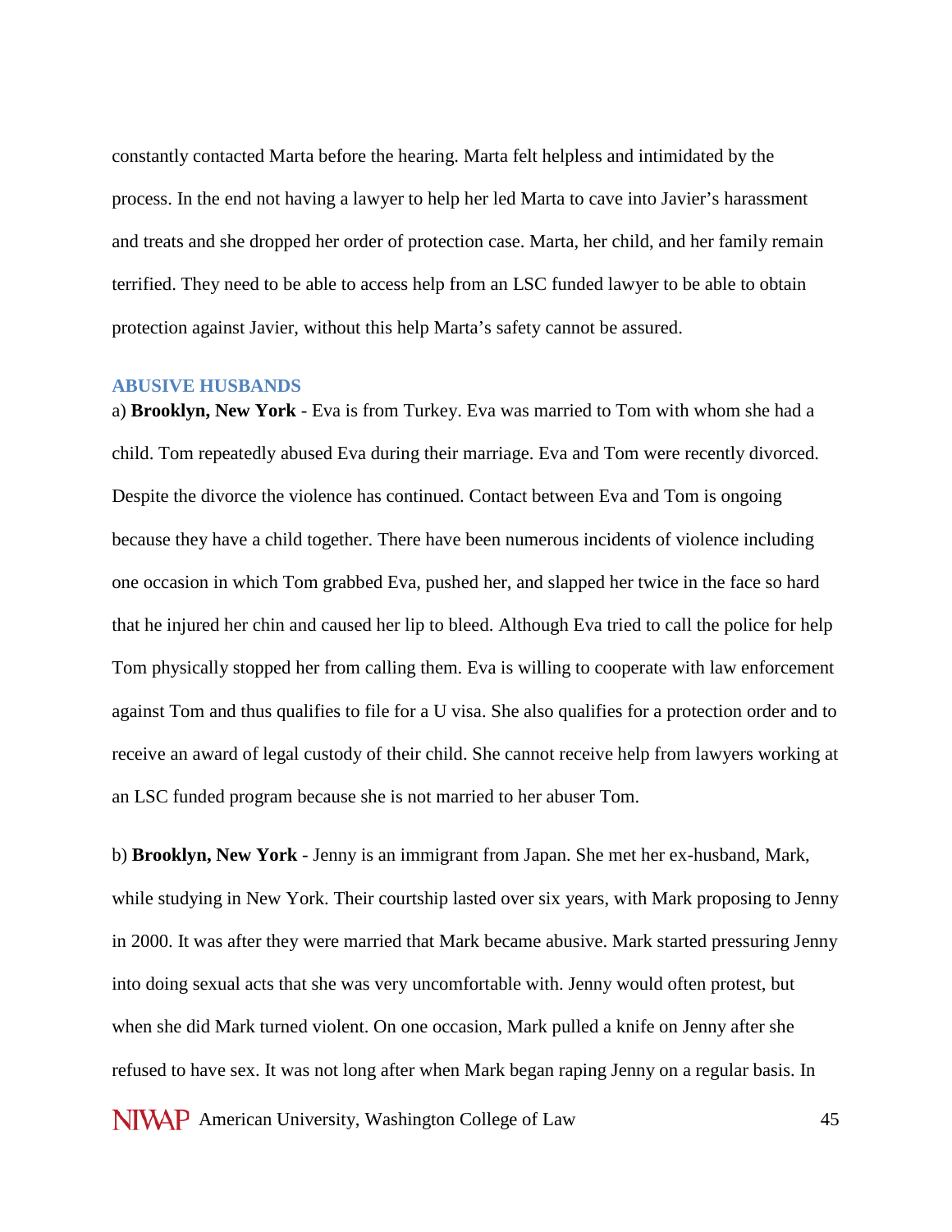constantly contacted Marta before the hearing. Marta felt helpless and intimidated by the process. In the end not having a lawyer to help her led Marta to cave into Javier's harassment and treats and she dropped her order of protection case. Marta, her child, and her family remain terrified. They need to be able to access help from an LSC funded lawyer to be able to obtain protection against Javier, without this help Marta's safety cannot be assured.

### ABUSIVE HUSBANDS

a) **Brooklyn, New York** - Eva is from Turkey. Eva was married to Tom with whom she had a child. Tom repeatedly abused Eva during their marriage. Eva and Tom were recently divorced. Despite the divorce the violence has continued. Contact between Eva and Tom is ongoing because they have a child together. There have been numerous incidents of violence including one occasion in which Tom grabbed Eva, pushed her, and slapped her twice in the face so hard that he injured her chin and caused her lip to bleed. Although Eva tried to call the police for help Tom physically stopped her from calling them. Eva is willing to cooperate with law enforcement against Tom and thus qualifies to file for a U visa. She also qualifies for a protection order and to receive an award of legal custody of their child. She cannot receive help from lawyers working at an LSC funded program because she is not married to her abuser Tom.

b) **Brooklyn, New York** - Jenny is an immigrant from Japan. She met her ex-husband, Mark, while studying in New York. Their courtship lasted over six years, with Mark proposing to Jenny in 2000. It was after they were married that Mark became abusive. Mark started pressuring Jenny into doing sexual acts that she was very uncomfortable with. Jenny would often protest, but when she did Mark turned violent. On one occasion, Mark pulled a knife on Jenny after she refused to have sex. It was not long after when Mark began raping Jenny on a regular basis. In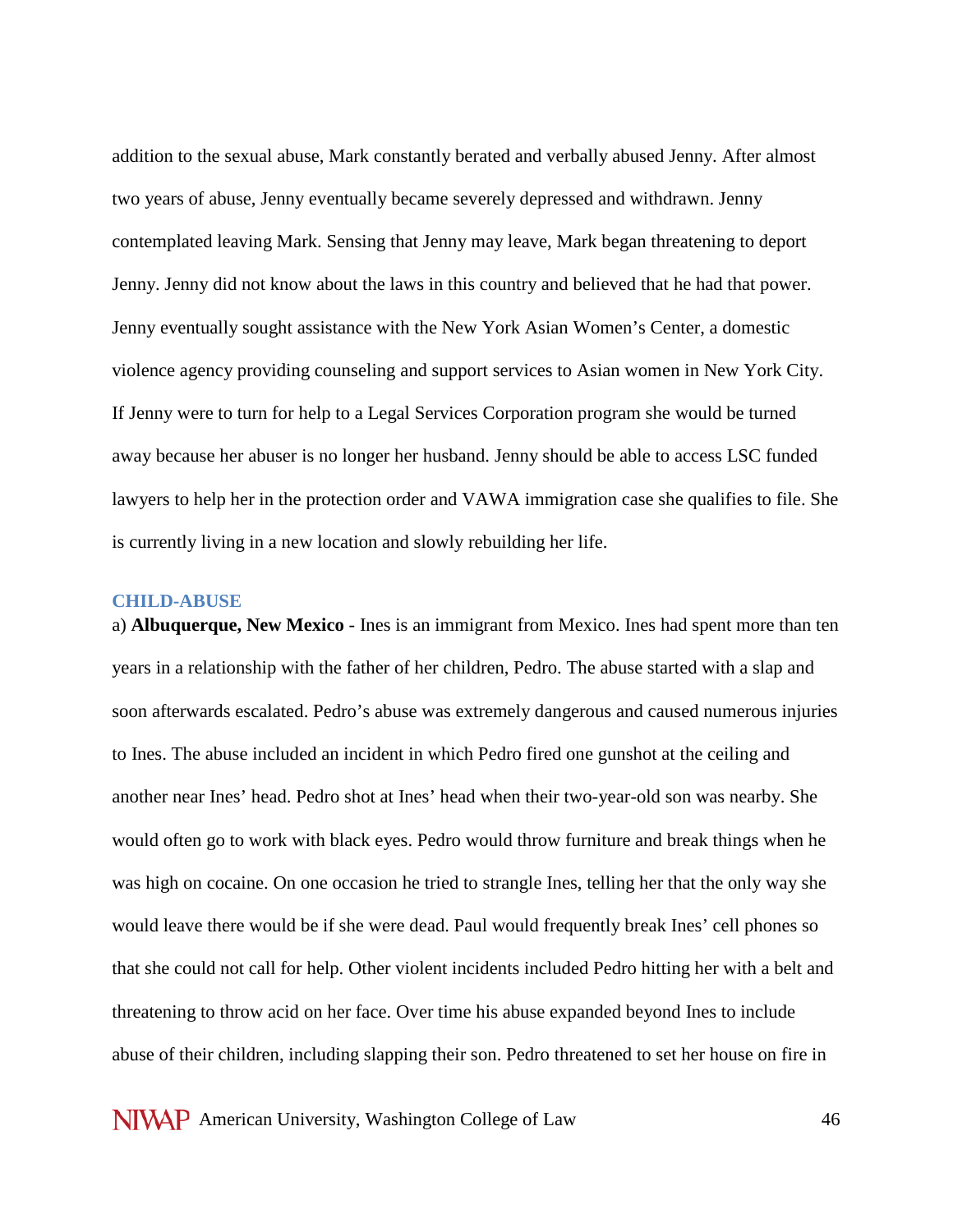addition to the sexual abuse, Mark constantly berated and verbally abused Jenny. After almost two years of abuse, Jenny eventually became severely depressed and withdrawn. Jenny contemplated leaving Mark. Sensing that Jenny may leave, Mark began threatening to deport Jenny. Jenny did not know about the laws in this country and believed that he had that power. Jenny eventually sought assistance with the New York Asian Women's Center, a domestic violence agency providing counseling and support services to Asian women in New York City. If Jenny were to turn for help to a Legal Services Corporation program she would be turned away because her abuser is no longer her husband. Jenny should be able to access LSC funded lawyers to help her in the protection order and VAWA immigration case she qualifies to file. She is currently living in a new location and slowly rebuilding her life.

### CHILD-ABUSE

a) **Albuquerque, New Mexico** - Ines is an immigrant from Mexico. Ines had spent more than ten years in a relationship with the father of her children, Pedro. The abuse started with a slap and soon afterwards escalated. Pedro's abuse was extremely dangerous and caused numerous injuries to Ines. The abuse included an incident in which Pedro fired one gunshot at the ceiling and another near Ines' head. Pedro shot at Ines' head when their two-year-old son was nearby. She would often go to work with black eyes. Pedro would throw furniture and break things when he was high on cocaine. On one occasion he tried to strangle Ines, telling her that the only way she would leave there would be if she were dead. Paul would frequently break Ines' cell phones so that she could not call for help. Other violent incidents included Pedro hitting her with a belt and threatening to throw acid on her face. Over time his abuse expanded beyond Ines to include abuse of their children, including slapping their son. Pedro threatened to set her house on fire in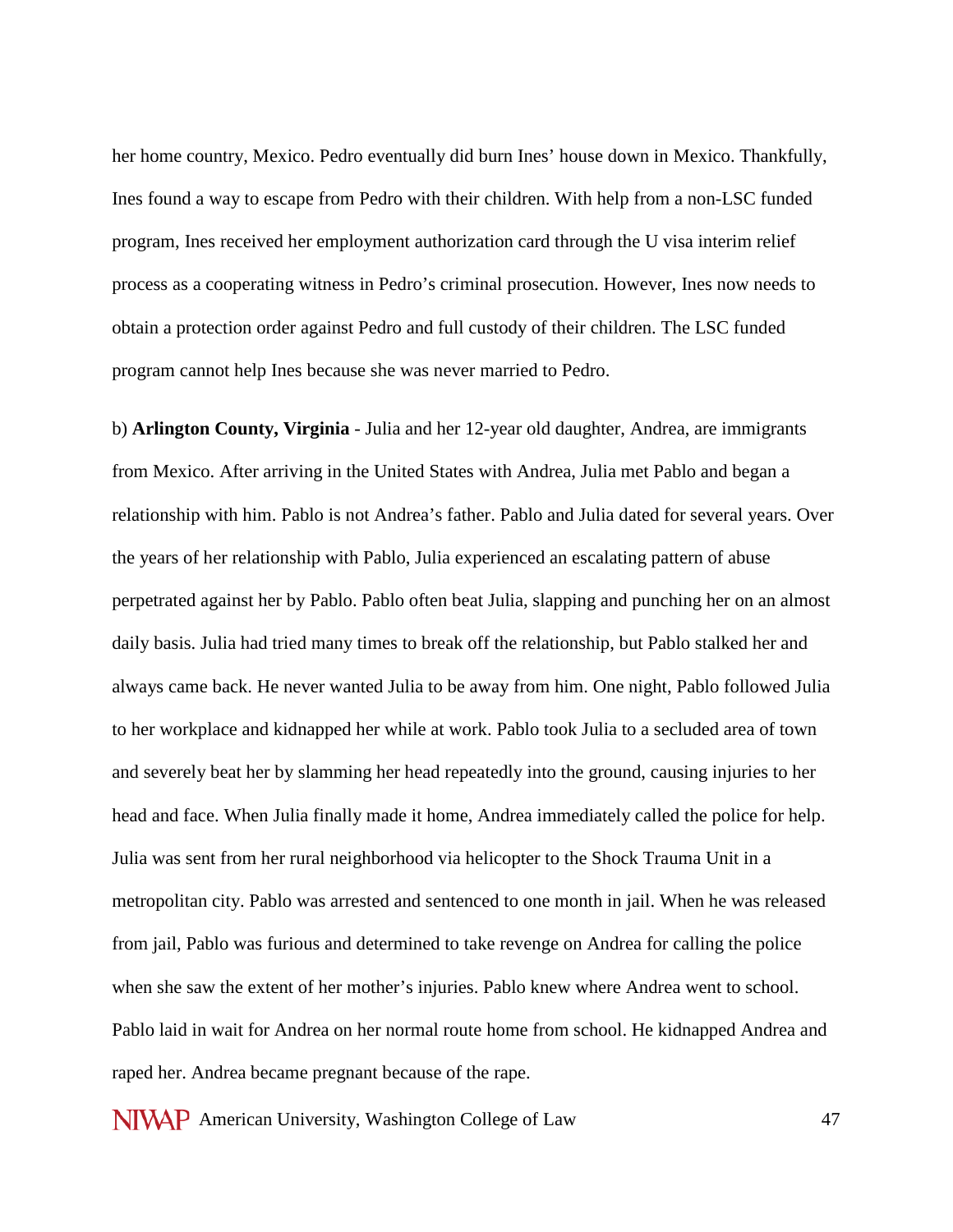her home country, Mexico. Pedro eventually did burn Ines' house down in Mexico. Thankfully, Ines found a way to escape from Pedro with their children. With help from a non-LSC funded program, Ines received her employment authorization card through the U visa interim relief process as a cooperating witness in Pedro's criminal prosecution. However, Ines now needs to obtain a protection order against Pedro and full custody of their children. The LSC funded program cannot help Ines because she was never married to Pedro.

b) **Arlington County, Virginia** - Julia and her 12-year old daughter, Andrea, are immigrants from Mexico. After arriving in the United States with Andrea, Julia met Pablo and began a relationship with him. Pablo is not Andrea's father. Pablo and Julia dated for several years. Over the years of her relationship with Pablo, Julia experienced an escalating pattern of abuse perpetrated against her by Pablo. Pablo often beat Julia, slapping and punching her on an almost daily basis. Julia had tried many times to break off the relationship, but Pablo stalked her and always came back. He never wanted Julia to be away from him. One night, Pablo followed Julia to her workplace and kidnapped her while at work. Pablo took Julia to a secluded area of town and severely beat her by slamming her head repeatedly into the ground, causing injuries to her head and face. When Julia finally made it home, Andrea immediately called the police for help. Julia was sent from her rural neighborhood via helicopter to the Shock Trauma Unit in a metropolitan city. Pablo was arrested and sentenced to one month in jail. When he was released from jail, Pablo was furious and determined to take revenge on Andrea for calling the police when she saw the extent of her mother's injuries. Pablo knew where Andrea went to school. Pablo laid in wait for Andrea on her normal route home from school. He kidnapped Andrea and raped her. Andrea became pregnant because of the rape.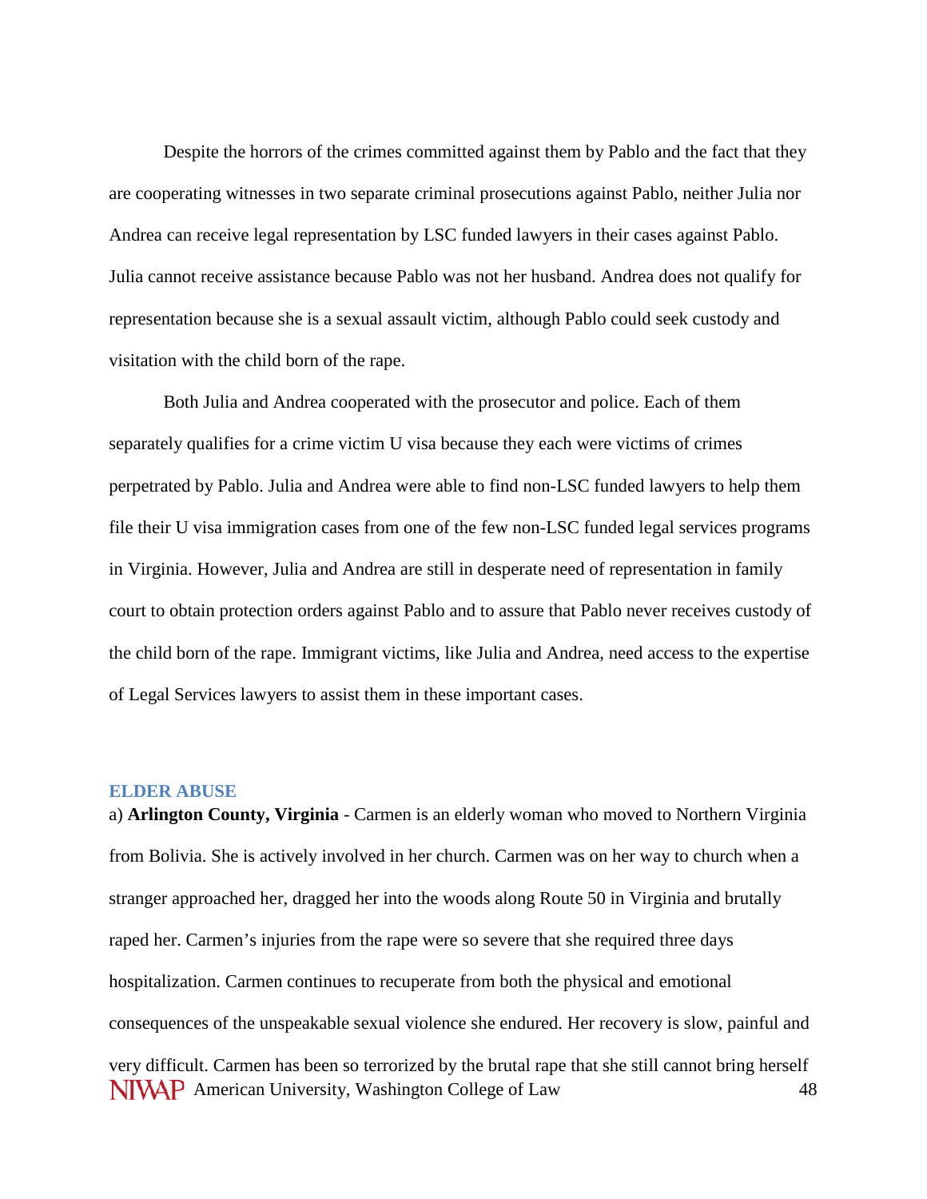Despite the horrors of the crimes committed against them by Pablo and the fact that they are cooperating witnesses in two separate criminal prosecutions against Pablo, neither Julia nor Andrea can receive legal representation by LSC funded lawyers in their cases against Pablo. Julia cannot receive assistance because Pablo was not her husband. Andrea does not qualify for representation because she is a sexual assault victim, although Pablo could seek custody and visitation with the child born of the rape.

Both Julia and Andrea cooperated with the prosecutor and police. Each of them separately qualifies for a crime victim U visa because they each were victims of crimes perpetrated by Pablo. Julia and Andrea were able to find non-LSC funded lawyers to help them file their U visa immigration cases from one of the few non-LSC funded legal services programs in Virginia. However, Julia and Andrea are still in desperate need of representation in family court to obtain protection orders against Pablo and to assure that Pablo never receives custody of the child born of the rape. Immigrant victims, like Julia and Andrea, need access to the expertise of Legal Services lawyers to assist them in these important cases.

### ELDER ABUSE

a) **Arlington County, Virginia** - Carmen is an elderly woman who moved to Northern Virginia from Bolivia. She is actively involved in her church. Carmen was on her way to church when a stranger approached her, dragged her into the woods along Route 50 in Virginia and brutally raped her. Carmen's injuries from the rape were so severe that she required three days hospitalization. Carmen continues to recuperate from both the physical and emotional consequences of the unspeakable sexual violence she endured. Her recovery is slow, painful and very difficult. Carmen has been so terrorized by the brutal rape that she still cannot bring herself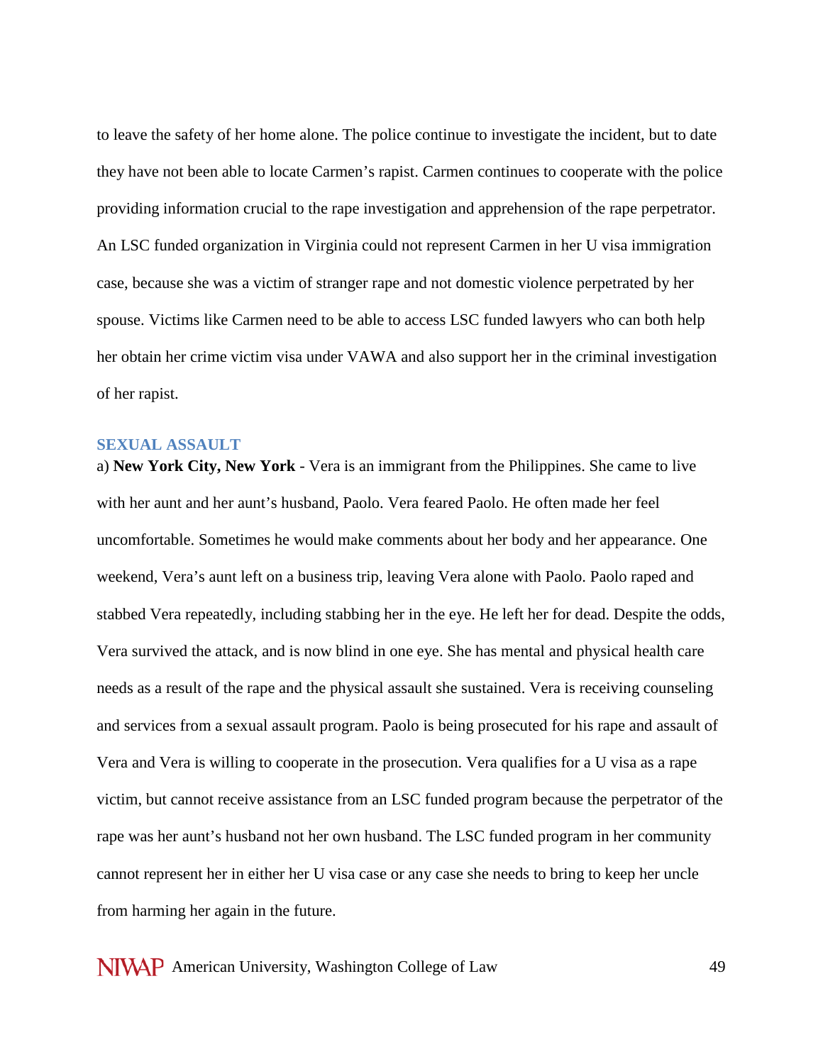to leave the safety of her home alone. The police continue to investigate the incident, but to date they have not been able to locate Carmen's rapist. Carmen continues to cooperate with the police providing information crucial to the rape investigation and apprehension of the rape perpetrator. An LSC funded organization in Virginia could not represent Carmen in her U visa immigration case, because she was a victim of stranger rape and not domestic violence perpetrated by her spouse. Victims like Carmen need to be able to access LSC funded lawyers who can both help her obtain her crime victim visa under VAWA and also support her in the criminal investigation of her rapist.

### SEXUAL ASSAULT

a) **New York City, New York** - Vera is an immigrant from the Philippines. She came to live with her aunt and her aunt's husband, Paolo. Vera feared Paolo. He often made her feel uncomfortable. Sometimes he would make comments about her body and her appearance. One weekend, Vera's aunt left on a business trip, leaving Vera alone with Paolo. Paolo raped and stabbed Vera repeatedly, including stabbing her in the eye. He left her for dead. Despite the odds, Vera survived the attack, and is now blind in one eye. She has mental and physical health care needs as a result of the rape and the physical assault she sustained. Vera is receiving counseling and services from a sexual assault program. Paolo is being prosecuted for his rape and assault of Vera and Vera is willing to cooperate in the prosecution. Vera qualifies for a U visa as a rape victim, but cannot receive assistance from an LSC funded program because the perpetrator of the rape was her aunt's husband not her own husband. The LSC funded program in her community cannot represent her in either her U visa case or any case she needs to bring to keep her uncle from harming her again in the future.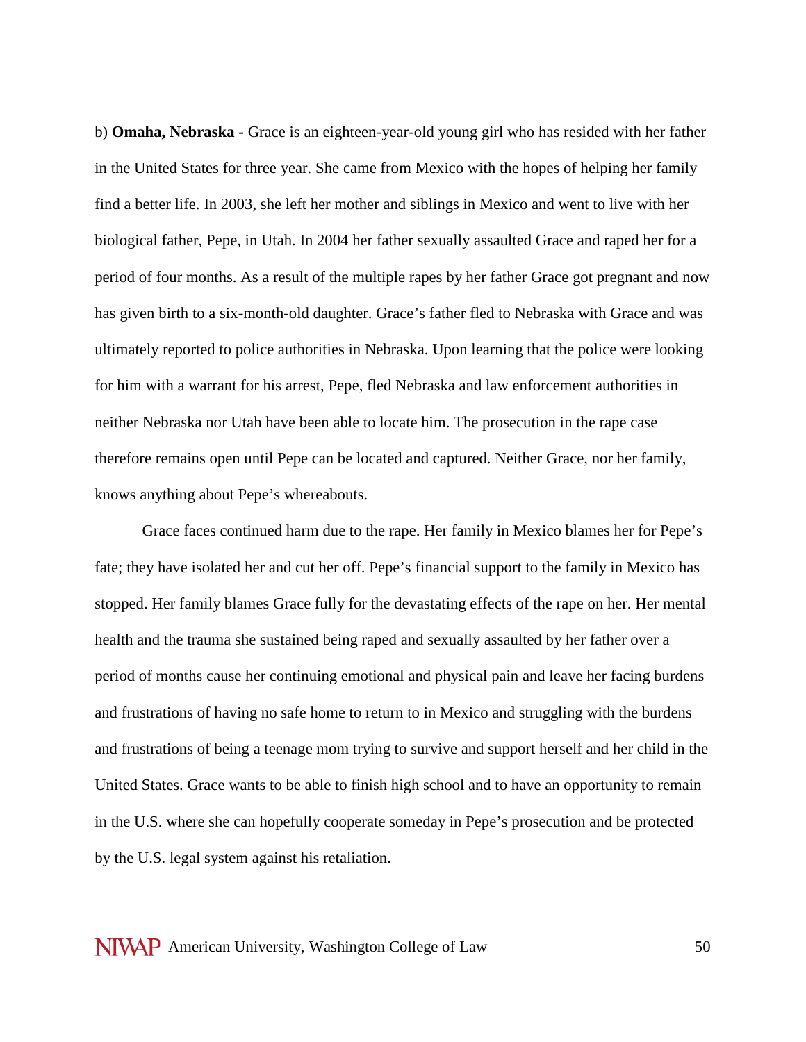b) **Omaha, Nebraska -** Grace is an eighteen-year-old young girl who has resided with her father in the United States for three year. She came from Mexico with the hopes of helping her family find a better life. In 2003, she left her mother and siblings in Mexico and went to live with her biological father, Pepe, in Utah. In 2004 her father sexually assaulted Grace and raped her for a period of four months. As a result of the multiple rapes by her father Grace got pregnant and now has given birth to a six-month-old daughter. Grace's father fled to Nebraska with Grace and was ultimately reported to police authorities in Nebraska. Upon learning that the police were looking for him with a warrant for his arrest, Pepe, fled Nebraska and law enforcement authorities in neither Nebraska nor Utah have been able to locate him. The prosecution in the rape case therefore remains open until Pepe can be located and captured. Neither Grace, nor her family, knows anything about Pepe's whereabouts.

Grace faces continued harm due to the rape. Her family in Mexico blames her for Pepe's fate; they have isolated her and cut her off. Pepe's financial support to the family in Mexico has stopped. Her family blames Grace fully for the devastating effects of the rape on her. Her mental health and the trauma she sustained being raped and sexually assaulted by her father over a period of months cause her continuing emotional and physical pain and leave her facing burdens and frustrations of having no safe home to return to in Mexico and struggling with the burdens and frustrations of being a teenage mom trying to survive and support herself and her child in the United States. Grace wants to be able to finish high school and to have an opportunity to remain in the U.S. where she can hopefully cooperate someday in Pepe's prosecution and be protected by the U.S. legal system against his retaliation.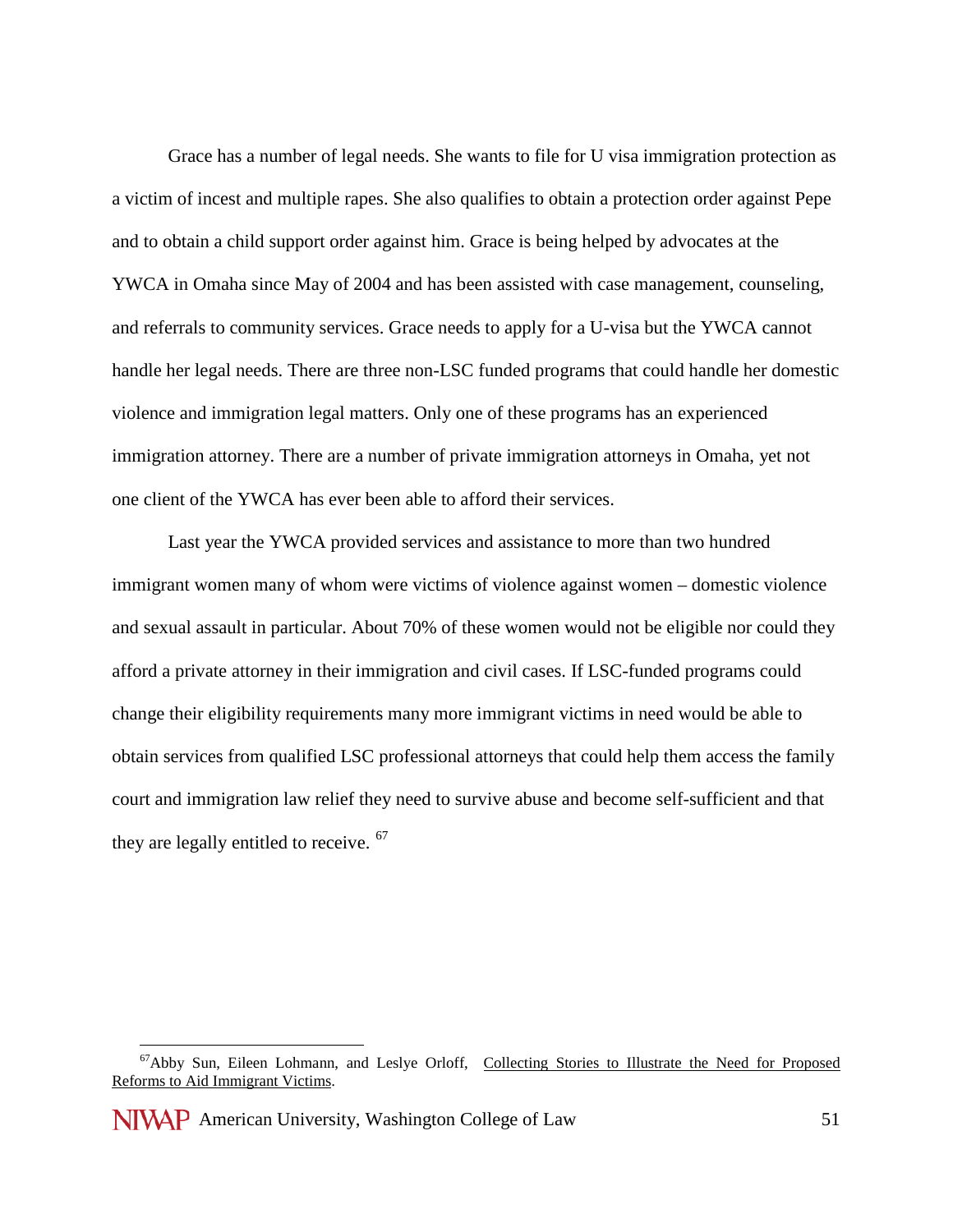Grace has a number of legal needs. She wants to file for U visa immigration protection as a victim of incest and multiple rapes. She also qualifies to obtain a protection order against Pepe and to obtain a child support order against him. Grace is being helped by advocates at the YWCA in Omaha since May of 2004 and has been assisted with case management, counseling, and referrals to community services. Grace needs to apply for a U-visa but the YWCA cannot handle her legal needs. There are three non-LSC funded programs that could handle her domestic violence and immigration legal matters. Only one of these programs has an experienced immigration attorney. There are a number of private immigration attorneys in Omaha, yet not one client of the YWCA has ever been able to afford their services.

Last year the YWCA provided services and assistance to more than two hundred immigrant women many of whom were victims of violence against women – domestic violence and sexual assault in particular. About 70% of these women would not be eligible nor could they afford a private attorney in their immigration and civil cases. If LSC-funded programs could change their eligibility requirements many more immigrant victims in need would be able to obtain services from qualified LSC professional attorneys that could help them access the family court and immigration law relief they need to survive abuse and become self-sufficient and that they are legally entitled to receive. [67]

[67] Abby Sun, Eileen Lohmann, and Leslye Orloff, Collecting Stories to Illustrate the Need for Proposed Reforms to Aid Immigrant Victims.